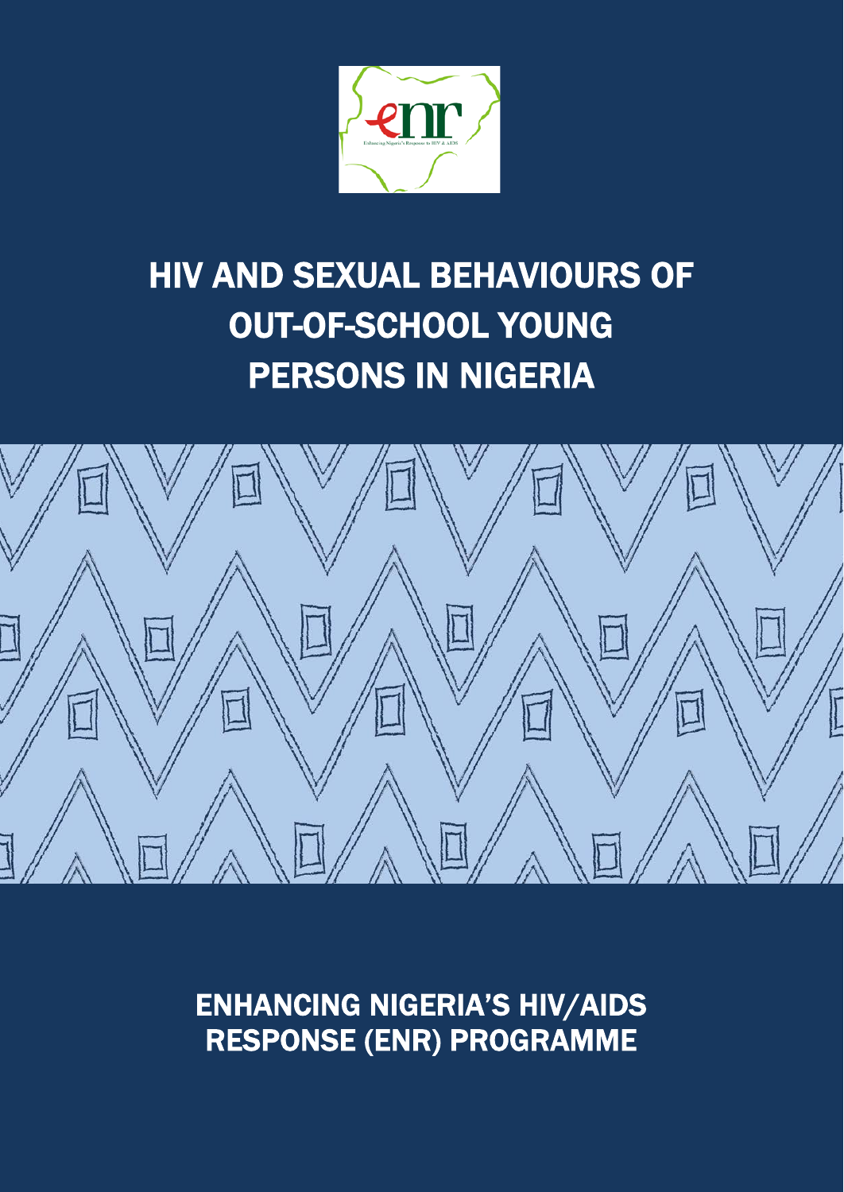# HIV AND SEXUAL BEHAVIOURS OF OUT-OF-SCHOOL YOUNG PERSONS IN NIGERIA

## ENHANCING NIGERIA'S HIV/AIDS RESPONSE (ENR) PROGRAMME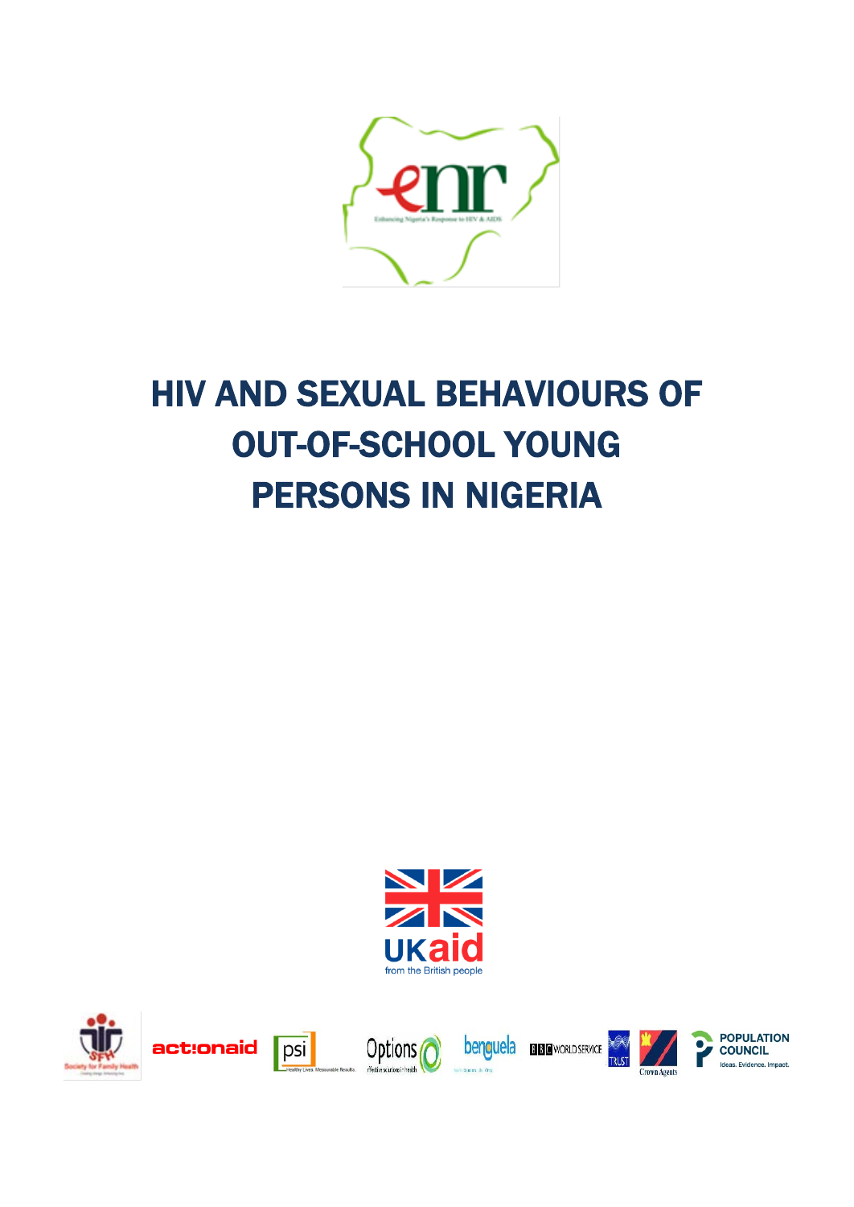# HIV AND SEXUAL BEHAVIOURS OF OUT-OF-SCHOOL YOUNG PERSONS IN NIGERIA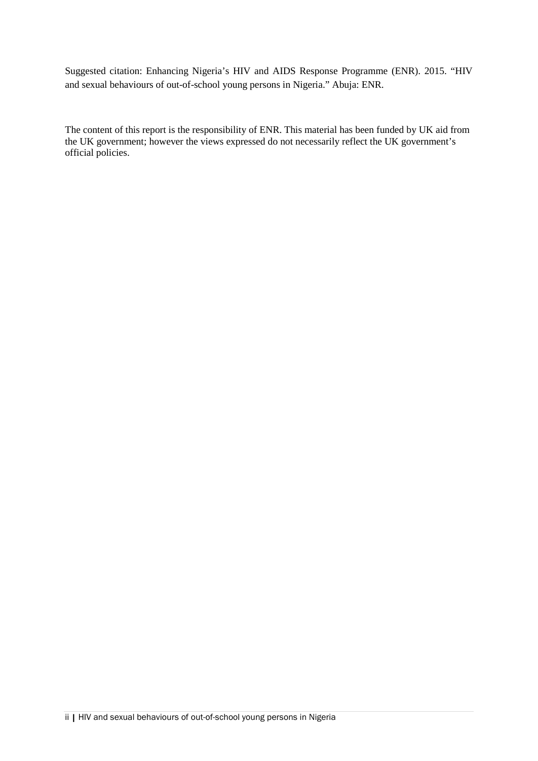Suggested citation: Enhancing Nigeria's HIV and AIDS Response Programme (ENR). 2015. "HIV and sexual behaviours of out-of-school young persons in Nigeria." Abuja: ENR.

The content of this report is the responsibility of ENR. This material has been funded by UK aid from the UK government; however the views expressed do not necessarily reflect the UK government's official policies.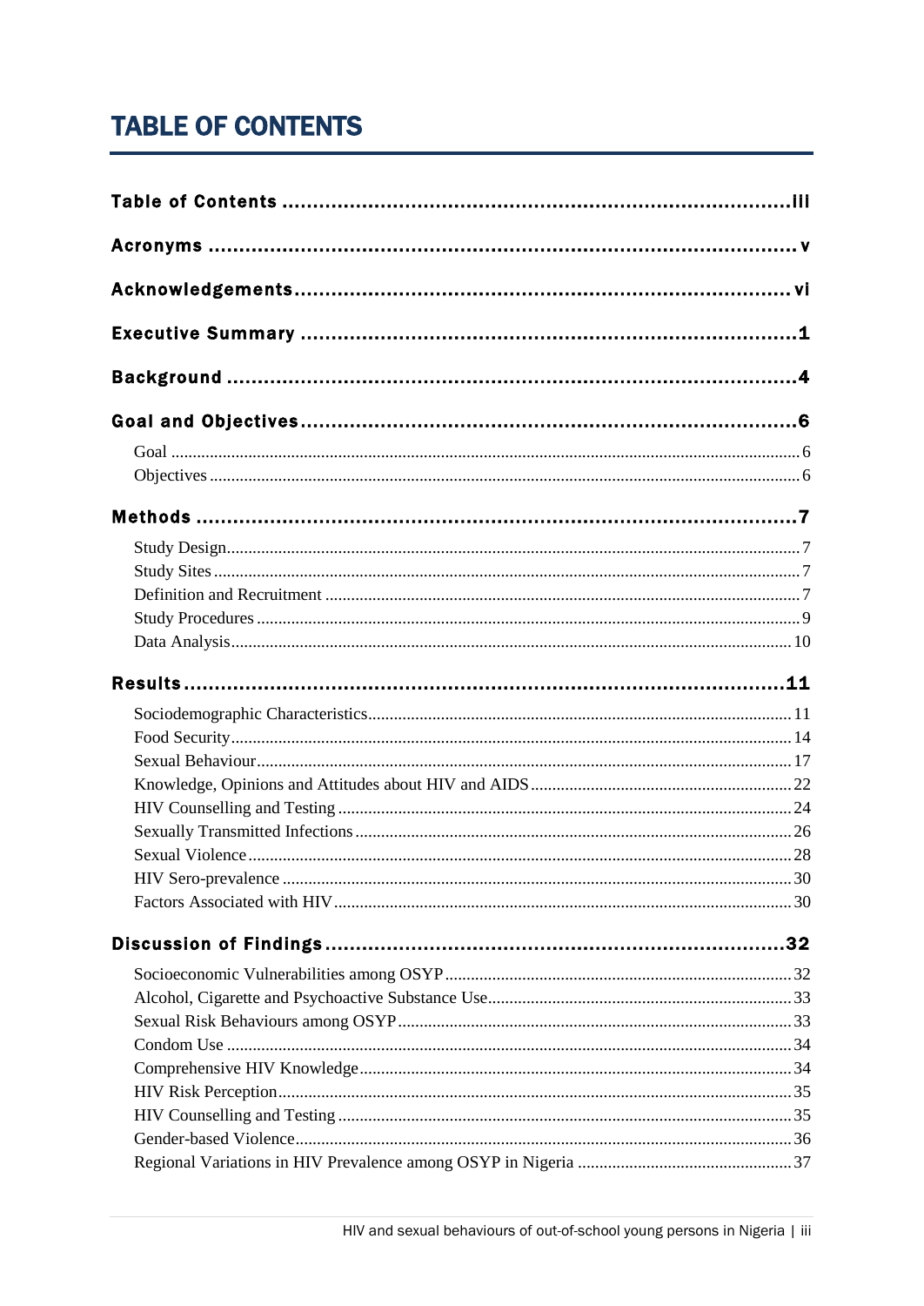# TABLE OF CONTENTS

**Table of Contents** ..... iii

**Acronyms** ..... v

**Acknowledgements** ..... vi

**Executive Summary** ..... 1

**Background** ..... 4

**Goal and Objectives** ..... 6

- Goal ..... 6
- Objectives ..... 6

**Methods** ..... 7

- Study Design ..... 7
- Study Sites ..... 7
- Definition and Recruitment ..... 7
- Study Procedures ..... 9
- Data Analysis ..... 10

**Results** ..... 11

- Sociodemographic Characteristics ..... 11
- Food Security ..... 14
- Sexual Behaviour ..... 17
- Knowledge, Opinions and Attitudes about HIV and AIDS ..... 22
- HIV Counselling and Testing ..... 24
- Sexually Transmitted Infections ..... 26
- Sexual Violence ..... 28
- HIV Sero-prevalence ..... 30
- Factors Associated with HIV ..... 30

**Discussion of Findings** ..... 32

- Socioeconomic Vulnerabilities among OSYP ..... 32
- Alcohol, Cigarette and Psychoactive Substance Use ..... 33
- Sexual Risk Behaviours among OSYP ..... 33
- Condom Use ..... 34
- Comprehensive HIV Knowledge ..... 34
- HIV Risk Perception ..... 35
- HIV Counselling and Testing ..... 35
- Gender-based Violence ..... 36
- Regional Variations in HIV Prevalence among OSYP in Nigeria ..... 37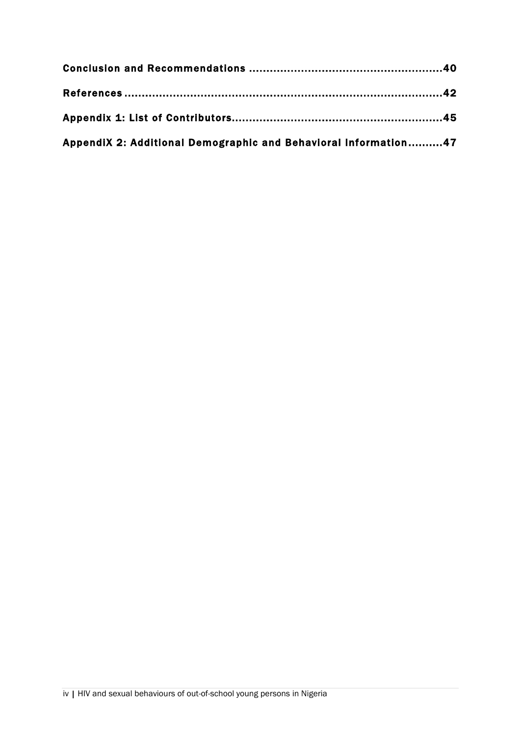**Conclusion and Recommendations ......................................................40**

**References ..............................................................................42**

**Appendix 1: List of Contributors.............................................................45**

**AppendiX 2: Additional Demographic and Behavioral Information..........47**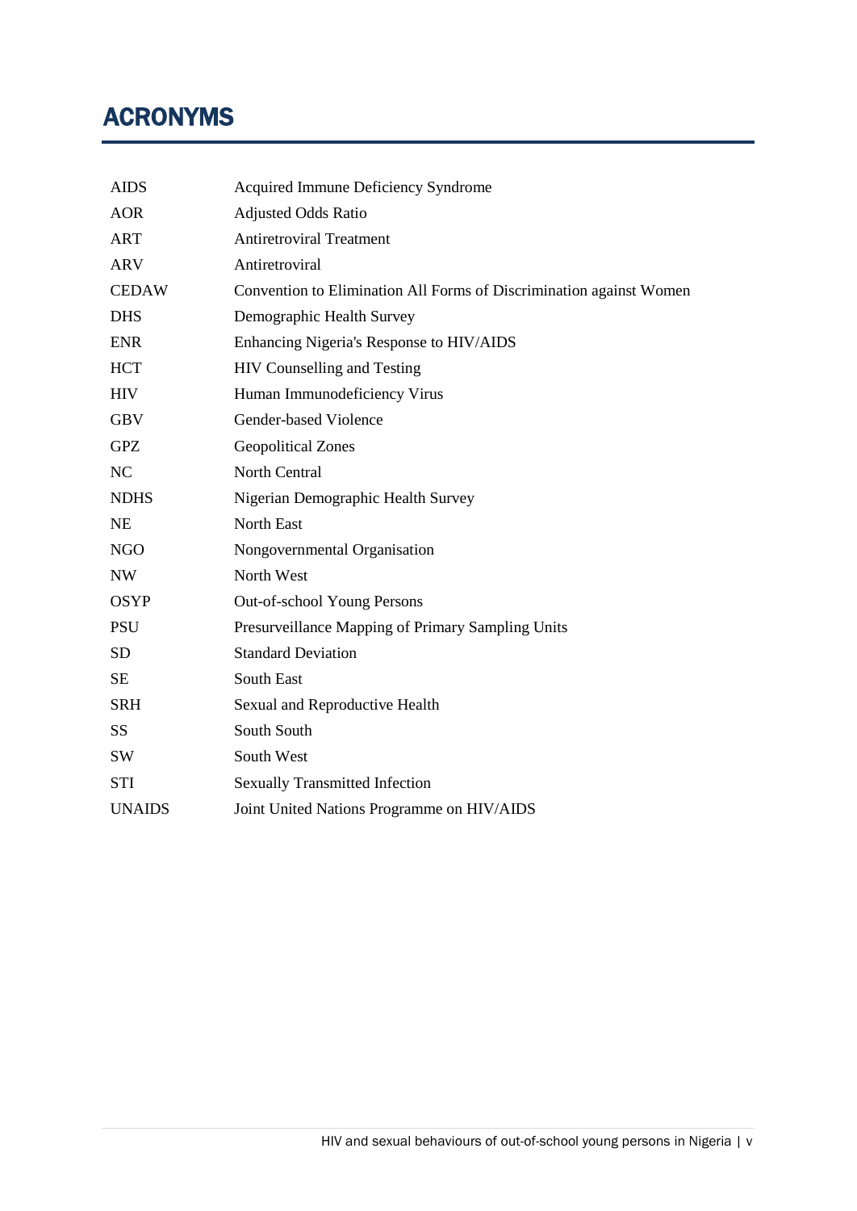# ACRONYMS

| | |
|---|---|
| AIDS | Acquired Immune Deficiency Syndrome |
| AOR | Adjusted Odds Ratio |
| ART | Antiretroviral Treatment |
| ARV | Antiretroviral |
| CEDAW | Convention to Elimination All Forms of Discrimination against Women |
| DHS | Demographic Health Survey |
| ENR | Enhancing Nigeria's Response to HIV/AIDS |
| HCT | HIV Counselling and Testing |
| HIV | Human Immunodeficiency Virus |
| GBV | Gender-based Violence |
| GPZ | Geopolitical Zones |
| NC | North Central |
| NDHS | Nigerian Demographic Health Survey |
| NE | North East |
| NGO | Nongovernmental Organisation |
| NW | North West |
| OSYP | Out-of-school Young Persons |
| PSU | Presurveillance Mapping of Primary Sampling Units |
| SD | Standard Deviation |
| SE | South East |
| SRH | Sexual and Reproductive Health |
| SS | South South |
| SW | South West |
| STI | Sexually Transmitted Infection |
| UNAIDS | Joint United Nations Programme on HIV/AIDS |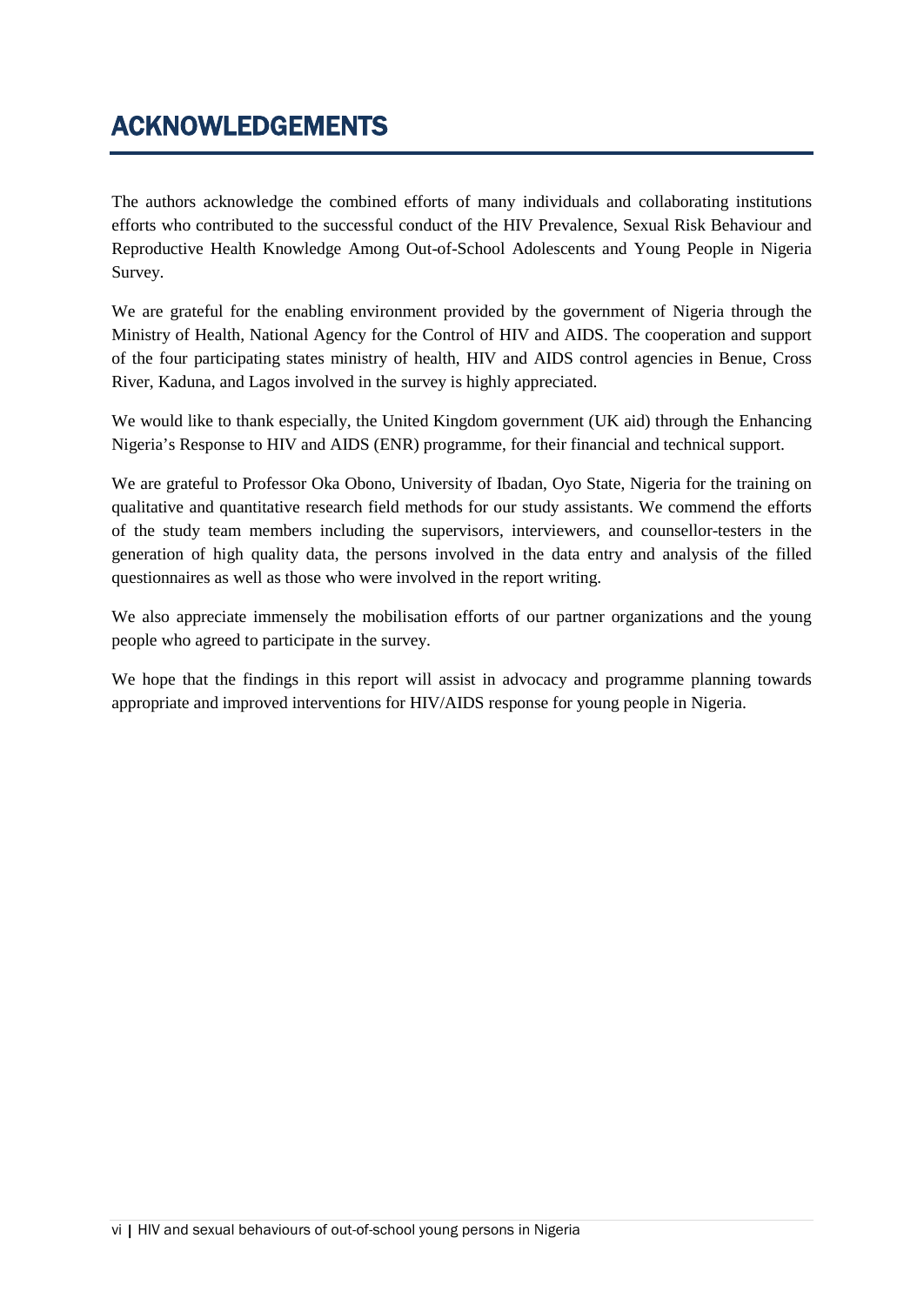# ACKNOWLEDGEMENTS

The authors acknowledge the combined efforts of many individuals and collaborating institutions efforts who contributed to the successful conduct of the HIV Prevalence, Sexual Risk Behaviour and Reproductive Health Knowledge Among Out-of-School Adolescents and Young People in Nigeria Survey.

We are grateful for the enabling environment provided by the government of Nigeria through the Ministry of Health, National Agency for the Control of HIV and AIDS. The cooperation and support of the four participating states ministry of health, HIV and AIDS control agencies in Benue, Cross River, Kaduna, and Lagos involved in the survey is highly appreciated.

We would like to thank especially, the United Kingdom government (UK aid) through the Enhancing Nigeria's Response to HIV and AIDS (ENR) programme, for their financial and technical support.

We are grateful to Professor Oka Obono, University of Ibadan, Oyo State, Nigeria for the training on qualitative and quantitative research field methods for our study assistants. We commend the efforts of the study team members including the supervisors, interviewers, and counsellor-testers in the generation of high quality data, the persons involved in the data entry and analysis of the filled questionnaires as well as those who were involved in the report writing.

We also appreciate immensely the mobilisation efforts of our partner organizations and the young people who agreed to participate in the survey.

We hope that the findings in this report will assist in advocacy and programme planning towards appropriate and improved interventions for HIV/AIDS response for young people in Nigeria.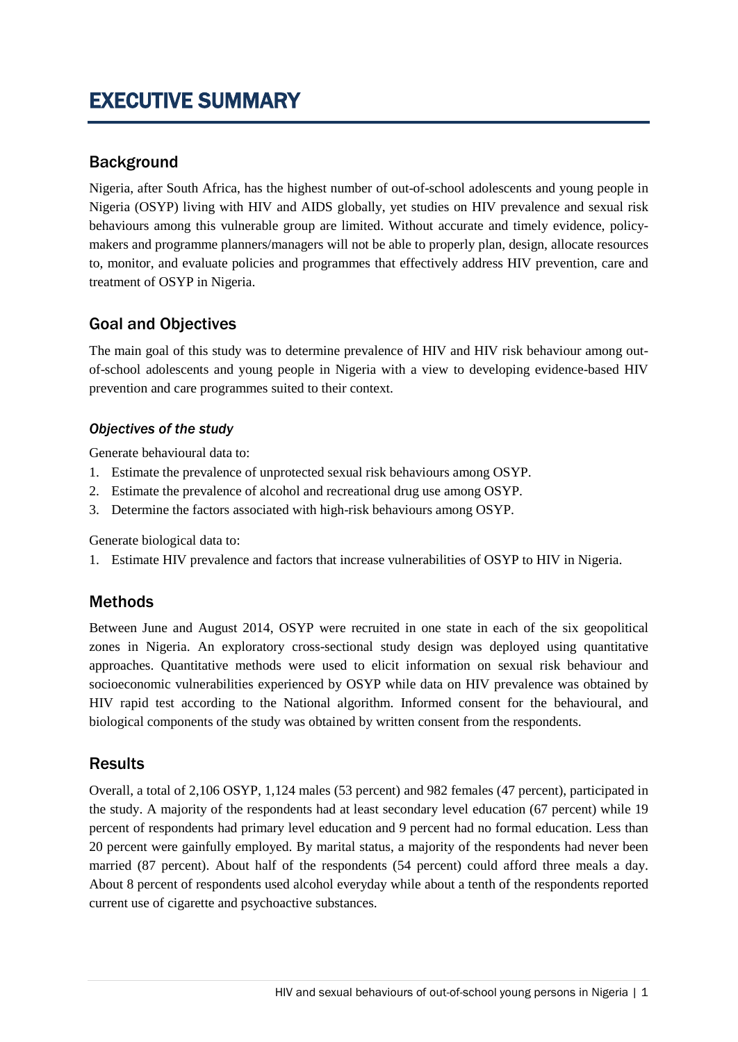# EXECUTIVE SUMMARY

## Background

Nigeria, after South Africa, has the highest number of out-of-school adolescents and young people in Nigeria (OSYP) living with HIV and AIDS globally, yet studies on HIV prevalence and sexual risk behaviours among this vulnerable group are limited. Without accurate and timely evidence, policy-makers and programme planners/managers will not be able to properly plan, design, allocate resources to, monitor, and evaluate policies and programmes that effectively address HIV prevention, care and treatment of OSYP in Nigeria.

## Goal and Objectives

The main goal of this study was to determine prevalence of HIV and HIV risk behaviour among out-of-school adolescents and young people in Nigeria with a view to developing evidence-based HIV prevention and care programmes suited to their context.

### *Objectives of the study*

Generate behavioural data to:

1. Estimate the prevalence of unprotected sexual risk behaviours among OSYP.
2. Estimate the prevalence of alcohol and recreational drug use among OSYP.
3. Determine the factors associated with high-risk behaviours among OSYP.

Generate biological data to:

1. Estimate HIV prevalence and factors that increase vulnerabilities of OSYP to HIV in Nigeria.

## Methods

Between June and August 2014, OSYP were recruited in one state in each of the six geopolitical zones in Nigeria. An exploratory cross-sectional study design was deployed using quantitative approaches. Quantitative methods were used to elicit information on sexual risk behaviour and socioeconomic vulnerabilities experienced by OSYP while data on HIV prevalence was obtained by HIV rapid test according to the National algorithm. Informed consent for the behavioural, and biological components of the study was obtained by written consent from the respondents.

## Results

Overall, a total of 2,106 OSYP, 1,124 males (53 percent) and 982 females (47 percent), participated in the study. A majority of the respondents had at least secondary level education (67 percent) while 19 percent of respondents had primary level education and 9 percent had no formal education. Less than 20 percent were gainfully employed. By marital status, a majority of the respondents had never been married (87 percent). About half of the respondents (54 percent) could afford three meals a day. About 8 percent of respondents used alcohol everyday while about a tenth of the respondents reported current use of cigarette and psychoactive substances.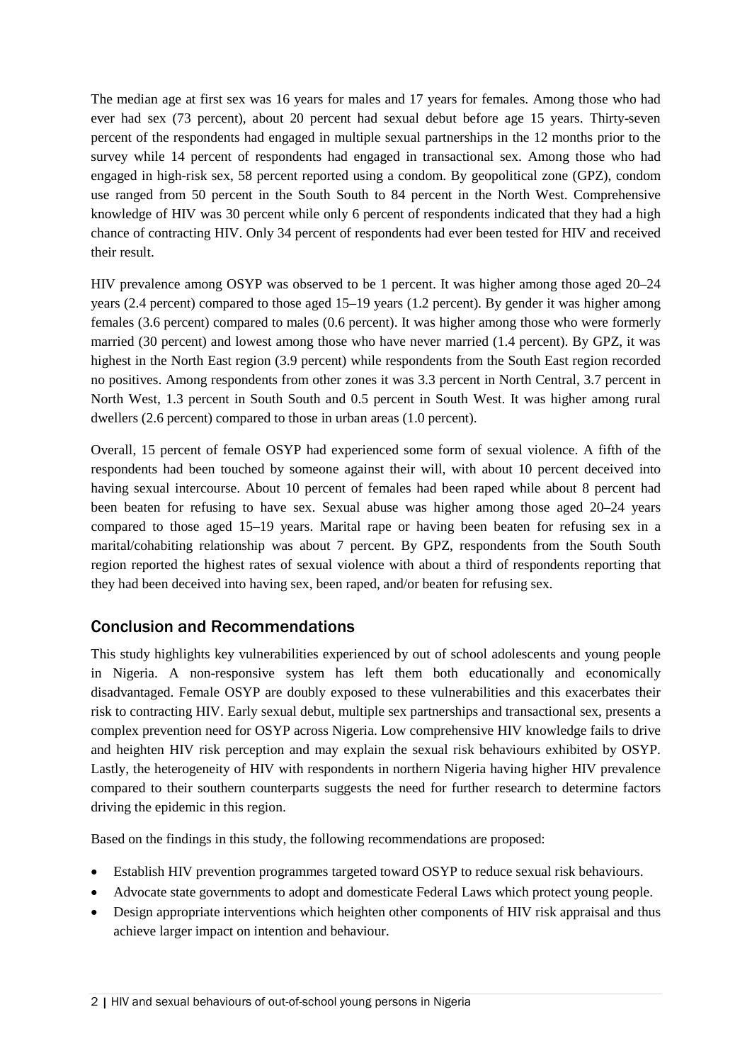The median age at first sex was 16 years for males and 17 years for females. Among those who had ever had sex (73 percent), about 20 percent had sexual debut before age 15 years. Thirty-seven percent of the respondents had engaged in multiple sexual partnerships in the 12 months prior to the survey while 14 percent of respondents had engaged in transactional sex. Among those who had engaged in high-risk sex, 58 percent reported using a condom. By geopolitical zone (GPZ), condom use ranged from 50 percent in the South South to 84 percent in the North West. Comprehensive knowledge of HIV was 30 percent while only 6 percent of respondents indicated that they had a high chance of contracting HIV. Only 34 percent of respondents had ever been tested for HIV and received their result.

HIV prevalence among OSYP was observed to be 1 percent. It was higher among those aged 20–24 years (2.4 percent) compared to those aged 15–19 years (1.2 percent). By gender it was higher among females (3.6 percent) compared to males (0.6 percent). It was higher among those who were formerly married (30 percent) and lowest among those who have never married (1.4 percent). By GPZ, it was highest in the North East region (3.9 percent) while respondents from the South East region recorded no positives. Among respondents from other zones it was 3.3 percent in North Central, 3.7 percent in North West, 1.3 percent in South South and 0.5 percent in South West. It was higher among rural dwellers (2.6 percent) compared to those in urban areas (1.0 percent).

Overall, 15 percent of female OSYP had experienced some form of sexual violence. A fifth of the respondents had been touched by someone against their will, with about 10 percent deceived into having sexual intercourse. About 10 percent of females had been raped while about 8 percent had been beaten for refusing to have sex. Sexual abuse was higher among those aged 20–24 years compared to those aged 15–19 years. Marital rape or having been beaten for refusing sex in a marital/cohabiting relationship was about 7 percent. By GPZ, respondents from the South South region reported the highest rates of sexual violence with about a third of respondents reporting that they had been deceived into having sex, been raped, and/or beaten for refusing sex.

## Conclusion and Recommendations

This study highlights key vulnerabilities experienced by out of school adolescents and young people in Nigeria. A non-responsive system has left them both educationally and economically disadvantaged. Female OSYP are doubly exposed to these vulnerabilities and this exacerbates their risk to contracting HIV. Early sexual debut, multiple sex partnerships and transactional sex, presents a complex prevention need for OSYP across Nigeria. Low comprehensive HIV knowledge fails to drive and heighten HIV risk perception and may explain the sexual risk behaviours exhibited by OSYP. Lastly, the heterogeneity of HIV with respondents in northern Nigeria having higher HIV prevalence compared to their southern counterparts suggests the need for further research to determine factors driving the epidemic in this region.

Based on the findings in this study, the following recommendations are proposed:

- Establish HIV prevention programmes targeted toward OSYP to reduce sexual risk behaviours.
- Advocate state governments to adopt and domesticate Federal Laws which protect young people.
- Design appropriate interventions which heighten other components of HIV risk appraisal and thus achieve larger impact on intention and behaviour.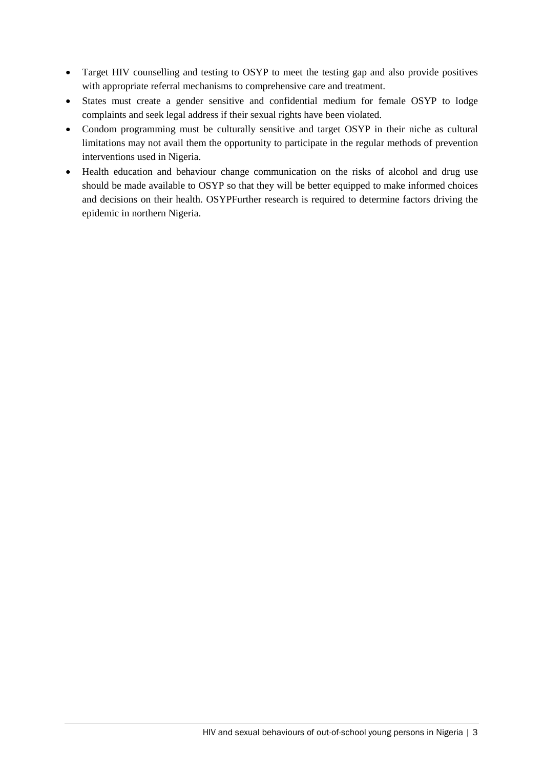- Target HIV counselling and testing to OSYP to meet the testing gap and also provide positives with appropriate referral mechanisms to comprehensive care and treatment.
- States must create a gender sensitive and confidential medium for female OSYP to lodge complaints and seek legal address if their sexual rights have been violated.
- Condom programming must be culturally sensitive and target OSYP in their niche as cultural limitations may not avail them the opportunity to participate in the regular methods of prevention interventions used in Nigeria.
- Health education and behaviour change communication on the risks of alcohol and drug use should be made available to OSYP so that they will be better equipped to make informed choices and decisions on their health. OSYPFurther research is required to determine factors driving the epidemic in northern Nigeria.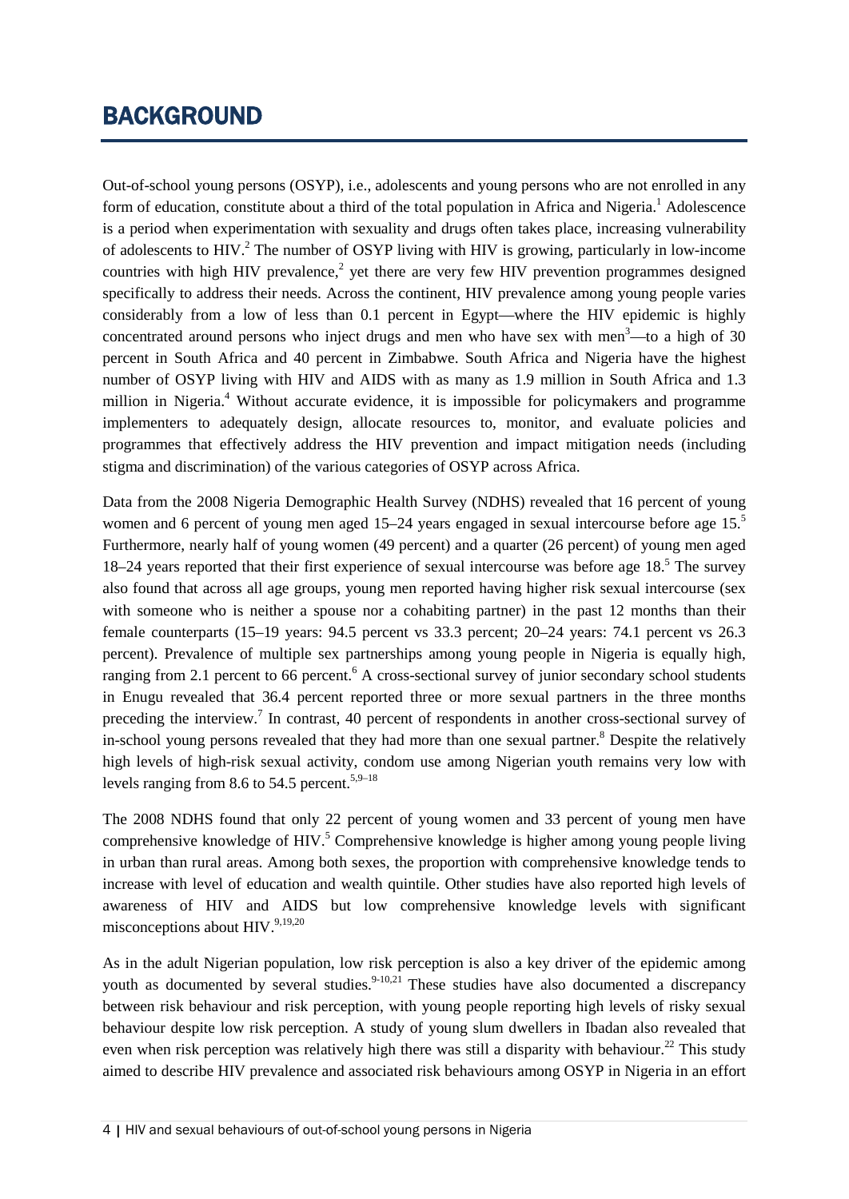# BACKGROUND

Out-of-school young persons (OSYP), i.e., adolescents and young persons who are not enrolled in any form of education, constitute about a third of the total population in Africa and Nigeria.[1] Adolescence is a period when experimentation with sexuality and drugs often takes place, increasing vulnerability of adolescents to HIV.[2] The number of OSYP living with HIV is growing, particularly in low-income countries with high HIV prevalence,[2] yet there are very few HIV prevention programmes designed specifically to address their needs. Across the continent, HIV prevalence among young people varies considerably from a low of less than 0.1 percent in Egypt—where the HIV epidemic is highly concentrated around persons who inject drugs and men who have sex with men[3]—to a high of 30 percent in South Africa and 40 percent in Zimbabwe. South Africa and Nigeria have the highest number of OSYP living with HIV and AIDS with as many as 1.9 million in South Africa and 1.3 million in Nigeria.[4] Without accurate evidence, it is impossible for policymakers and programme implementers to adequately design, allocate resources to, monitor, and evaluate policies and programmes that effectively address the HIV prevention and impact mitigation needs (including stigma and discrimination) of the various categories of OSYP across Africa.

Data from the 2008 Nigeria Demographic Health Survey (NDHS) revealed that 16 percent of young women and 6 percent of young men aged 15–24 years engaged in sexual intercourse before age 15.[5] Furthermore, nearly half of young women (49 percent) and a quarter (26 percent) of young men aged 18–24 years reported that their first experience of sexual intercourse was before age 18.[5] The survey also found that across all age groups, young men reported having higher risk sexual intercourse (sex with someone who is neither a spouse nor a cohabiting partner) in the past 12 months than their female counterparts (15–19 years: 94.5 percent vs 33.3 percent; 20–24 years: 74.1 percent vs 26.3 percent). Prevalence of multiple sex partnerships among young people in Nigeria is equally high, ranging from 2.1 percent to 66 percent.[6] A cross-sectional survey of junior secondary school students in Enugu revealed that 36.4 percent reported three or more sexual partners in the three months preceding the interview.[7] In contrast, 40 percent of respondents in another cross-sectional survey of in-school young persons revealed that they had more than one sexual partner.[8] Despite the relatively high levels of high-risk sexual activity, condom use among Nigerian youth remains very low with levels ranging from 8.6 to 54.5 percent.[5,9–18]

The 2008 NDHS found that only 22 percent of young women and 33 percent of young men have comprehensive knowledge of HIV.[5] Comprehensive knowledge is higher among young people living in urban than rural areas. Among both sexes, the proportion with comprehensive knowledge tends to increase with level of education and wealth quintile. Other studies have also reported high levels of awareness of HIV and AIDS but low comprehensive knowledge levels with significant misconceptions about HIV.[9,19,20]

As in the adult Nigerian population, low risk perception is also a key driver of the epidemic among youth as documented by several studies.[9-10,21] These studies have also documented a discrepancy between risk behaviour and risk perception, with young people reporting high levels of risky sexual behaviour despite low risk perception. A study of young slum dwellers in Ibadan also revealed that even when risk perception was relatively high there was still a disparity with behaviour.[22] This study aimed to describe HIV prevalence and associated risk behaviours among OSYP in Nigeria in an effort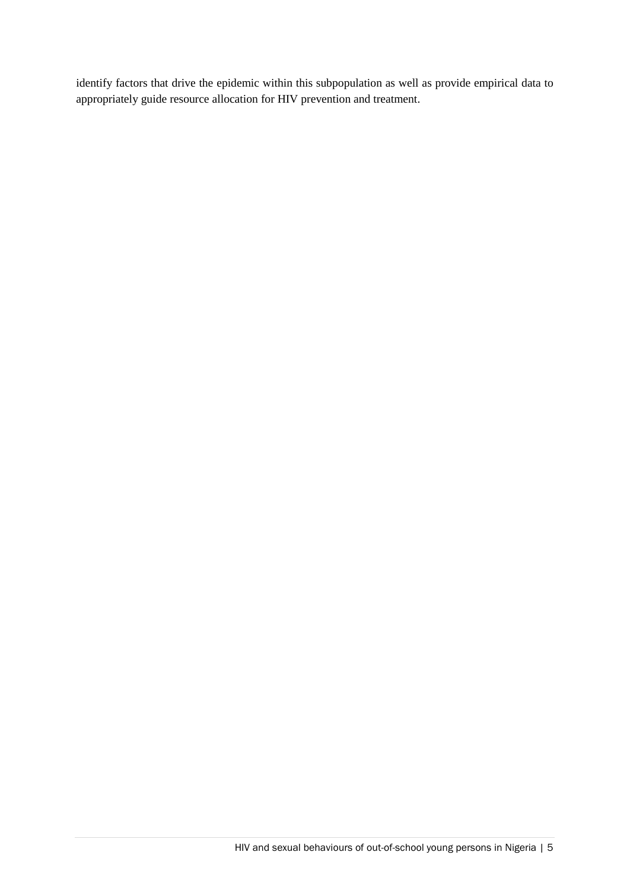identify factors that drive the epidemic within this subpopulation as well as provide empirical data to appropriately guide resource allocation for HIV prevention and treatment.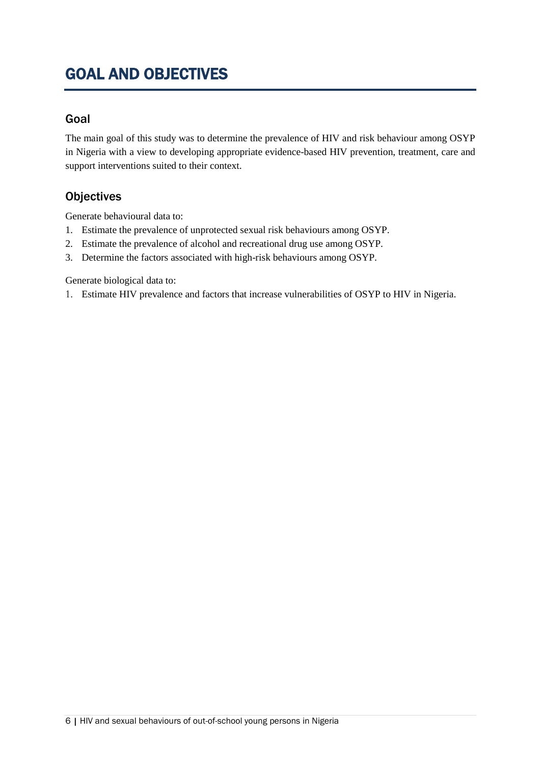# GOAL AND OBJECTIVES

## Goal

The main goal of this study was to determine the prevalence of HIV and risk behaviour among OSYP in Nigeria with a view to developing appropriate evidence-based HIV prevention, treatment, care and support interventions suited to their context.

## Objectives

Generate behavioural data to:

1. Estimate the prevalence of unprotected sexual risk behaviours among OSYP.
2. Estimate the prevalence of alcohol and recreational drug use among OSYP.
3. Determine the factors associated with high-risk behaviours among OSYP.

Generate biological data to:

1. Estimate HIV prevalence and factors that increase vulnerabilities of OSYP to HIV in Nigeria.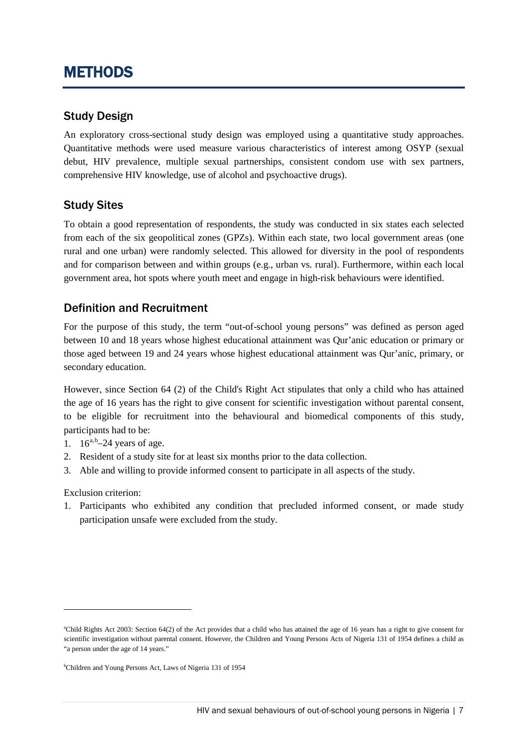# METHODS

## Study Design

An exploratory cross-sectional study design was employed using a quantitative study approaches. Quantitative methods were used measure various characteristics of interest among OSYP (sexual debut, HIV prevalence, multiple sexual partnerships, consistent condom use with sex partners, comprehensive HIV knowledge, use of alcohol and psychoactive drugs).

## Study Sites

To obtain a good representation of respondents, the study was conducted in six states each selected from each of the six geopolitical zones (GPZs). Within each state, two local government areas (one rural and one urban) were randomly selected. This allowed for diversity in the pool of respondents and for comparison between and within groups (e.g., urban vs. rural). Furthermore, within each local government area, hot spots where youth meet and engage in high-risk behaviours were identified.

## Definition and Recruitment

For the purpose of this study, the term "out-of-school young persons" was defined as person aged between 10 and 18 years whose highest educational attainment was Qur'anic education or primary or those aged between 19 and 24 years whose highest educational attainment was Qur'anic, primary, or secondary education.

However, since Section 64 (2) of the Child's Right Act stipulates that only a child who has attained the age of 16 years has the right to give consent for scientific investigation without parental consent, to be eligible for recruitment into the behavioural and biomedical components of this study, participants had to be:

1. 16[a,b]–24 years of age.
2. Resident of a study site for at least six months prior to the data collection.
3. Able and willing to provide informed consent to participate in all aspects of the study.

Exclusion criterion:

1. Participants who exhibited any condition that precluded informed consent, or made study participation unsafe were excluded from the study.

---

[a]Child Rights Act 2003: Section 64(2) of the Act provides that a child who has attained the age of 16 years has a right to give consent for scientific investigation without parental consent. However, the Children and Young Persons Acts of Nigeria 131 of 1954 defines a child as "a person under the age of 14 years."

[b]Children and Young Persons Act, Laws of Nigeria 131 of 1954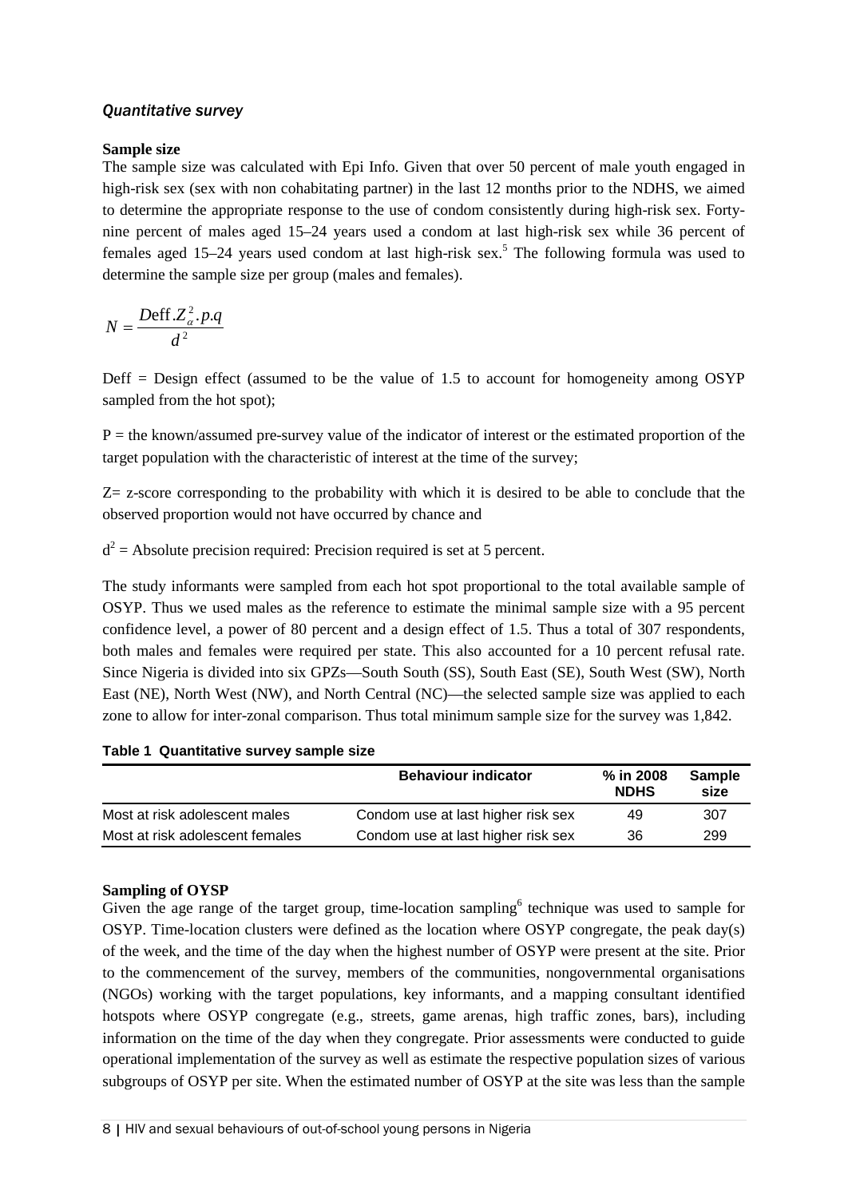### *Quantitative survey*

**Sample size**

The sample size was calculated with Epi Info. Given that over 50 percent of male youth engaged in high-risk sex (sex with non cohabitating partner) in the last 12 months prior to the NDHS, we aimed to determine the appropriate response to the use of condom consistently during high-risk sex. Forty-nine percent of males aged 15–24 years used a condom at last high-risk sex while 36 percent of females aged 15–24 years used condom at last high-risk sex.[5] The following formula was used to determine the sample size per group (males and females).

$$N = \frac{Deff.Z_{\alpha}^{2}.p.q}{d^{2}}$$

Deff = Design effect (assumed to be the value of 1.5 to account for homogeneity among OSYP sampled from the hot spot);

P = the known/assumed pre-survey value of the indicator of interest or the estimated proportion of the target population with the characteristic of interest at the time of the survey;

Z= z-score corresponding to the probability with which it is desired to be able to conclude that the observed proportion would not have occurred by chance and

$d^2$ = Absolute precision required: Precision required is set at 5 percent.

The study informants were sampled from each hot spot proportional to the total available sample of OSYP. Thus we used males as the reference to estimate the minimal sample size with a 95 percent confidence level, a power of 80 percent and a design effect of 1.5. Thus a total of 307 respondents, both males and females were required per state. This also accounted for a 10 percent refusal rate. Since Nigeria is divided into six GPZs—South South (SS), South East (SE), South West (SW), North East (NE), North West (NW), and North Central (NC)—the selected sample size was applied to each zone to allow for inter-zonal comparison. Thus total minimum sample size for the survey was 1,842.

**Table 1 Quantitative survey sample size**

| | Behaviour indicator | % in 2008 NDHS | Sample size |
|---|---|---|---|
| Most at risk adolescent males | Condom use at last higher risk sex | 49 | 307 |
| Most at risk adolescent females | Condom use at last higher risk sex | 36 | 299 |

**Sampling of OYSP**

Given the age range of the target group, time-location sampling[6] technique was used to sample for OSYP. Time-location clusters were defined as the location where OSYP congregate, the peak day(s) of the week, and the time of the day when the highest number of OSYP were present at the site. Prior to the commencement of the survey, members of the communities, nongovernmental organisations (NGOs) working with the target populations, key informants, and a mapping consultant identified hotspots where OSYP congregate (e.g., streets, game arenas, high traffic zones, bars), including information on the time of the day when they congregate. Prior assessments were conducted to guide operational implementation of the survey as well as estimate the respective population sizes of various subgroups of OSYP per site. When the estimated number of OSYP at the site was less than the sample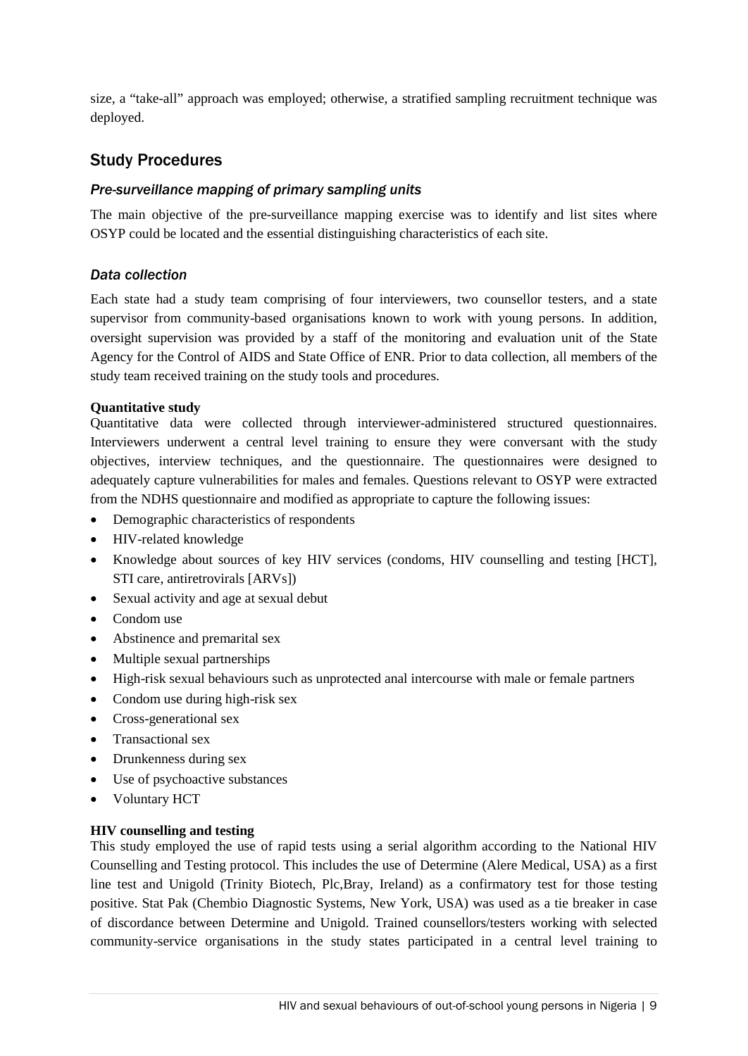size, a "take-all" approach was employed; otherwise, a stratified sampling recruitment technique was deployed.

## Study Procedures

### *Pre-surveillance mapping of primary sampling units*

The main objective of the pre-surveillance mapping exercise was to identify and list sites where OSYP could be located and the essential distinguishing characteristics of each site.

### *Data collection*

Each state had a study team comprising of four interviewers, two counsellor testers, and a state supervisor from community-based organisations known to work with young persons. In addition, oversight supervision was provided by a staff of the monitoring and evaluation unit of the State Agency for the Control of AIDS and State Office of ENR. Prior to data collection, all members of the study team received training on the study tools and procedures.

**Quantitative study**

Quantitative data were collected through interviewer-administered structured questionnaires. Interviewers underwent a central level training to ensure they were conversant with the study objectives, interview techniques, and the questionnaire. The questionnaires were designed to adequately capture vulnerabilities for males and females. Questions relevant to OSYP were extracted from the NDHS questionnaire and modified as appropriate to capture the following issues:

- Demographic characteristics of respondents
- HIV-related knowledge
- Knowledge about sources of key HIV services (condoms, HIV counselling and testing [HCT], STI care, antiretrovirals [ARVs])
- Sexual activity and age at sexual debut
- Condom use
- Abstinence and premarital sex
- Multiple sexual partnerships
- High-risk sexual behaviours such as unprotected anal intercourse with male or female partners
- Condom use during high-risk sex
- Cross-generational sex
- Transactional sex
- Drunkenness during sex
- Use of psychoactive substances
- Voluntary HCT

**HIV counselling and testing**

This study employed the use of rapid tests using a serial algorithm according to the National HIV Counselling and Testing protocol. This includes the use of Determine (Alere Medical, USA) as a first line test and Unigold (Trinity Biotech, Plc,Bray, Ireland) as a confirmatory test for those testing positive. Stat Pak (Chembio Diagnostic Systems, New York, USA) was used as a tie breaker in case of discordance between Determine and Unigold. Trained counsellors/testers working with selected community-service organisations in the study states participated in a central level training to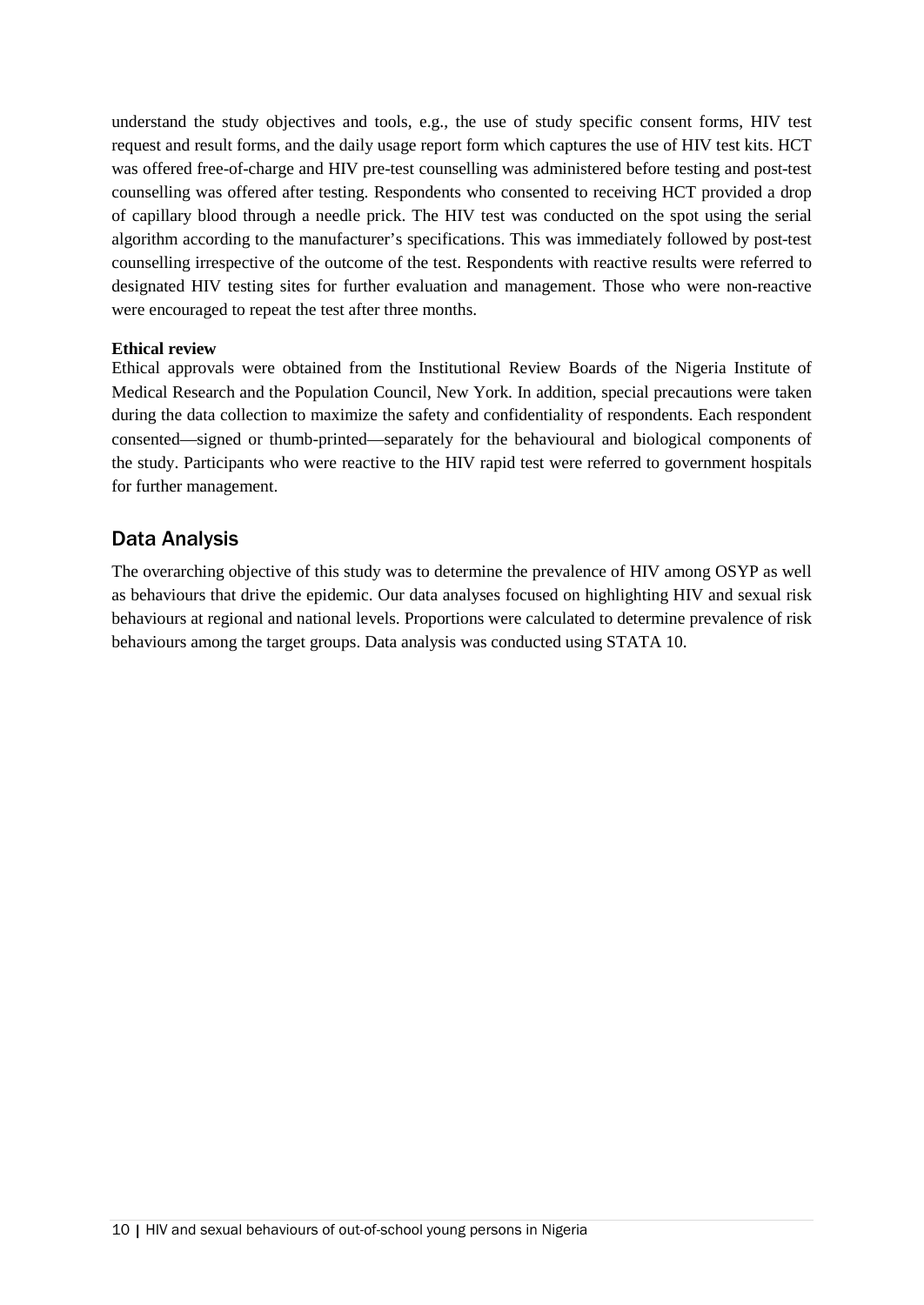understand the study objectives and tools, e.g., the use of study specific consent forms, HIV test request and result forms, and the daily usage report form which captures the use of HIV test kits. HCT was offered free-of-charge and HIV pre-test counselling was administered before testing and post-test counselling was offered after testing. Respondents who consented to receiving HCT provided a drop of capillary blood through a needle prick. The HIV test was conducted on the spot using the serial algorithm according to the manufacturer's specifications. This was immediately followed by post-test counselling irrespective of the outcome of the test. Respondents with reactive results were referred to designated HIV testing sites for further evaluation and management. Those who were non-reactive were encouraged to repeat the test after three months.

**Ethical review**

Ethical approvals were obtained from the Institutional Review Boards of the Nigeria Institute of Medical Research and the Population Council, New York. In addition, special precautions were taken during the data collection to maximize the safety and confidentiality of respondents. Each respondent consented—signed or thumb-printed—separately for the behavioural and biological components of the study. Participants who were reactive to the HIV rapid test were referred to government hospitals for further management.

## Data Analysis

The overarching objective of this study was to determine the prevalence of HIV among OSYP as well as behaviours that drive the epidemic. Our data analyses focused on highlighting HIV and sexual risk behaviours at regional and national levels. Proportions were calculated to determine prevalence of risk behaviours among the target groups. Data analysis was conducted using STATA 10.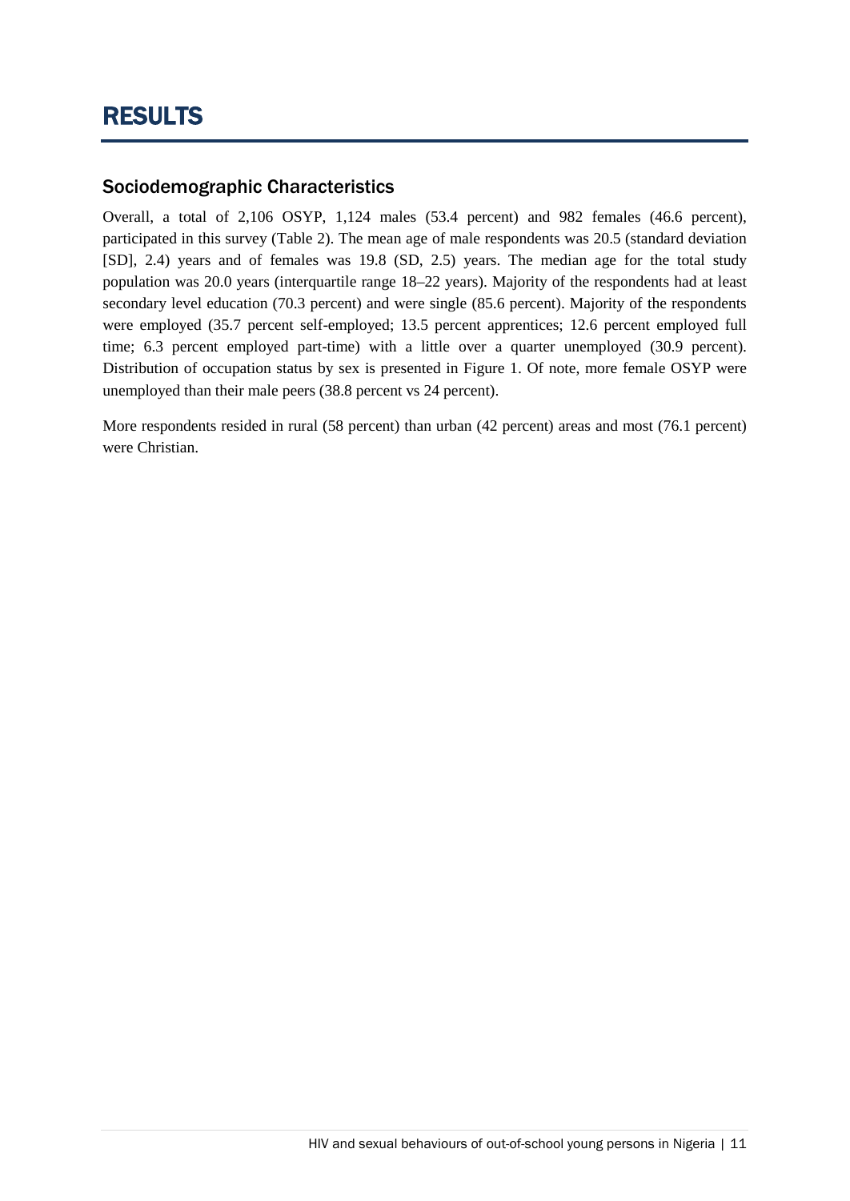# RESULTS

## Sociodemographic Characteristics

Overall, a total of 2,106 OSYP, 1,124 males (53.4 percent) and 982 females (46.6 percent), participated in this survey (Table 2). The mean age of male respondents was 20.5 (standard deviation [SD], 2.4) years and of females was 19.8 (SD, 2.5) years. The median age for the total study population was 20.0 years (interquartile range 18–22 years). Majority of the respondents had at least secondary level education (70.3 percent) and were single (85.6 percent). Majority of the respondents were employed (35.7 percent self-employed; 13.5 percent apprentices; 12.6 percent employed full time; 6.3 percent employed part-time) with a little over a quarter unemployed (30.9 percent). Distribution of occupation status by sex is presented in Figure 1. Of note, more female OSYP were unemployed than their male peers (38.8 percent vs 24 percent).

More respondents resided in rural (58 percent) than urban (42 percent) areas and most (76.1 percent) were Christian.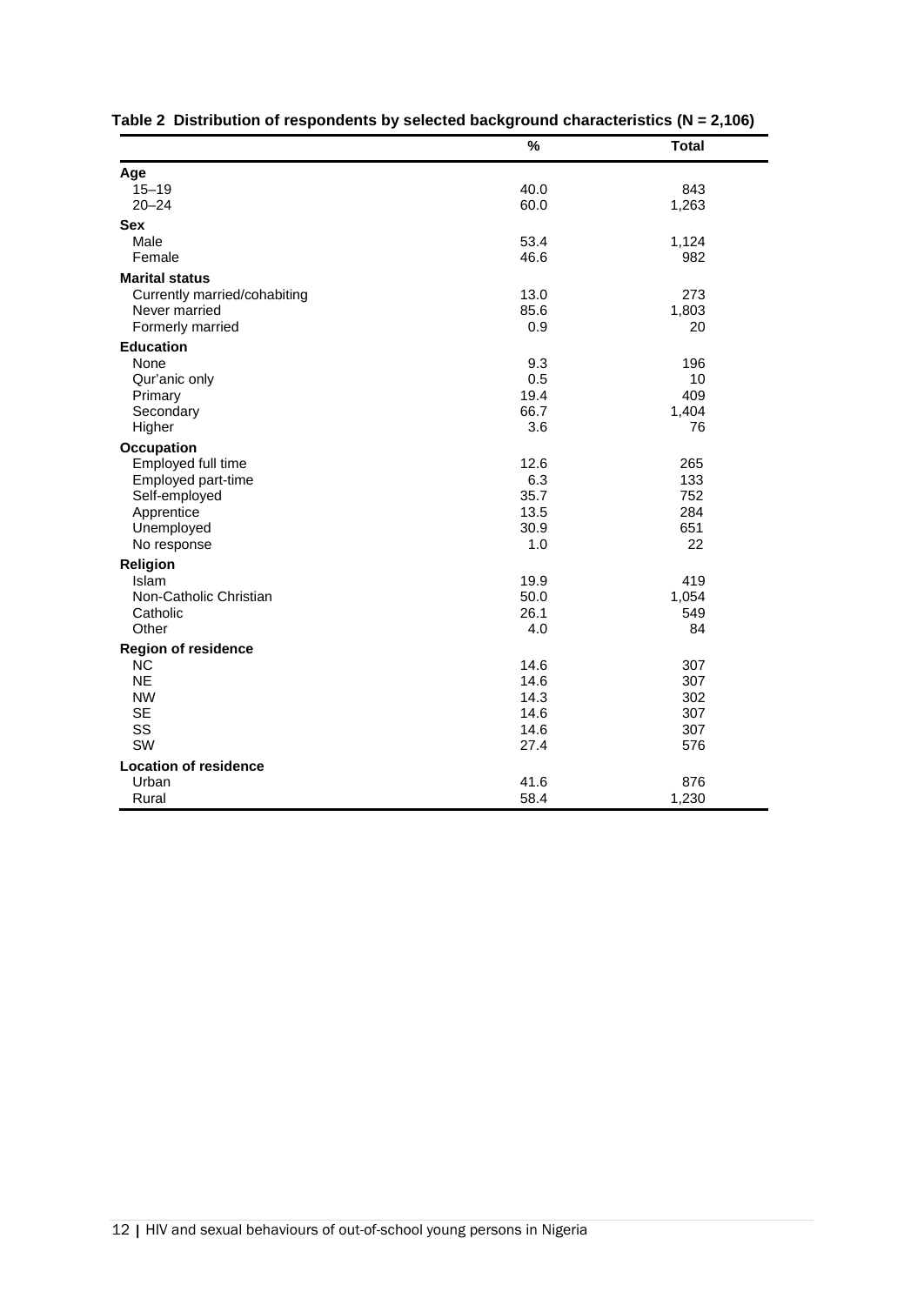**Table 2 Distribution of respondents by selected background characteristics (N = 2,106)**

| | % | Total |
|---|---|---|
| **Age** | | |
| 15–19 | 40.0 | 843 |
| 20–24 | 60.0 | 1,263 |
| **Sex** | | |
| Male | 53.4 | 1,124 |
| Female | 46.6 | 982 |
| **Marital status** | | |
| Currently married/cohabiting | 13.0 | 273 |
| Never married | 85.6 | 1,803 |
| Formerly married | 0.9 | 20 |
| **Education** | | |
| None | 9.3 | 196 |
| Qur'anic only | 0.5 | 10 |
| Primary | 19.4 | 409 |
| Secondary | 66.7 | 1,404 |
| Higher | 3.6 | 76 |
| **Occupation** | | |
| Employed full time | 12.6 | 265 |
| Employed part-time | 6.3 | 133 |
| Self-employed | 35.7 | 752 |
| Apprentice | 13.5 | 284 |
| Unemployed | 30.9 | 651 |
| No response | 1.0 | 22 |
| **Religion** | | |
| Islam | 19.9 | 419 |
| Non-Catholic Christian | 50.0 | 1,054 |
| Catholic | 26.1 | 549 |
| Other | 4.0 | 84 |
| **Region of residence** | | |
| NC | 14.6 | 307 |
| NE | 14.6 | 307 |
| NW | 14.3 | 302 |
| SE | 14.6 | 307 |
| SS | 14.6 | 307 |
| SW | 27.4 | 576 |
| **Location of residence** | | |
| Urban | 41.6 | 876 |
| Rural | 58.4 | 1,230 |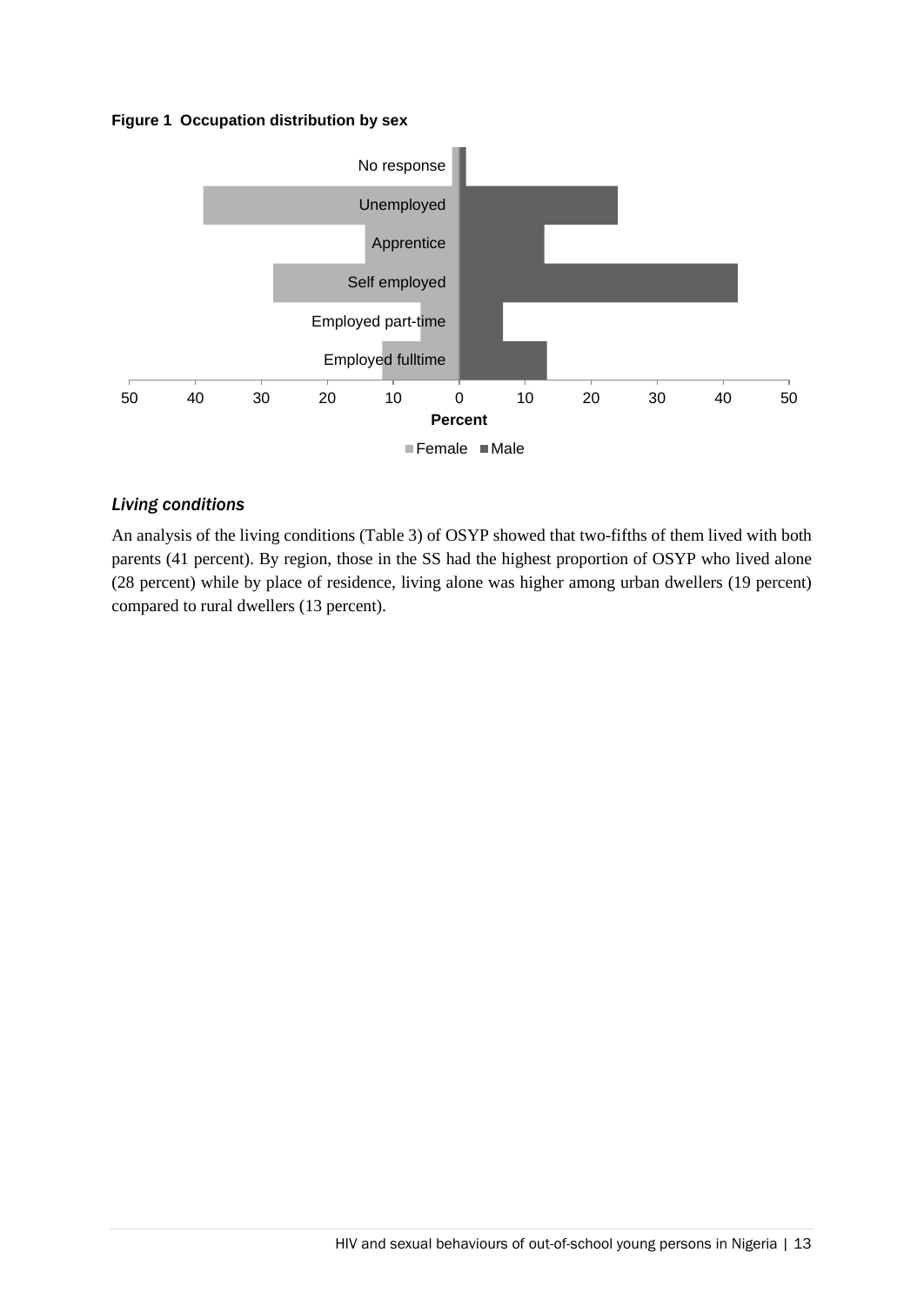**Figure 1 Occupation distribution by sex**

### *Living conditions*

An analysis of the living conditions (Table 3) of OSYP showed that two-fifths of them lived with both parents (41 percent). By region, those in the SS had the highest proportion of OSYP who lived alone (28 percent) while by place of residence, living alone was higher among urban dwellers (19 percent) compared to rural dwellers (13 percent).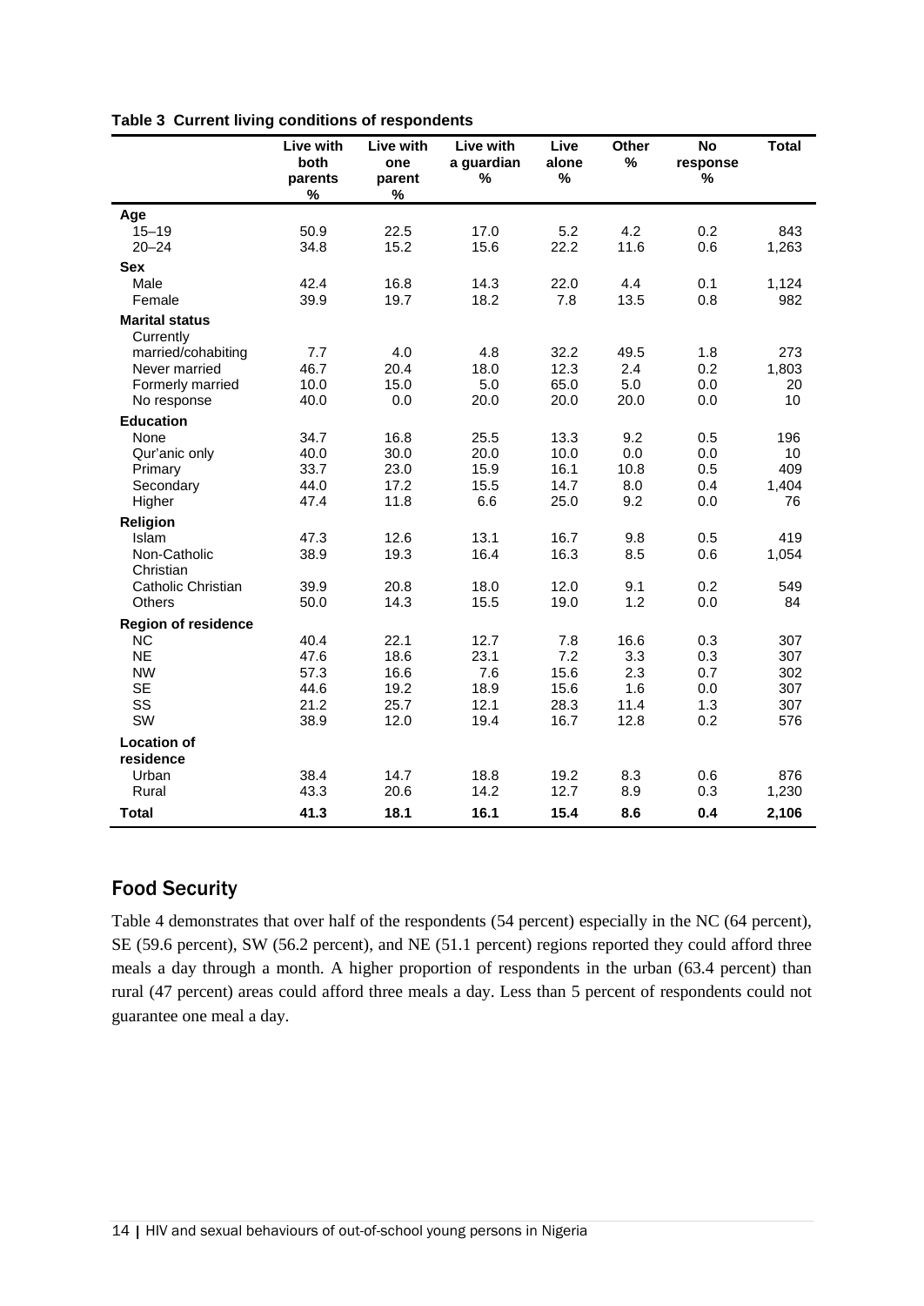**Table 3 Current living conditions of respondents**

| | Live with both parents % | Live with one parent % | Live with a guardian % | Live alone % | Other % | No response % | Total |
|---|---|---|---|---|---|---|---|
| **Age** | | | | | | | |
| 15–19 | 50.9 | 22.5 | 17.0 | 5.2 | 4.2 | 0.2 | 843 |
| 20–24 | 34.8 | 15.2 | 15.6 | 22.2 | 11.6 | 0.6 | 1,263 |
| **Sex** | | | | | | | |
| Male | 42.4 | 16.8 | 14.3 | 22.0 | 4.4 | 0.1 | 1,124 |
| Female | 39.9 | 19.7 | 18.2 | 7.8 | 13.5 | 0.8 | 982 |
| **Marital status** | | | | | | | |
| Currently married/cohabiting | 7.7 | 4.0 | 4.8 | 32.2 | 49.5 | 1.8 | 273 |
| Never married | 46.7 | 20.4 | 18.0 | 12.3 | 2.4 | 0.2 | 1,803 |
| Formerly married | 10.0 | 15.0 | 5.0 | 65.0 | 5.0 | 0.0 | 20 |
| No response | 40.0 | 0.0 | 20.0 | 20.0 | 20.0 | 0.0 | 10 |
| **Education** | | | | | | | |
| None | 34.7 | 16.8 | 25.5 | 13.3 | 9.2 | 0.5 | 196 |
| Qur'anic only | 40.0 | 30.0 | 20.0 | 10.0 | 0.0 | 0.0 | 10 |
| Primary | 33.7 | 23.0 | 15.9 | 16.1 | 10.8 | 0.5 | 409 |
| Secondary | 44.0 | 17.2 | 15.5 | 14.7 | 8.0 | 0.4 | 1,404 |
| Higher | 47.4 | 11.8 | 6.6 | 25.0 | 9.2 | 0.0 | 76 |
| **Religion** | | | | | | | |
| Islam | 47.3 | 12.6 | 13.1 | 16.7 | 9.8 | 0.5 | 419 |
| Non-Catholic Christian | 38.9 | 19.3 | 16.4 | 16.3 | 8.5 | 0.6 | 1,054 |
| Catholic Christian | 39.9 | 20.8 | 18.0 | 12.0 | 9.1 | 0.2 | 549 |
| Others | 50.0 | 14.3 | 15.5 | 19.0 | 1.2 | 0.0 | 84 |
| **Region of residence** | | | | | | | |
| NC | 40.4 | 22.1 | 12.7 | 7.8 | 16.6 | 0.3 | 307 |
| NE | 47.6 | 18.6 | 23.1 | 7.2 | 3.3 | 0.3 | 307 |
| NW | 57.3 | 16.6 | 7.6 | 15.6 | 2.3 | 0.7 | 302 |
| SE | 44.6 | 19.2 | 18.9 | 15.6 | 1.6 | 0.0 | 307 |
| SS | 21.2 | 25.7 | 12.1 | 28.3 | 11.4 | 1.3 | 307 |
| SW | 38.9 | 12.0 | 19.4 | 16.7 | 12.8 | 0.2 | 576 |
| **Location of residence** | | | | | | | |
| Urban | 38.4 | 14.7 | 18.8 | 19.2 | 8.3 | 0.6 | 876 |
| Rural | 43.3 | 20.6 | 14.2 | 12.7 | 8.9 | 0.3 | 1,230 |
| **Total** | **41.3** | **18.1** | **16.1** | **15.4** | **8.6** | **0.4** | **2,106** |

## Food Security

Table 4 demonstrates that over half of the respondents (54 percent) especially in the NC (64 percent), SE (59.6 percent), SW (56.2 percent), and NE (51.1 percent) regions reported they could afford three meals a day through a month. A higher proportion of respondents in the urban (63.4 percent) than rural (47 percent) areas could afford three meals a day. Less than 5 percent of respondents could not guarantee one meal a day.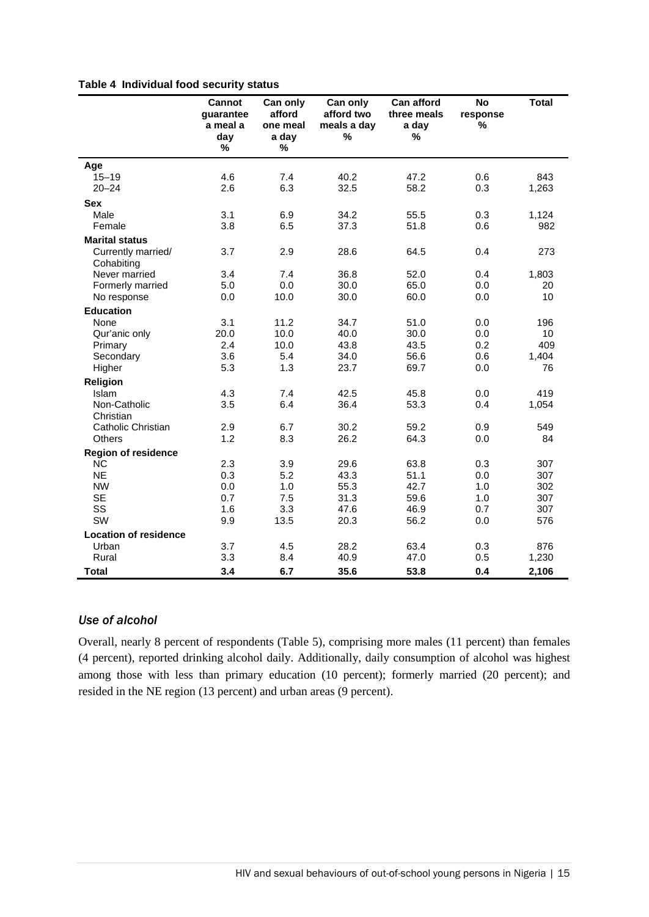**Table 4 Individual food security status**

| | Cannot guarantee a meal a day % | Can only afford one meal a day % | Can only afford two meals a day % | Can afford three meals a day % | No response % | Total |
|---|---|---|---|---|---|---|
| **Age** | | | | | | |
| 15–19 | 4.6 | 7.4 | 40.2 | 47.2 | 0.6 | 843 |
| 20–24 | 2.6 | 6.3 | 32.5 | 58.2 | 0.3 | 1,263 |
| **Sex** | | | | | | |
| Male | 3.1 | 6.9 | 34.2 | 55.5 | 0.3 | 1,124 |
| Female | 3.8 | 6.5 | 37.3 | 51.8 | 0.6 | 982 |
| **Marital status** | | | | | | |
| Currently married/ Cohabiting | 3.7 | 2.9 | 28.6 | 64.5 | 0.4 | 273 |
| Never married | 3.4 | 7.4 | 36.8 | 52.0 | 0.4 | 1,803 |
| Formerly married | 5.0 | 0.0 | 30.0 | 65.0 | 0.0 | 20 |
| No response | 0.0 | 10.0 | 30.0 | 60.0 | 0.0 | 10 |
| **Education** | | | | | | |
| None | 3.1 | 11.2 | 34.7 | 51.0 | 0.0 | 196 |
| Qur'anic only | 20.0 | 10.0 | 40.0 | 30.0 | 0.0 | 10 |
| Primary | 2.4 | 10.0 | 43.8 | 43.5 | 0.2 | 409 |
| Secondary | 3.6 | 5.4 | 34.0 | 56.6 | 0.6 | 1,404 |
| Higher | 5.3 | 1.3 | 23.7 | 69.7 | 0.0 | 76 |
| **Religion** | | | | | | |
| Islam | 4.3 | 7.4 | 42.5 | 45.8 | 0.0 | 419 |
| Non-Catholic Christian | 3.5 | 6.4 | 36.4 | 53.3 | 0.4 | 1,054 |
| Catholic Christian | 2.9 | 6.7 | 30.2 | 59.2 | 0.9 | 549 |
| Others | 1.2 | 8.3 | 26.2 | 64.3 | 0.0 | 84 |
| **Region of residence** | | | | | | |
| NC | 2.3 | 3.9 | 29.6 | 63.8 | 0.3 | 307 |
| NE | 0.3 | 5.2 | 43.3 | 51.1 | 0.0 | 307 |
| NW | 0.0 | 1.0 | 55.3 | 42.7 | 1.0 | 302 |
| SE | 0.7 | 7.5 | 31.3 | 59.6 | 1.0 | 307 |
| SS | 1.6 | 3.3 | 47.6 | 46.9 | 0.7 | 307 |
| SW | 9.9 | 13.5 | 20.3 | 56.2 | 0.0 | 576 |
| **Location of residence** | | | | | | |
| Urban | 3.7 | 4.5 | 28.2 | 63.4 | 0.3 | 876 |
| Rural | 3.3 | 8.4 | 40.9 | 47.0 | 0.5 | 1,230 |
| **Total** | **3.4** | **6.7** | **35.6** | **53.8** | **0.4** | **2,106** |

### *Use of alcohol*

Overall, nearly 8 percent of respondents (Table 5), comprising more males (11 percent) than females (4 percent), reported drinking alcohol daily. Additionally, daily consumption of alcohol was highest among those with less than primary education (10 percent); formerly married (20 percent); and resided in the NE region (13 percent) and urban areas (9 percent).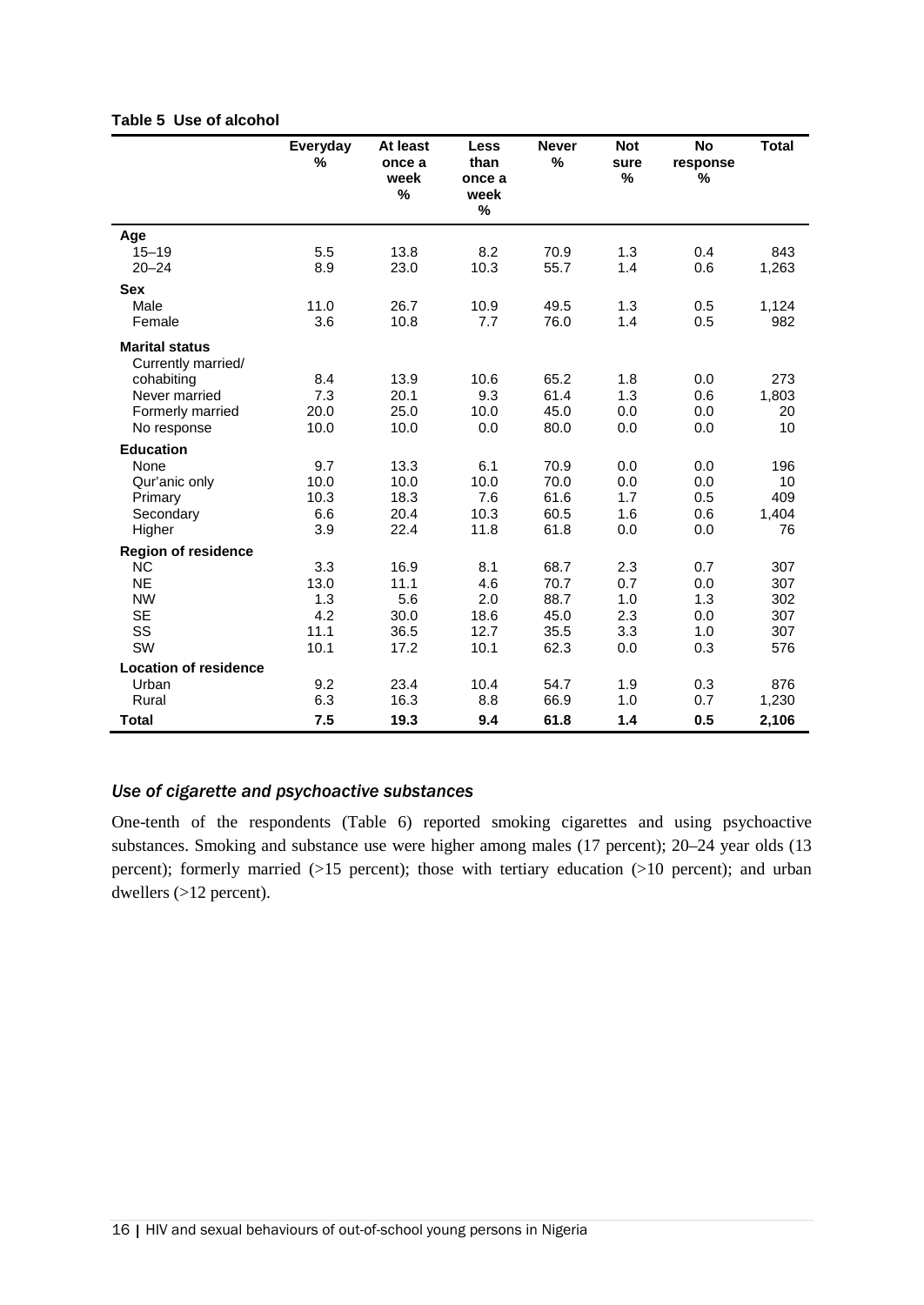**Table 5 Use of alcohol**

| | Everyday % | At least once a week % | Less than once a week % | Never % | Not sure % | No response % | Total |
|---|---|---|---|---|---|---|---|
| **Age** | | | | | | | |
| 15–19 | 5.5 | 13.8 | 8.2 | 70.9 | 1.3 | 0.4 | 843 |
| 20–24 | 8.9 | 23.0 | 10.3 | 55.7 | 1.4 | 0.6 | 1,263 |
| **Sex** | | | | | | | |
| Male | 11.0 | 26.7 | 10.9 | 49.5 | 1.3 | 0.5 | 1,124 |
| Female | 3.6 | 10.8 | 7.7 | 76.0 | 1.4 | 0.5 | 982 |
| **Marital status** | | | | | | | |
| Currently married/ cohabiting | 8.4 | 13.9 | 10.6 | 65.2 | 1.8 | 0.0 | 273 |
| Never married | 7.3 | 20.1 | 9.3 | 61.4 | 1.3 | 0.6 | 1,803 |
| Formerly married | 20.0 | 25.0 | 10.0 | 45.0 | 0.0 | 0.0 | 20 |
| No response | 10.0 | 10.0 | 0.0 | 80.0 | 0.0 | 0.0 | 10 |
| **Education** | | | | | | | |
| None | 9.7 | 13.3 | 6.1 | 70.9 | 0.0 | 0.0 | 196 |
| Qur'anic only | 10.0 | 10.0 | 10.0 | 70.0 | 0.0 | 0.0 | 10 |
| Primary | 10.3 | 18.3 | 7.6 | 61.6 | 1.7 | 0.5 | 409 |
| Secondary | 6.6 | 20.4 | 10.3 | 60.5 | 1.6 | 0.6 | 1,404 |
| Higher | 3.9 | 22.4 | 11.8 | 61.8 | 0.0 | 0.0 | 76 |
| **Region of residence** | | | | | | | |
| NC | 3.3 | 16.9 | 8.1 | 68.7 | 2.3 | 0.7 | 307 |
| NE | 13.0 | 11.1 | 4.6 | 70.7 | 0.7 | 0.0 | 307 |
| NW | 1.3 | 5.6 | 2.0 | 88.7 | 1.0 | 1.3 | 302 |
| SE | 4.2 | 30.0 | 18.6 | 45.0 | 2.3 | 0.0 | 307 |
| SS | 11.1 | 36.5 | 12.7 | 35.5 | 3.3 | 1.0 | 307 |
| SW | 10.1 | 17.2 | 10.1 | 62.3 | 0.0 | 0.3 | 576 |
| **Location of residence** | | | | | | | |
| Urban | 9.2 | 23.4 | 10.4 | 54.7 | 1.9 | 0.3 | 876 |
| Rural | 6.3 | 16.3 | 8.8 | 66.9 | 1.0 | 0.7 | 1,230 |
| **Total** | **7.5** | **19.3** | **9.4** | **61.8** | **1.4** | **0.5** | **2,106** |

### *Use of cigarette and psychoactive substances*

One-tenth of the respondents (Table 6) reported smoking cigarettes and using psychoactive substances. Smoking and substance use were higher among males (17 percent); 20–24 year olds (13 percent); formerly married (>15 percent); those with tertiary education (>10 percent); and urban dwellers (>12 percent).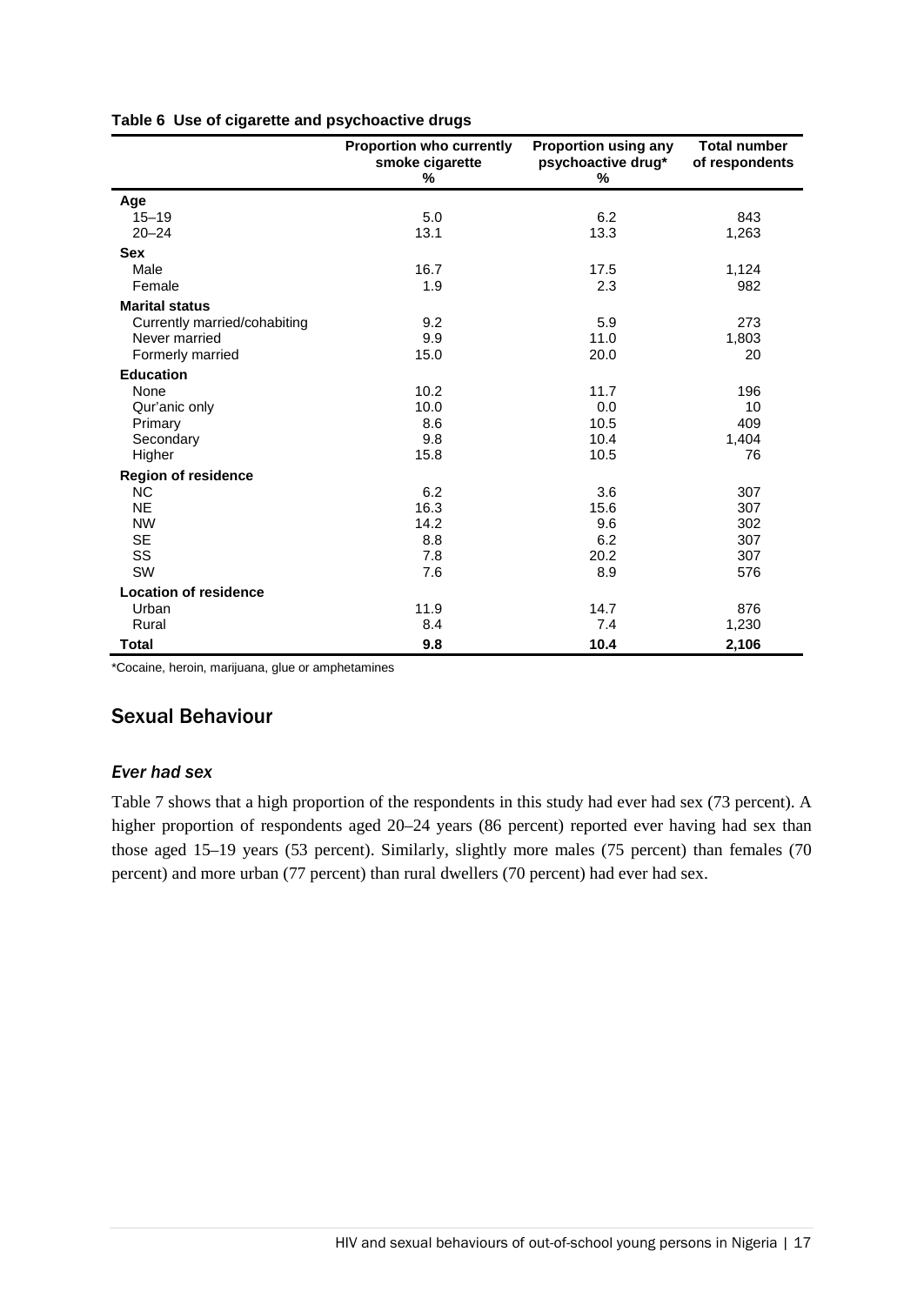**Table 6 Use of cigarette and psychoactive drugs**

| | Proportion who currently smoke cigarette % | Proportion using any psychoactive drug* % | Total number of respondents |
|---|---|---|---|
| **Age** | | | |
| 15–19 | 5.0 | 6.2 | 843 |
| 20–24 | 13.1 | 13.3 | 1,263 |
| **Sex** | | | |
| Male | 16.7 | 17.5 | 1,124 |
| Female | 1.9 | 2.3 | 982 |
| **Marital status** | | | |
| Currently married/cohabiting | 9.2 | 5.9 | 273 |
| Never married | 9.9 | 11.0 | 1,803 |
| Formerly married | 15.0 | 20.0 | 20 |
| **Education** | | | |
| None | 10.2 | 11.7 | 196 |
| Qur'anic only | 10.0 | 0.0 | 10 |
| Primary | 8.6 | 10.5 | 409 |
| Secondary | 9.8 | 10.4 | 1,404 |
| Higher | 15.8 | 10.5 | 76 |
| **Region of residence** | | | |
| NC | 6.2 | 3.6 | 307 |
| NE | 16.3 | 15.6 | 307 |
| NW | 14.2 | 9.6 | 302 |
| SE | 8.8 | 6.2 | 307 |
| SS | 7.8 | 20.2 | 307 |
| SW | 7.6 | 8.9 | 576 |
| **Location of residence** | | | |
| Urban | 11.9 | 14.7 | 876 |
| Rural | 8.4 | 7.4 | 1,230 |
| **Total** | **9.8** | **10.4** | **2,106** |

*Cocaine, heroin, marijuana, glue or amphetamines

## Sexual Behaviour

### *Ever had sex*

Table 7 shows that a high proportion of the respondents in this study had ever had sex (73 percent). A higher proportion of respondents aged 20–24 years (86 percent) reported ever having had sex than those aged 15–19 years (53 percent). Similarly, slightly more males (75 percent) than females (70 percent) and more urban (77 percent) than rural dwellers (70 percent) had ever had sex.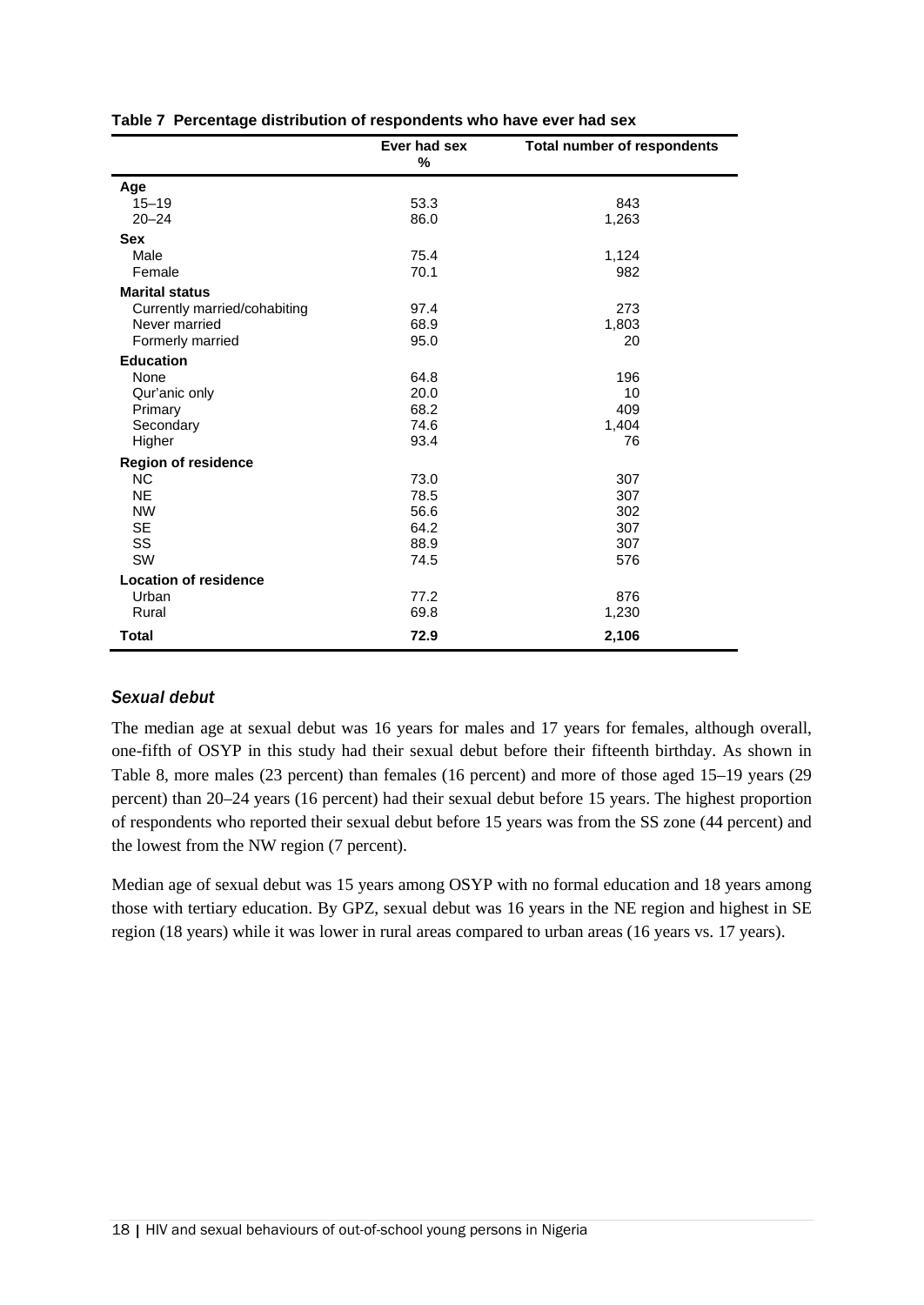**Table 7 Percentage distribution of respondents who have ever had sex**

| | Ever had sex % | Total number of respondents |
|---|---|---|
| **Age** | | |
| 15–19 | 53.3 | 843 |
| 20–24 | 86.0 | 1,263 |
| **Sex** | | |
| Male | 75.4 | 1,124 |
| Female | 70.1 | 982 |
| **Marital status** | | |
| Currently married/cohabiting | 97.4 | 273 |
| Never married | 68.9 | 1,803 |
| Formerly married | 95.0 | 20 |
| **Education** | | |
| None | 64.8 | 196 |
| Qur'anic only | 20.0 | 10 |
| Primary | 68.2 | 409 |
| Secondary | 74.6 | 1,404 |
| Higher | 93.4 | 76 |
| **Region of residence** | | |
| NC | 73.0 | 307 |
| NE | 78.5 | 307 |
| NW | 56.6 | 302 |
| SE | 64.2 | 307 |
| SS | 88.9 | 307 |
| SW | 74.5 | 576 |
| **Location of residence** | | |
| Urban | 77.2 | 876 |
| Rural | 69.8 | 1,230 |
| **Total** | **72.9** | **2,106** |

### *Sexual debut*

The median age at sexual debut was 16 years for males and 17 years for females, although overall, one-fifth of OSYP in this study had their sexual debut before their fifteenth birthday. As shown in Table 8, more males (23 percent) than females (16 percent) and more of those aged 15–19 years (29 percent) than 20–24 years (16 percent) had their sexual debut before 15 years. The highest proportion of respondents who reported their sexual debut before 15 years was from the SS zone (44 percent) and the lowest from the NW region (7 percent).

Median age of sexual debut was 15 years among OSYP with no formal education and 18 years among those with tertiary education. By GPZ, sexual debut was 16 years in the NE region and highest in SE region (18 years) while it was lower in rural areas compared to urban areas (16 years vs. 17 years).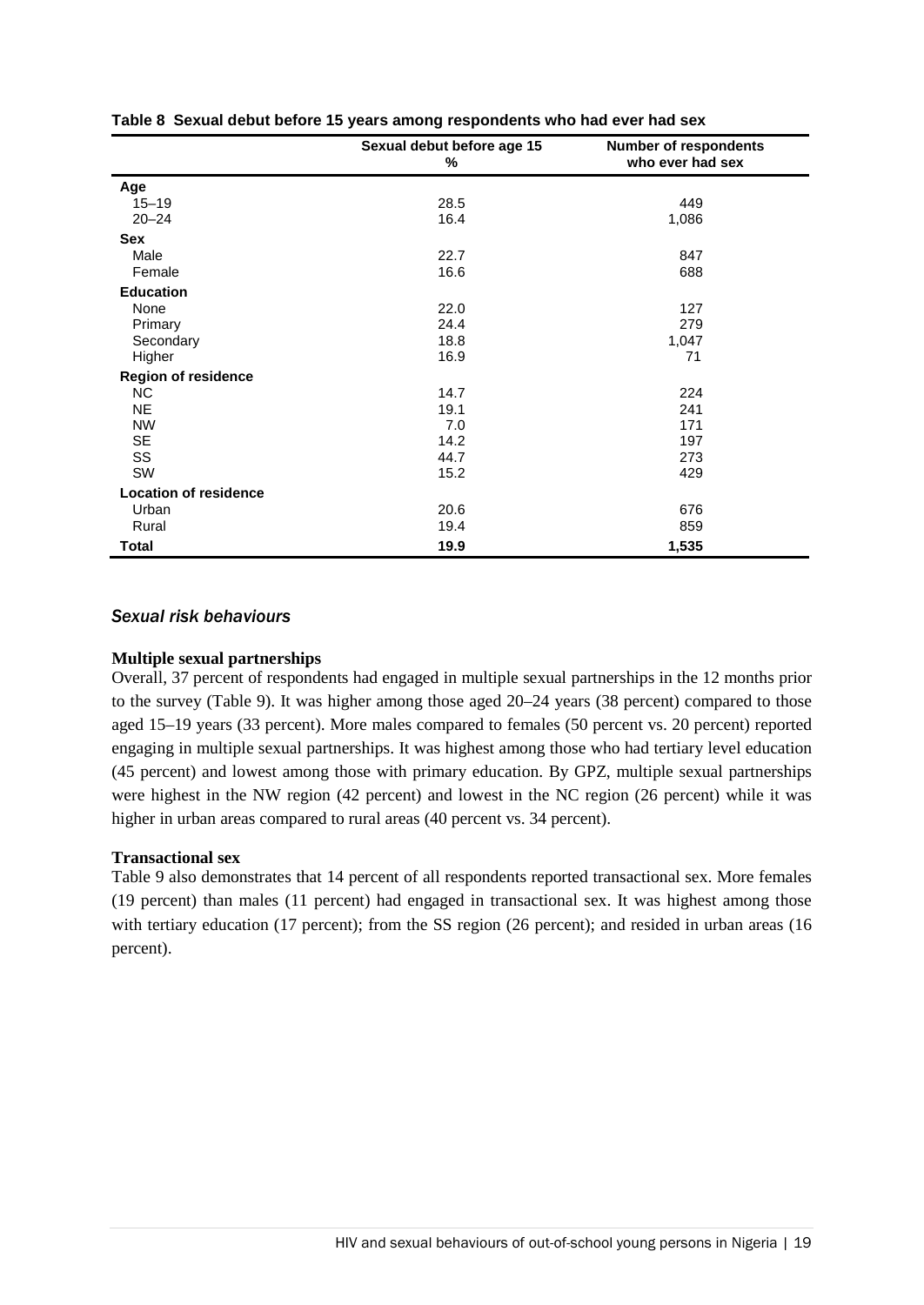**Table 8 Sexual debut before 15 years among respondents who had ever had sex**

| | Sexual debut before age 15 % | Number of respondents who ever had sex |
|---|---|---|
| **Age** | | |
| 15–19 | 28.5 | 449 |
| 20–24 | 16.4 | 1,086 |
| **Sex** | | |
| Male | 22.7 | 847 |
| Female | 16.6 | 688 |
| **Education** | | |
| None | 22.0 | 127 |
| Primary | 24.4 | 279 |
| Secondary | 18.8 | 1,047 |
| Higher | 16.9 | 71 |
| **Region of residence** | | |
| NC | 14.7 | 224 |
| NE | 19.1 | 241 |
| NW | 7.0 | 171 |
| SE | 14.2 | 197 |
| SS | 44.7 | 273 |
| SW | 15.2 | 429 |
| **Location of residence** | | |
| Urban | 20.6 | 676 |
| Rural | 19.4 | 859 |
| **Total** | **19.9** | **1,535** |

### *Sexual risk behaviours*

**Multiple sexual partnerships**

Overall, 37 percent of respondents had engaged in multiple sexual partnerships in the 12 months prior to the survey (Table 9). It was higher among those aged 20–24 years (38 percent) compared to those aged 15–19 years (33 percent). More males compared to females (50 percent vs. 20 percent) reported engaging in multiple sexual partnerships. It was highest among those who had tertiary level education (45 percent) and lowest among those with primary education. By GPZ, multiple sexual partnerships were highest in the NW region (42 percent) and lowest in the NC region (26 percent) while it was higher in urban areas compared to rural areas (40 percent vs. 34 percent).

**Transactional sex**

Table 9 also demonstrates that 14 percent of all respondents reported transactional sex. More females (19 percent) than males (11 percent) had engaged in transactional sex. It was highest among those with tertiary education (17 percent); from the SS region (26 percent); and resided in urban areas (16 percent).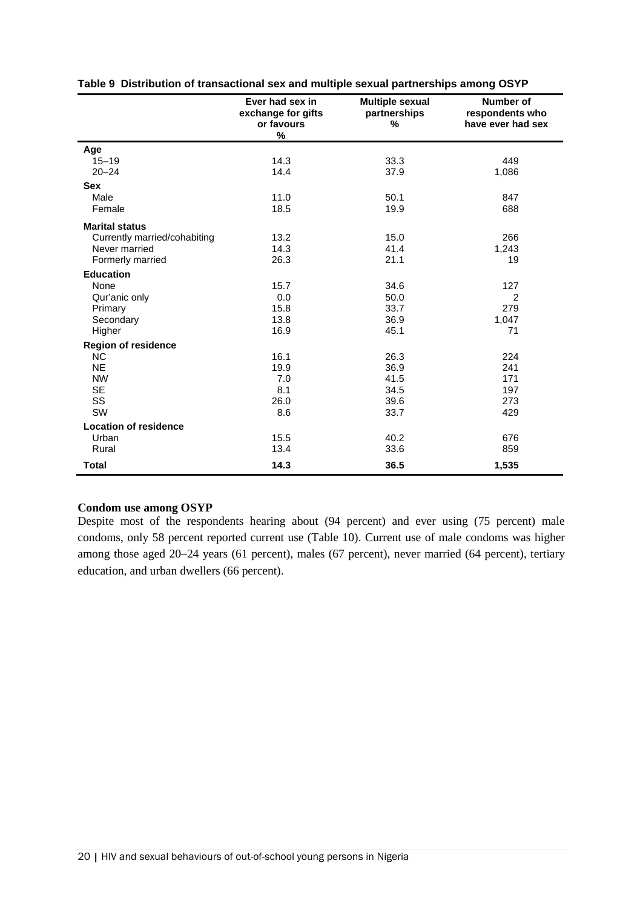**Table 9 Distribution of transactional sex and multiple sexual partnerships among OSYP**

| | Ever had sex in exchange for gifts or favours % | Multiple sexual partnerships % | Number of respondents who have ever had sex |
|---|---|---|---|
| **Age** | | | |
| 15–19 | 14.3 | 33.3 | 449 |
| 20–24 | 14.4 | 37.9 | 1,086 |
| **Sex** | | | |
| Male | 11.0 | 50.1 | 847 |
| Female | 18.5 | 19.9 | 688 |
| **Marital status** | | | |
| Currently married/cohabiting | 13.2 | 15.0 | 266 |
| Never married | 14.3 | 41.4 | 1,243 |
| Formerly married | 26.3 | 21.1 | 19 |
| **Education** | | | |
| None | 15.7 | 34.6 | 127 |
| Qur'anic only | 0.0 | 50.0 | 2 |
| Primary | 15.8 | 33.7 | 279 |
| Secondary | 13.8 | 36.9 | 1,047 |
| Higher | 16.9 | 45.1 | 71 |
| **Region of residence** | | | |
| NC | 16.1 | 26.3 | 224 |
| NE | 19.9 | 36.9 | 241 |
| NW | 7.0 | 41.5 | 171 |
| SE | 8.1 | 34.5 | 197 |
| SS | 26.0 | 39.6 | 273 |
| SW | 8.6 | 33.7 | 429 |
| **Location of residence** | | | |
| Urban | 15.5 | 40.2 | 676 |
| Rural | 13.4 | 33.6 | 859 |
| **Total** | **14.3** | **36.5** | **1,535** |

**Condom use among OSYP**

Despite most of the respondents hearing about (94 percent) and ever using (75 percent) male condoms, only 58 percent reported current use (Table 10). Current use of male condoms was higher among those aged 20–24 years (61 percent), males (67 percent), never married (64 percent), tertiary education, and urban dwellers (66 percent).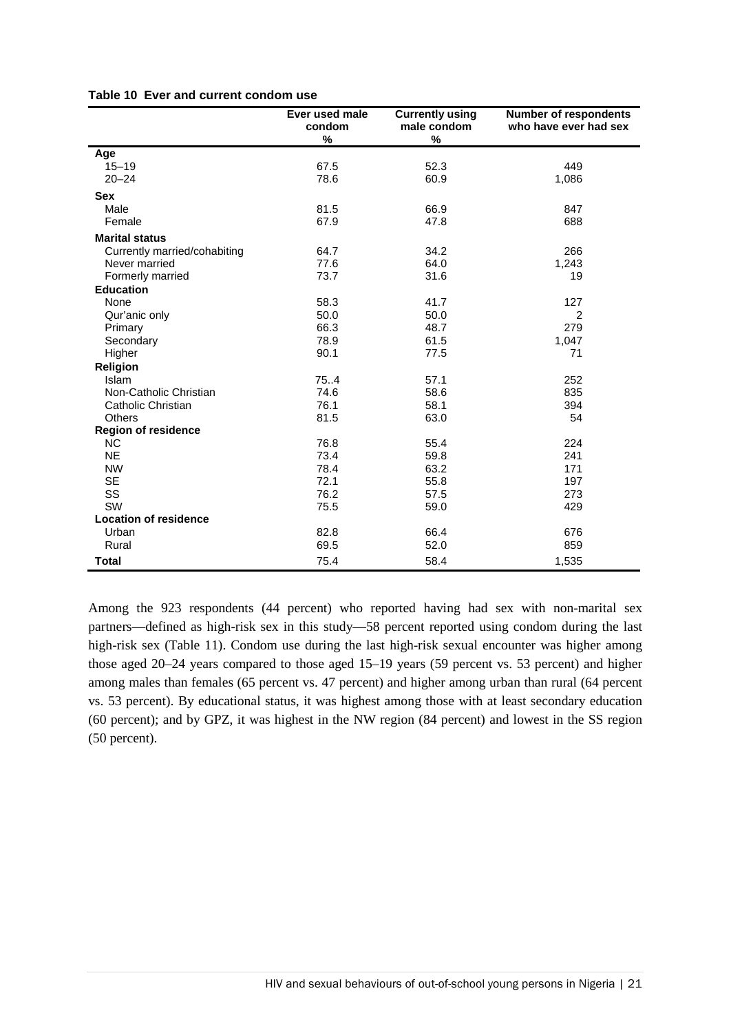**Table 10 Ever and current condom use**

| | Ever used male condom % | Currently using male condom % | Number of respondents who have ever had sex |
|---|---|---|---|
| **Age** | | | |
| 15–19 | 67.5 | 52.3 | 449 |
| 20–24 | 78.6 | 60.9 | 1,086 |
| **Sex** | | | |
| Male | 81.5 | 66.9 | 847 |
| Female | 67.9 | 47.8 | 688 |
| **Marital status** | | | |
| Currently married/cohabiting | 64.7 | 34.2 | 266 |
| Never married | 77.6 | 64.0 | 1,243 |
| Formerly married | 73.7 | 31.6 | 19 |
| **Education** | | | |
| None | 58.3 | 41.7 | 127 |
| Qur'anic only | 50.0 | 50.0 | 2 |
| Primary | 66.3 | 48.7 | 279 |
| Secondary | 78.9 | 61.5 | 1,047 |
| Higher | 90.1 | 77.5 | 71 |
| **Religion** | | | |
| Islam | 75..4 | 57.1 | 252 |
| Non-Catholic Christian | 74.6 | 58.6 | 835 |
| Catholic Christian | 76.1 | 58.1 | 394 |
| Others | 81.5 | 63.0 | 54 |
| **Region of residence** | | | |
| NC | 76.8 | 55.4 | 224 |
| NE | 73.4 | 59.8 | 241 |
| NW | 78.4 | 63.2 | 171 |
| SE | 72.1 | 55.8 | 197 |
| SS | 76.2 | 57.5 | 273 |
| SW | 75.5 | 59.0 | 429 |
| **Location of residence** | | | |
| Urban | 82.8 | 66.4 | 676 |
| Rural | 69.5 | 52.0 | 859 |
| **Total** | 75.4 | 58.4 | 1,535 |

Among the 923 respondents (44 percent) who reported having had sex with non-marital sex partners—defined as high-risk sex in this study—58 percent reported using condom during the last high-risk sex (Table 11). Condom use during the last high-risk sexual encounter was higher among those aged 20–24 years compared to those aged 15–19 years (59 percent vs. 53 percent) and higher among males than females (65 percent vs. 47 percent) and higher among urban than rural (64 percent vs. 53 percent). By educational status, it was highest among those with at least secondary education (60 percent); and by GPZ, it was highest in the NW region (84 percent) and lowest in the SS region (50 percent).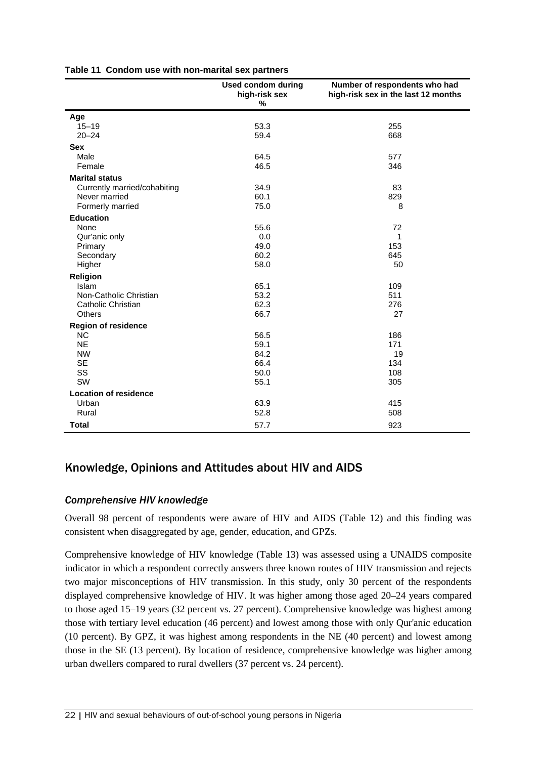**Table 11 Condom use with non-marital sex partners**

| | Used condom during high-risk sex % | Number of respondents who had high-risk sex in the last 12 months |
|---|---|---|
| **Age** | | |
| 15–19 | 53.3 | 255 |
| 20–24 | 59.4 | 668 |
| **Sex** | | |
| Male | 64.5 | 577 |
| Female | 46.5 | 346 |
| **Marital status** | | |
| Currently married/cohabiting | 34.9 | 83 |
| Never married | 60.1 | 829 |
| Formerly married | 75.0 | 8 |
| **Education** | | |
| None | 55.6 | 72 |
| Qur'anic only | 0.0 | 1 |
| Primary | 49.0 | 153 |
| Secondary | 60.2 | 645 |
| Higher | 58.0 | 50 |
| **Religion** | | |
| Islam | 65.1 | 109 |
| Non-Catholic Christian | 53.2 | 511 |
| Catholic Christian | 62.3 | 276 |
| Others | 66.7 | 27 |
| **Region of residence** | | |
| NC | 56.5 | 186 |
| NE | 59.1 | 171 |
| NW | 84.2 | 19 |
| SE | 66.4 | 134 |
| SS | 50.0 | 108 |
| SW | 55.1 | 305 |
| **Location of residence** | | |
| Urban | 63.9 | 415 |
| Rural | 52.8 | 508 |
| **Total** | 57.7 | 923 |

## Knowledge, Opinions and Attitudes about HIV and AIDS

### *Comprehensive HIV knowledge*

Overall 98 percent of respondents were aware of HIV and AIDS (Table 12) and this finding was consistent when disaggregated by age, gender, education, and GPZs.

Comprehensive knowledge of HIV knowledge (Table 13) was assessed using a UNAIDS composite indicator in which a respondent correctly answers three known routes of HIV transmission and rejects two major misconceptions of HIV transmission. In this study, only 30 percent of the respondents displayed comprehensive knowledge of HIV. It was higher among those aged 20–24 years compared to those aged 15–19 years (32 percent vs. 27 percent). Comprehensive knowledge was highest among those with tertiary level education (46 percent) and lowest among those with only Qur'anic education (10 percent). By GPZ, it was highest among respondents in the NE (40 percent) and lowest among those in the SE (13 percent). By location of residence, comprehensive knowledge was higher among urban dwellers compared to rural dwellers (37 percent vs. 24 percent).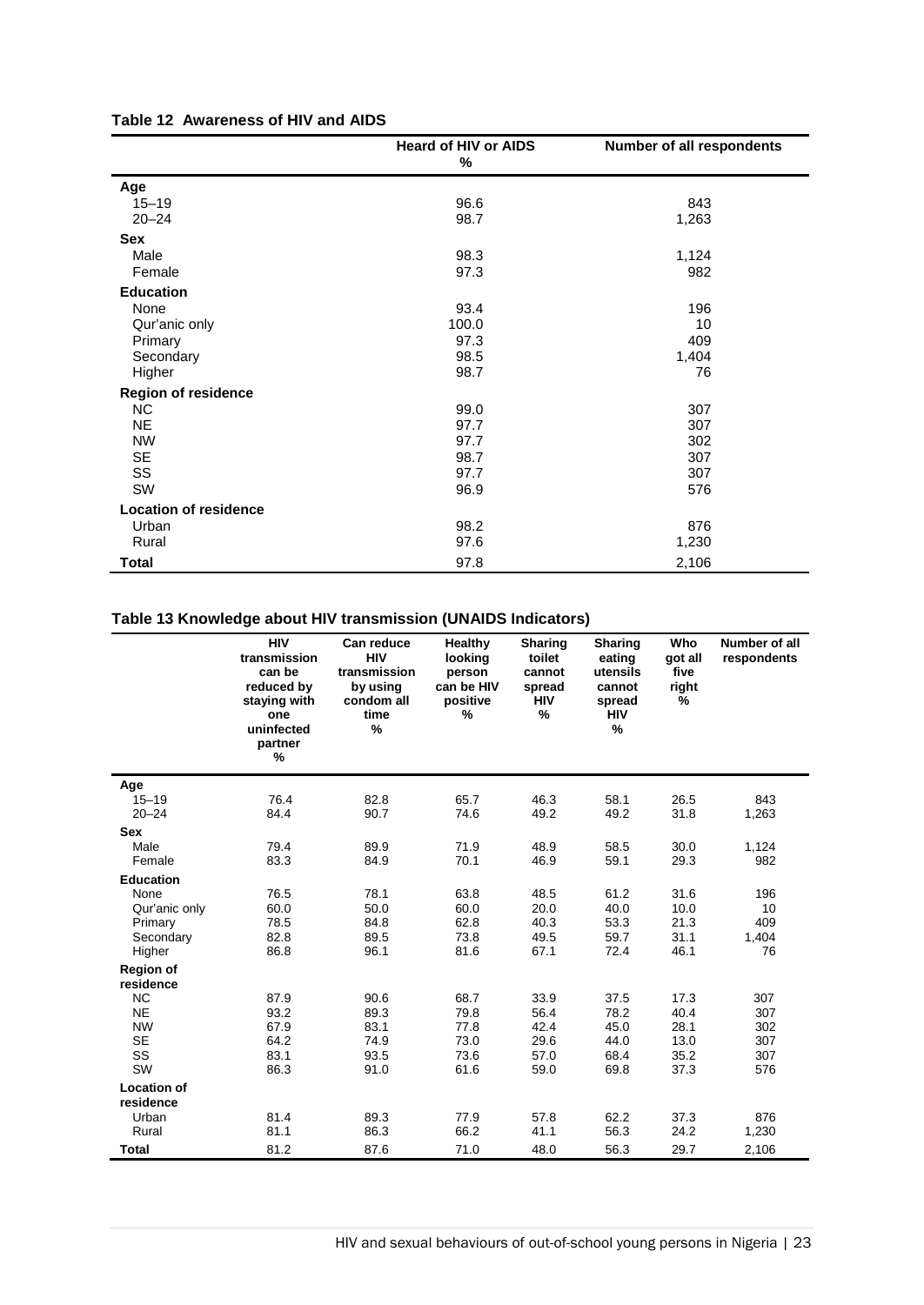**Table 12 Awareness of HIV and AIDS**

| | Heard of HIV or AIDS % | Number of all respondents |
|---|---|---|
| **Age** | | |
| 15–19 | 96.6 | 843 |
| 20–24 | 98.7 | 1,263 |
| **Sex** | | |
| Male | 98.3 | 1,124 |
| Female | 97.3 | 982 |
| **Education** | | |
| None | 93.4 | 196 |
| Qur'anic only | 100.0 | 10 |
| Primary | 97.3 | 409 |
| Secondary | 98.5 | 1,404 |
| Higher | 98.7 | 76 |
| **Region of residence** | | |
| NC | 99.0 | 307 |
| NE | 97.7 | 307 |
| NW | 97.7 | 302 |
| SE | 98.7 | 307 |
| SS | 97.7 | 307 |
| SW | 96.9 | 576 |
| **Location of residence** | | |
| Urban | 98.2 | 876 |
| Rural | 97.6 | 1,230 |
| **Total** | 97.8 | 2,106 |

**Table 13 Knowledge about HIV transmission (UNAIDS Indicators)**

| | HIV transmission can be reduced by staying with one uninfected partner % | Can reduce HIV transmission by using condom all time % | Healthy looking person can be HIV positive % | Sharing toilet cannot spread HIV % | Sharing eating utensils cannot spread HIV % | Who got all five right % | Number of all respondents |
|---|---|---|---|---|---|---|---|
| **Age** | | | | | | | |
| 15–19 | 76.4 | 82.8 | 65.7 | 46.3 | 58.1 | 26.5 | 843 |
| 20–24 | 84.4 | 90.7 | 74.6 | 49.2 | 49.2 | 31.8 | 1,263 |
| **Sex** | | | | | | | |
| Male | 79.4 | 89.9 | 71.9 | 48.9 | 58.5 | 30.0 | 1,124 |
| Female | 83.3 | 84.9 | 70.1 | 46.9 | 59.1 | 29.3 | 982 |
| **Education** | | | | | | | |
| None | 76.5 | 78.1 | 63.8 | 48.5 | 61.2 | 31.6 | 196 |
| Qur'anic only | 60.0 | 50.0 | 60.0 | 20.0 | 40.0 | 10.0 | 10 |
| Primary | 78.5 | 84.8 | 62.8 | 40.3 | 53.3 | 21.3 | 409 |
| Secondary | 82.8 | 89.5 | 73.8 | 49.5 | 59.7 | 31.1 | 1,404 |
| Higher | 86.8 | 96.1 | 81.6 | 67.1 | 72.4 | 46.1 | 76 |
| **Region of residence** | | | | | | | |
| NC | 87.9 | 90.6 | 68.7 | 33.9 | 37.5 | 17.3 | 307 |
| NE | 93.2 | 89.3 | 79.8 | 56.4 | 78.2 | 40.4 | 307 |
| NW | 67.9 | 83.1 | 77.8 | 42.4 | 45.0 | 28.1 | 302 |
| SE | 64.2 | 74.9 | 73.0 | 29.6 | 44.0 | 13.0 | 307 |
| SS | 83.1 | 93.5 | 73.6 | 57.0 | 68.4 | 35.2 | 307 |
| SW | 86.3 | 91.0 | 61.6 | 59.0 | 69.8 | 37.3 | 576 |
| **Location of residence** | | | | | | | |
| Urban | 81.4 | 89.3 | 77.9 | 57.8 | 62.2 | 37.3 | 876 |
| Rural | 81.1 | 86.3 | 66.2 | 41.1 | 56.3 | 24.2 | 1,230 |
| **Total** | 81.2 | 87.6 | 71.0 | 48.0 | 56.3 | 29.7 | 2,106 |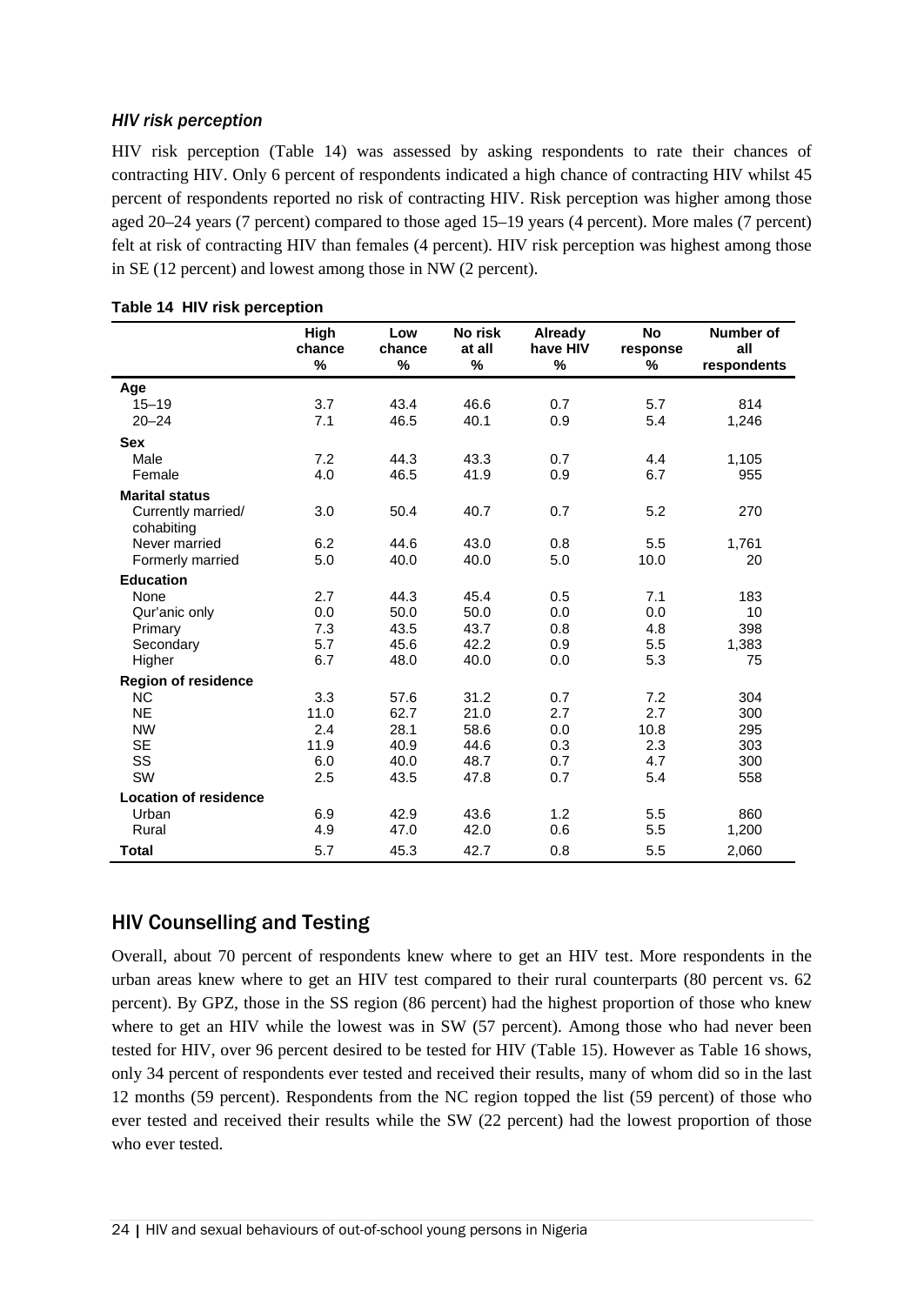### *HIV risk perception*

HIV risk perception (Table 14) was assessed by asking respondents to rate their chances of contracting HIV. Only 6 percent of respondents indicated a high chance of contracting HIV whilst 45 percent of respondents reported no risk of contracting HIV. Risk perception was higher among those aged 20–24 years (7 percent) compared to those aged 15–19 years (4 percent). More males (7 percent) felt at risk of contracting HIV than females (4 percent). HIV risk perception was highest among those in SE (12 percent) and lowest among those in NW (2 percent).

**Table 14 HIV risk perception**

| | High chance % | Low chance % | No risk at all % | Already have HIV % | No response % | Number of all respondents |
|---|---|---|---|---|---|---|
| **Age** | | | | | | |
| 15–19 | 3.7 | 43.4 | 46.6 | 0.7 | 5.7 | 814 |
| 20–24 | 7.1 | 46.5 | 40.1 | 0.9 | 5.4 | 1,246 |
| **Sex** | | | | | | |
| Male | 7.2 | 44.3 | 43.3 | 0.7 | 4.4 | 1,105 |
| Female | 4.0 | 46.5 | 41.9 | 0.9 | 6.7 | 955 |
| **Marital status** | | | | | | |
| Currently married/ cohabiting | 3.0 | 50.4 | 40.7 | 0.7 | 5.2 | 270 |
| Never married | 6.2 | 44.6 | 43.0 | 0.8 | 5.5 | 1,761 |
| Formerly married | 5.0 | 40.0 | 40.0 | 5.0 | 10.0 | 20 |
| **Education** | | | | | | |
| None | 2.7 | 44.3 | 45.4 | 0.5 | 7.1 | 183 |
| Qur'anic only | 0.0 | 50.0 | 50.0 | 0.0 | 0.0 | 10 |
| Primary | 7.3 | 43.5 | 43.7 | 0.8 | 4.8 | 398 |
| Secondary | 5.7 | 45.6 | 42.2 | 0.9 | 5.5 | 1,383 |
| Higher | 6.7 | 48.0 | 40.0 | 0.0 | 5.3 | 75 |
| **Region of residence** | | | | | | |
| NC | 3.3 | 57.6 | 31.2 | 0.7 | 7.2 | 304 |
| NE | 11.0 | 62.7 | 21.0 | 2.7 | 2.7 | 300 |
| NW | 2.4 | 28.1 | 58.6 | 0.0 | 10.8 | 295 |
| SE | 11.9 | 40.9 | 44.6 | 0.3 | 2.3 | 303 |
| SS | 6.0 | 40.0 | 48.7 | 0.7 | 4.7 | 300 |
| SW | 2.5 | 43.5 | 47.8 | 0.7 | 5.4 | 558 |
| **Location of residence** | | | | | | |
| Urban | 6.9 | 42.9 | 43.6 | 1.2 | 5.5 | 860 |
| Rural | 4.9 | 47.0 | 42.0 | 0.6 | 5.5 | 1,200 |
| **Total** | 5.7 | 45.3 | 42.7 | 0.8 | 5.5 | 2,060 |

## HIV Counselling and Testing

Overall, about 70 percent of respondents knew where to get an HIV test. More respondents in the urban areas knew where to get an HIV test compared to their rural counterparts (80 percent vs. 62 percent). By GPZ, those in the SS region (86 percent) had the highest proportion of those who knew where to get an HIV while the lowest was in SW (57 percent). Among those who had never been tested for HIV, over 96 percent desired to be tested for HIV (Table 15). However as Table 16 shows, only 34 percent of respondents ever tested and received their results, many of whom did so in the last 12 months (59 percent). Respondents from the NC region topped the list (59 percent) of those who ever tested and received their results while the SW (22 percent) had the lowest proportion of those who ever tested.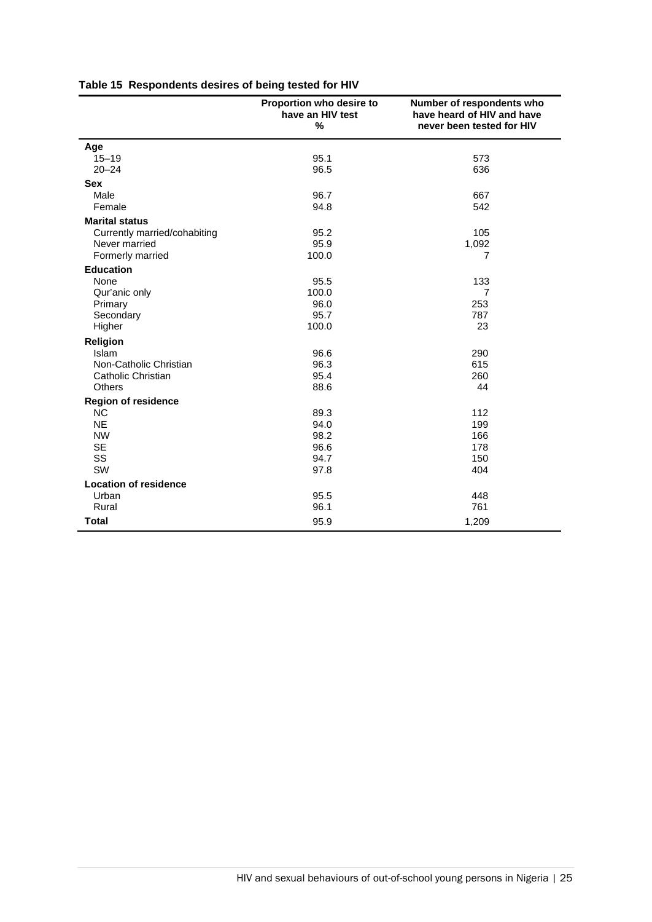**Table 15 Respondents desires of being tested for HIV**

| | Proportion who desire to have an HIV test % | Number of respondents who have heard of HIV and have never been tested for HIV |
|---|---|---|
| **Age** | | |
| 15–19 | 95.1 | 573 |
| 20–24 | 96.5 | 636 |
| **Sex** | | |
| Male | 96.7 | 667 |
| Female | 94.8 | 542 |
| **Marital status** | | |
| Currently married/cohabiting | 95.2 | 105 |
| Never married | 95.9 | 1,092 |
| Formerly married | 100.0 | 7 |
| **Education** | | |
| None | 95.5 | 133 |
| Qur'anic only | 100.0 | 7 |
| Primary | 96.0 | 253 |
| Secondary | 95.7 | 787 |
| Higher | 100.0 | 23 |
| **Religion** | | |
| Islam | 96.6 | 290 |
| Non-Catholic Christian | 96.3 | 615 |
| Catholic Christian | 95.4 | 260 |
| Others | 88.6 | 44 |
| **Region of residence** | | |
| NC | 89.3 | 112 |
| NE | 94.0 | 199 |
| NW | 98.2 | 166 |
| SE | 96.6 | 178 |
| SS | 94.7 | 150 |
| SW | 97.8 | 404 |
| **Location of residence** | | |
| Urban | 95.5 | 448 |
| Rural | 96.1 | 761 |
| **Total** | 95.9 | 1,209 |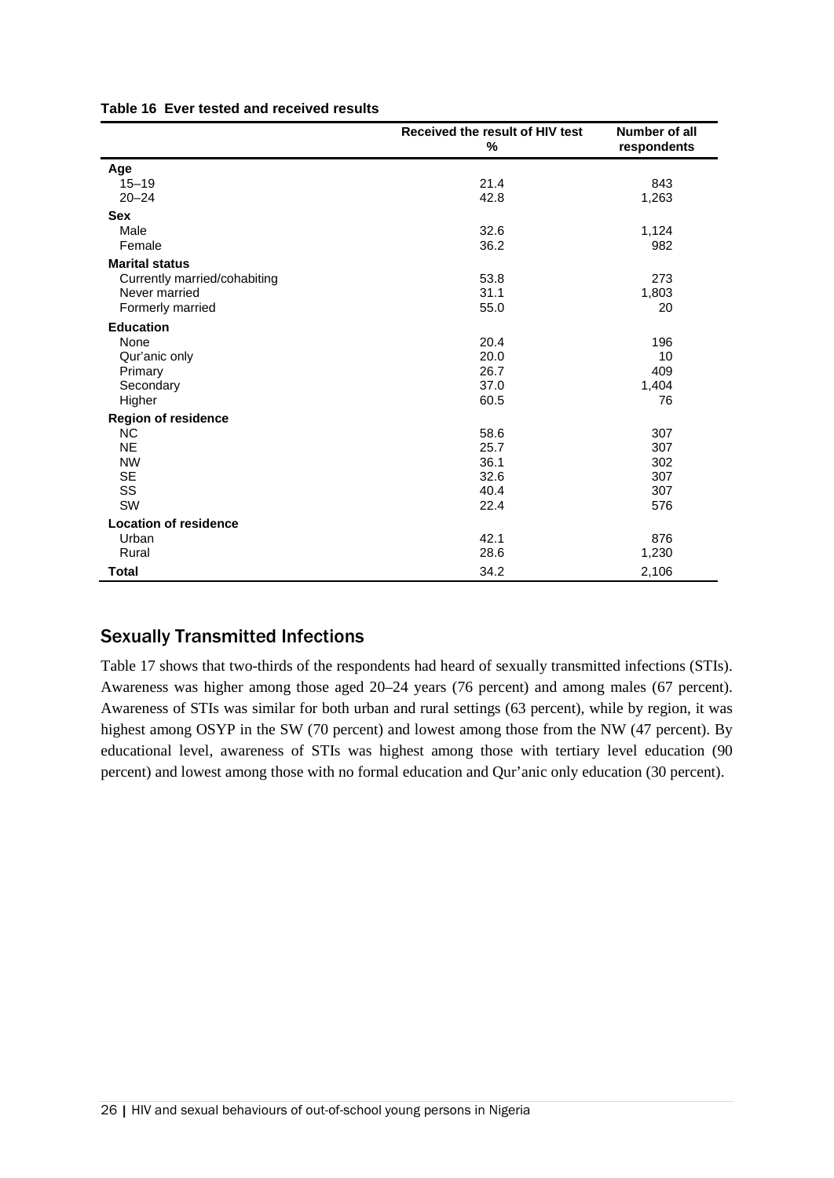**Table 16 Ever tested and received results**

| | Received the result of HIV test % | Number of all respondents |
|---|---|---|
| **Age** | | |
| 15–19 | 21.4 | 843 |
| 20–24 | 42.8 | 1,263 |
| **Sex** | | |
| Male | 32.6 | 1,124 |
| Female | 36.2 | 982 |
| **Marital status** | | |
| Currently married/cohabiting | 53.8 | 273 |
| Never married | 31.1 | 1,803 |
| Formerly married | 55.0 | 20 |
| **Education** | | |
| None | 20.4 | 196 |
| Qur'anic only | 20.0 | 10 |
| Primary | 26.7 | 409 |
| Secondary | 37.0 | 1,404 |
| Higher | 60.5 | 76 |
| **Region of residence** | | |
| NC | 58.6 | 307 |
| NE | 25.7 | 307 |
| NW | 36.1 | 302 |
| SE | 32.6 | 307 |
| SS | 40.4 | 307 |
| SW | 22.4 | 576 |
| **Location of residence** | | |
| Urban | 42.1 | 876 |
| Rural | 28.6 | 1,230 |
| **Total** | 34.2 | 2,106 |

## Sexually Transmitted Infections

Table 17 shows that two-thirds of the respondents had heard of sexually transmitted infections (STIs). Awareness was higher among those aged 20–24 years (76 percent) and among males (67 percent). Awareness of STIs was similar for both urban and rural settings (63 percent), while by region, it was highest among OSYP in the SW (70 percent) and lowest among those from the NW (47 percent). By educational level, awareness of STIs was highest among those with tertiary level education (90 percent) and lowest among those with no formal education and Qur'anic only education (30 percent).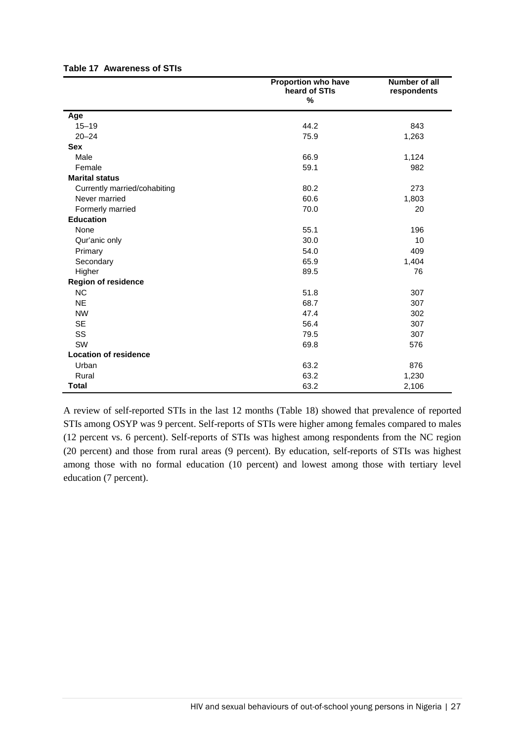**Table 17 Awareness of STIs**

| | Proportion who have heard of STIs % | Number of all respondents |
|---|---|---|
| **Age** | | |
| 15–19 | 44.2 | 843 |
| 20–24 | 75.9 | 1,263 |
| **Sex** | | |
| Male | 66.9 | 1,124 |
| Female | 59.1 | 982 |
| **Marital status** | | |
| Currently married/cohabiting | 80.2 | 273 |
| Never married | 60.6 | 1,803 |
| Formerly married | 70.0 | 20 |
| **Education** | | |
| None | 55.1 | 196 |
| Qur'anic only | 30.0 | 10 |
| Primary | 54.0 | 409 |
| Secondary | 65.9 | 1,404 |
| Higher | 89.5 | 76 |
| **Region of residence** | | |
| NC | 51.8 | 307 |
| NE | 68.7 | 307 |
| NW | 47.4 | 302 |
| SE | 56.4 | 307 |
| SS | 79.5 | 307 |
| SW | 69.8 | 576 |
| **Location of residence** | | |
| Urban | 63.2 | 876 |
| Rural | 63.2 | 1,230 |
| **Total** | 63.2 | 2,106 |

A review of self-reported STIs in the last 12 months (Table 18) showed that prevalence of reported STIs among OSYP was 9 percent. Self-reports of STIs were higher among females compared to males (12 percent vs. 6 percent). Self-reports of STIs was highest among respondents from the NC region (20 percent) and those from rural areas (9 percent). By education, self-reports of STIs was highest among those with no formal education (10 percent) and lowest among those with tertiary level education (7 percent).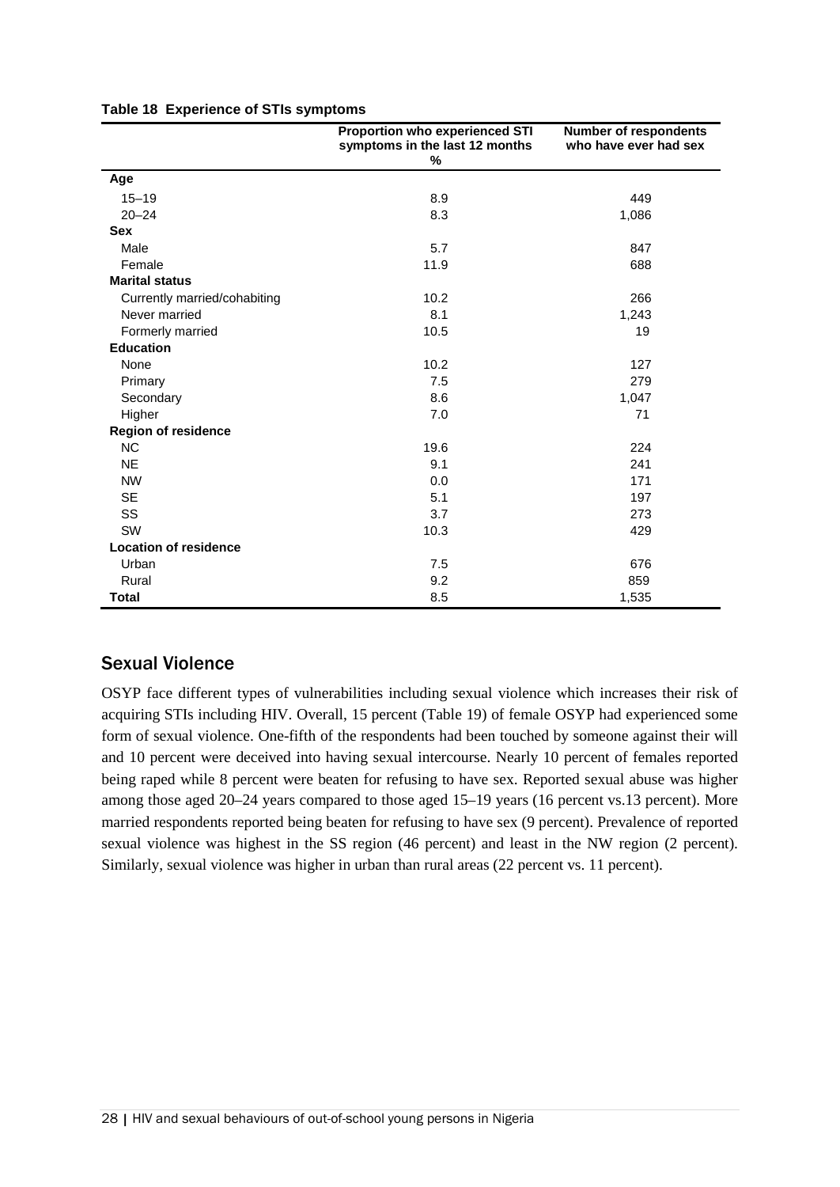**Table 18 Experience of STIs symptoms**

| | Proportion who experienced STI symptoms in the last 12 months % | Number of respondents who have ever had sex |
|---|---|---|
| **Age** | | |
| 15–19 | 8.9 | 449 |
| 20–24 | 8.3 | 1,086 |
| **Sex** | | |
| Male | 5.7 | 847 |
| Female | 11.9 | 688 |
| **Marital status** | | |
| Currently married/cohabiting | 10.2 | 266 |
| Never married | 8.1 | 1,243 |
| Formerly married | 10.5 | 19 |
| **Education** | | |
| None | 10.2 | 127 |
| Primary | 7.5 | 279 |
| Secondary | 8.6 | 1,047 |
| Higher | 7.0 | 71 |
| **Region of residence** | | |
| NC | 19.6 | 224 |
| NE | 9.1 | 241 |
| NW | 0.0 | 171 |
| SE | 5.1 | 197 |
| SS | 3.7 | 273 |
| SW | 10.3 | 429 |
| **Location of residence** | | |
| Urban | 7.5 | 676 |
| Rural | 9.2 | 859 |
| **Total** | 8.5 | 1,535 |

## Sexual Violence

OSYP face different types of vulnerabilities including sexual violence which increases their risk of acquiring STIs including HIV. Overall, 15 percent (Table 19) of female OSYP had experienced some form of sexual violence. One-fifth of the respondents had been touched by someone against their will and 10 percent were deceived into having sexual intercourse. Nearly 10 percent of females reported being raped while 8 percent were beaten for refusing to have sex. Reported sexual abuse was higher among those aged 20–24 years compared to those aged 15–19 years (16 percent vs.13 percent). More married respondents reported being beaten for refusing to have sex (9 percent). Prevalence of reported sexual violence was highest in the SS region (46 percent) and least in the NW region (2 percent). Similarly, sexual violence was higher in urban than rural areas (22 percent vs. 11 percent).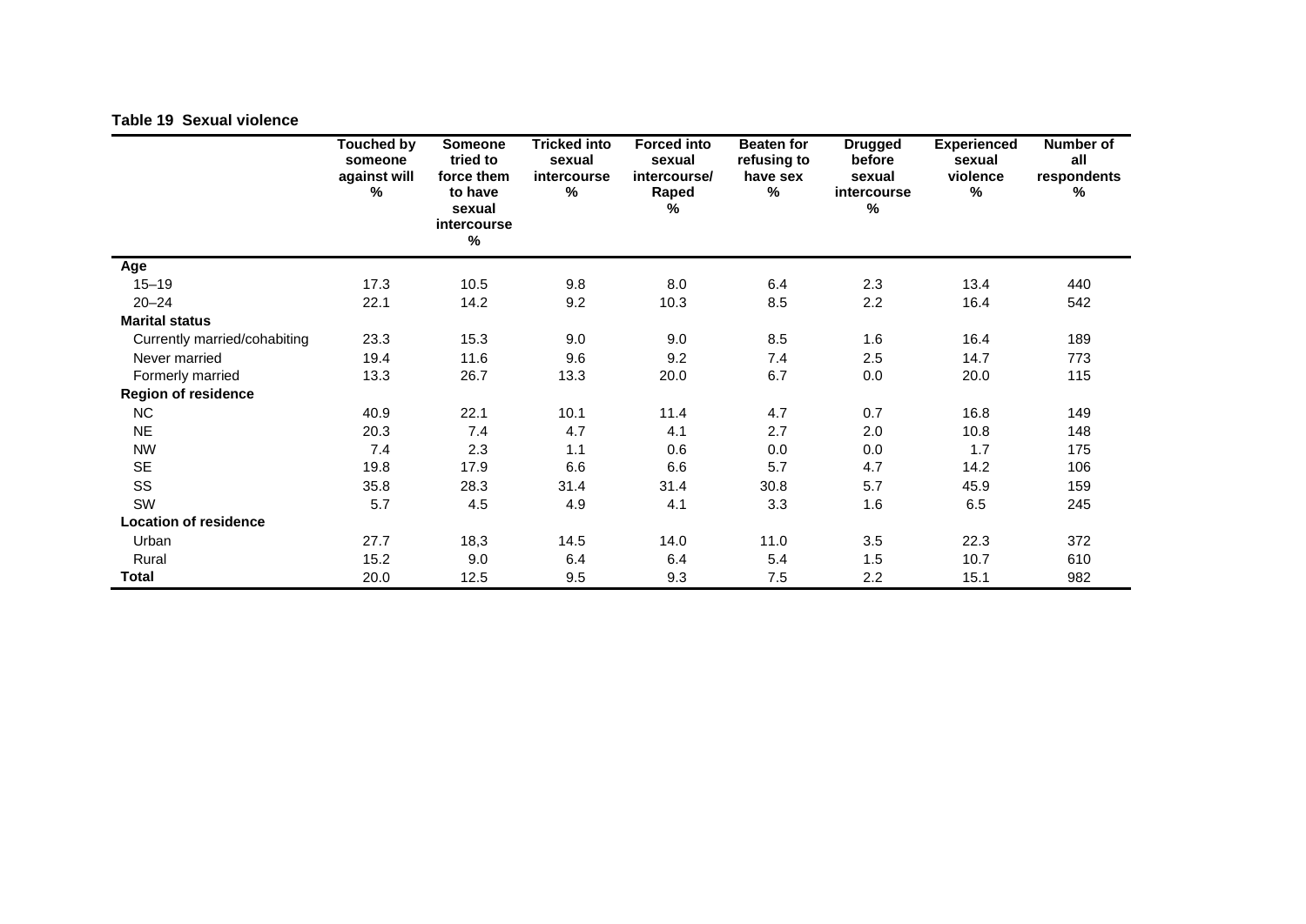**Table 19  Sexual violence**

| | Touched by someone against will % | Someone tried to force them to have sexual intercourse % | Tricked into sexual intercourse % | Forced into sexual intercourse/ Raped % | Beaten for refusing to have sex % | Drugged before sexual intercourse % | Experienced sexual violence % | Number of all respondents % |
|---|---|---|---|---|---|---|---|---|
| **Age** | | | | | | | | |
| 15–19 | 17.3 | 10.5 | 9.8 | 8.0 | 6.4 | 2.3 | 13.4 | 440 |
| 20–24 | 22.1 | 14.2 | 9.2 | 10.3 | 8.5 | 2.2 | 16.4 | 542 |
| **Marital status** | | | | | | | | |
| Currently married/cohabiting | 23.3 | 15.3 | 9.0 | 9.0 | 8.5 | 1.6 | 16.4 | 189 |
| Never married | 19.4 | 11.6 | 9.6 | 9.2 | 7.4 | 2.5 | 14.7 | 773 |
| Formerly married | 13.3 | 26.7 | 13.3 | 20.0 | 6.7 | 0.0 | 20.0 | 115 |
| **Region of residence** | | | | | | | | |
| NC | 40.9 | 22.1 | 10.1 | 11.4 | 4.7 | 0.7 | 16.8 | 149 |
| NE | 20.3 | 7.4 | 4.7 | 4.1 | 2.7 | 2.0 | 10.8 | 148 |
| NW | 7.4 | 2.3 | 1.1 | 0.6 | 0.0 | 0.0 | 1.7 | 175 |
| SE | 19.8 | 17.9 | 6.6 | 6.6 | 5.7 | 4.7 | 14.2 | 106 |
| SS | 35.8 | 28.3 | 31.4 | 31.4 | 30.8 | 5.7 | 45.9 | 159 |
| SW | 5.7 | 4.5 | 4.9 | 4.1 | 3.3 | 1.6 | 6.5 | 245 |
| **Location of residence** | | | | | | | | |
| Urban | 27.7 | 18,3 | 14.5 | 14.0 | 11.0 | 3.5 | 22.3 | 372 |
| Rural | 15.2 | 9.0 | 6.4 | 6.4 | 5.4 | 1.5 | 10.7 | 610 |
| **Total** | 20.0 | 12.5 | 9.5 | 9.3 | 7.5 | 2.2 | 15.1 | 982 |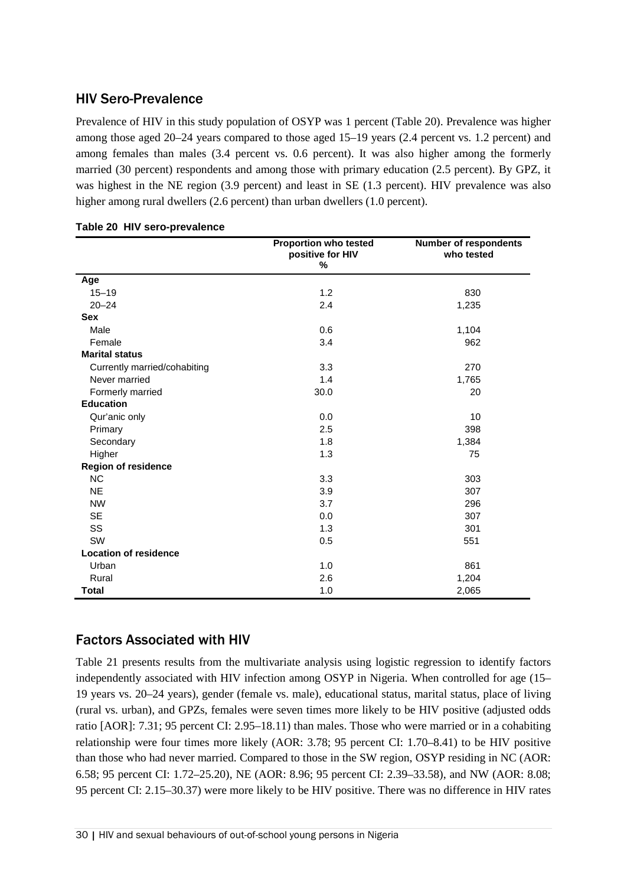## HIV Sero-Prevalence

Prevalence of HIV in this study population of OSYP was 1 percent (Table 20). Prevalence was higher among those aged 20–24 years compared to those aged 15–19 years (2.4 percent vs. 1.2 percent) and among females than males (3.4 percent vs. 0.6 percent). It was also higher among the formerly married (30 percent) respondents and among those with primary education (2.5 percent). By GPZ, it was highest in the NE region (3.9 percent) and least in SE (1.3 percent). HIV prevalence was also higher among rural dwellers (2.6 percent) than urban dwellers (1.0 percent).

**Table 20 HIV sero-prevalence**

| | Proportion who tested positive for HIV % | Number of respondents who tested |
|---|---|---|
| **Age** | | |
| 15–19 | 1.2 | 830 |
| 20–24 | 2.4 | 1,235 |
| **Sex** | | |
| Male | 0.6 | 1,104 |
| Female | 3.4 | 962 |
| **Marital status** | | |
| Currently married/cohabiting | 3.3 | 270 |
| Never married | 1.4 | 1,765 |
| Formerly married | 30.0 | 20 |
| **Education** | | |
| Qur'anic only | 0.0 | 10 |
| Primary | 2.5 | 398 |
| Secondary | 1.8 | 1,384 |
| Higher | 1.3 | 75 |
| **Region of residence** | | |
| NC | 3.3 | 303 |
| NE | 3.9 | 307 |
| NW | 3.7 | 296 |
| SE | 0.0 | 307 |
| SS | 1.3 | 301 |
| SW | 0.5 | 551 |
| **Location of residence** | | |
| Urban | 1.0 | 861 |
| Rural | 2.6 | 1,204 |
| **Total** | 1.0 | 2,065 |

## Factors Associated with HIV

Table 21 presents results from the multivariate analysis using logistic regression to identify factors independently associated with HIV infection among OSYP in Nigeria. When controlled for age (15–19 years vs. 20–24 years), gender (female vs. male), educational status, marital status, place of living (rural vs. urban), and GPZs, females were seven times more likely to be HIV positive (adjusted odds ratio [AOR]: 7.31; 95 percent CI: 2.95–18.11) than males. Those who were married or in a cohabiting relationship were four times more likely (AOR: 3.78; 95 percent CI: 1.70–8.41) to be HIV positive than those who had never married. Compared to those in the SW region, OSYP residing in NC (AOR: 6.58; 95 percent CI: 1.72–25.20), NE (AOR: 8.96; 95 percent CI: 2.39–33.58), and NW (AOR: 8.08; 95 percent CI: 2.15–30.37) were more likely to be HIV positive. There was no difference in HIV rates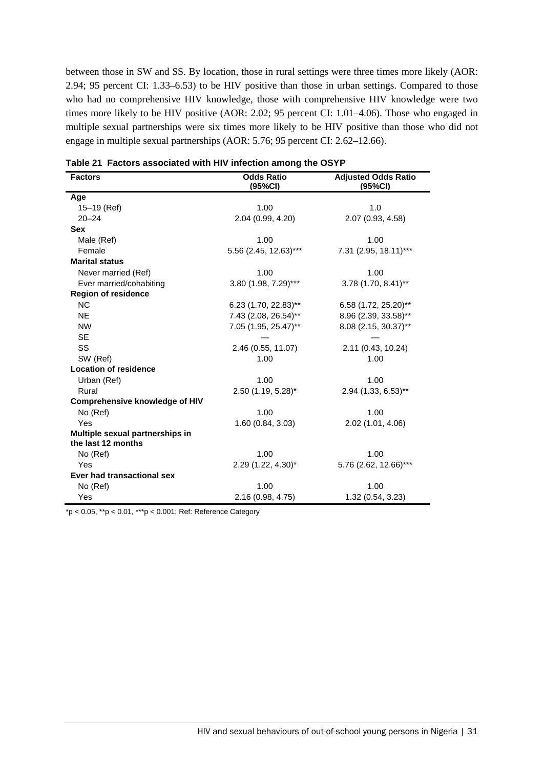between those in SW and SS. By location, those in rural settings were three times more likely (AOR: 2.94; 95 percent CI: 1.33–6.53) to be HIV positive than those in urban settings. Compared to those who had no comprehensive HIV knowledge, those with comprehensive HIV knowledge were two times more likely to be HIV positive (AOR: 2.02; 95 percent CI: 1.01–4.06). Those who engaged in multiple sexual partnerships were six times more likely to be HIV positive than those who did not engage in multiple sexual partnerships (AOR: 5.76; 95 percent CI: 2.62–12.66).

**Table 21 Factors associated with HIV infection among the OSYP**

| Factors | Odds Ratio (95%CI) | Adjusted Odds Ratio (95%CI) |
|---|---|---|
| **Age** | | |
| 15–19 (Ref) | 1.00 | 1.0 |
| 20–24 | 2.04 (0.99, 4.20) | 2.07 (0.93, 4.58) |
| **Sex** | | |
| Male (Ref) | 1.00 | 1.00 |
| Female | 5.56 (2.45, 12.63)*** | 7.31 (2.95, 18.11)*** |
| **Marital status** | | |
| Never married (Ref) | 1.00 | 1.00 |
| Ever married/cohabiting | 3.80 (1.98, 7.29)*** | 3.78 (1.70, 8.41)** |
| **Region of residence** | | |
| NC | 6.23 (1.70, 22.83)** | 6.58 (1.72, 25.20)** |
| NE | 7.43 (2.08, 26.54)** | 8.96 (2.39, 33.58)** |
| NW | 7.05 (1.95, 25.47)** | 8.08 (2.15, 30.37)** |
| SE | — | — |
| SS | 2.46 (0.55, 11.07) | 2.11 (0.43, 10.24) |
| SW (Ref) | 1.00 | 1.00 |
| **Location of residence** | | |
| Urban (Ref) | 1.00 | 1.00 |
| Rural | 2.50 (1.19, 5.28)* | 2.94 (1.33, 6.53)** |
| **Comprehensive knowledge of HIV** | | |
| No (Ref) | 1.00 | 1.00 |
| Yes | 1.60 (0.84, 3.03) | 2.02 (1.01, 4.06) |
| **Multiple sexual partnerships in the last 12 months** | | |
| No (Ref) | 1.00 | 1.00 |
| Yes | 2.29 (1.22, 4.30)* | 5.76 (2.62, 12.66)*** |
| **Ever had transactional sex** | | |
| No (Ref) | 1.00 | 1.00 |
| Yes | 2.16 (0.98, 4.75) | 1.32 (0.54, 3.23) |

*p < 0.05, **p < 0.01, ***p < 0.001; Ref: Reference Category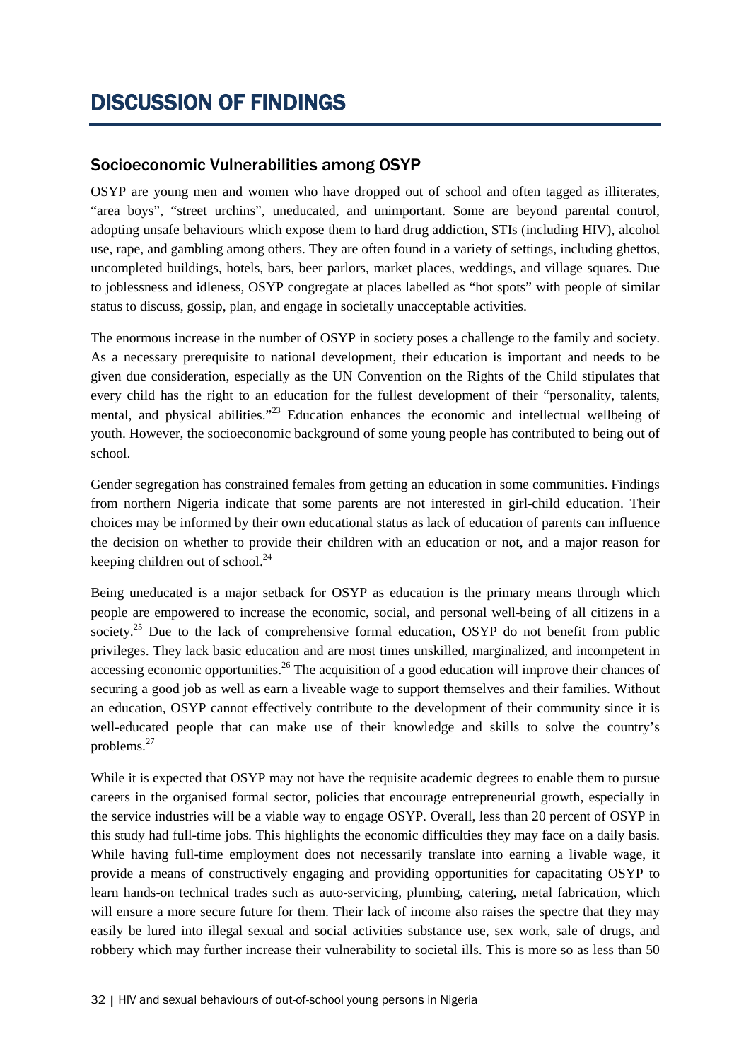# DISCUSSION OF FINDINGS

## Socioeconomic Vulnerabilities among OSYP

OSYP are young men and women who have dropped out of school and often tagged as illiterates, "area boys", "street urchins", uneducated, and unimportant. Some are beyond parental control, adopting unsafe behaviours which expose them to hard drug addiction, STIs (including HIV), alcohol use, rape, and gambling among others. They are often found in a variety of settings, including ghettos, uncompleted buildings, hotels, bars, beer parlors, market places, weddings, and village squares. Due to joblessness and idleness, OSYP congregate at places labelled as "hot spots" with people of similar status to discuss, gossip, plan, and engage in societally unacceptable activities.

The enormous increase in the number of OSYP in society poses a challenge to the family and society. As a necessary prerequisite to national development, their education is important and needs to be given due consideration, especially as the UN Convention on the Rights of the Child stipulates that every child has the right to an education for the fullest development of their "personality, talents, mental, and physical abilities."[23] Education enhances the economic and intellectual wellbeing of youth. However, the socioeconomic background of some young people has contributed to being out of school.

Gender segregation has constrained females from getting an education in some communities. Findings from northern Nigeria indicate that some parents are not interested in girl-child education. Their choices may be informed by their own educational status as lack of education of parents can influence the decision on whether to provide their children with an education or not, and a major reason for keeping children out of school.[24]

Being uneducated is a major setback for OSYP as education is the primary means through which people are empowered to increase the economic, social, and personal well-being of all citizens in a society.[25] Due to the lack of comprehensive formal education, OSYP do not benefit from public privileges. They lack basic education and are most times unskilled, marginalized, and incompetent in accessing economic opportunities.[26] The acquisition of a good education will improve their chances of securing a good job as well as earn a liveable wage to support themselves and their families. Without an education, OSYP cannot effectively contribute to the development of their community since it is well-educated people that can make use of their knowledge and skills to solve the country's problems.[27]

While it is expected that OSYP may not have the requisite academic degrees to enable them to pursue careers in the organised formal sector, policies that encourage entrepreneurial growth, especially in the service industries will be a viable way to engage OSYP. Overall, less than 20 percent of OSYP in this study had full-time jobs. This highlights the economic difficulties they may face on a daily basis. While having full-time employment does not necessarily translate into earning a livable wage, it provide a means of constructively engaging and providing opportunities for capacitating OSYP to learn hands-on technical trades such as auto-servicing, plumbing, catering, metal fabrication, which will ensure a more secure future for them. Their lack of income also raises the spectre that they may easily be lured into illegal sexual and social activities substance use, sex work, sale of drugs, and robbery which may further increase their vulnerability to societal ills. This is more so as less than 50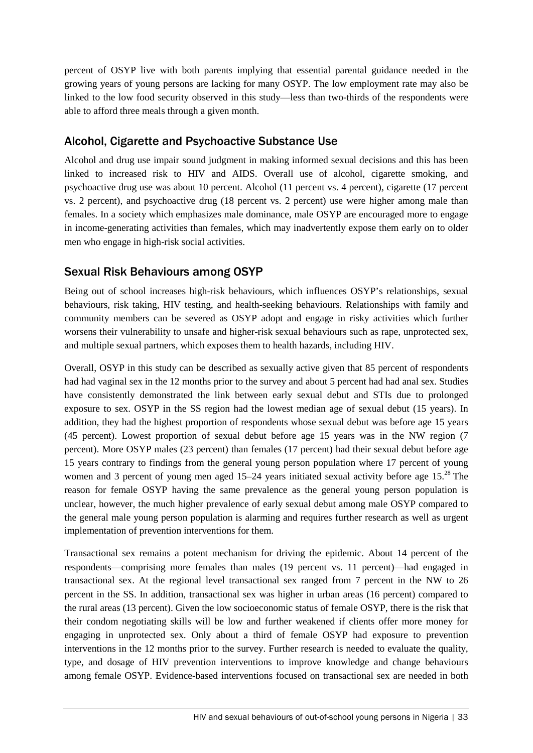percent of OSYP live with both parents implying that essential parental guidance needed in the growing years of young persons are lacking for many OSYP. The low employment rate may also be linked to the low food security observed in this study—less than two-thirds of the respondents were able to afford three meals through a given month.

## Alcohol, Cigarette and Psychoactive Substance Use

Alcohol and drug use impair sound judgment in making informed sexual decisions and this has been linked to increased risk to HIV and AIDS. Overall use of alcohol, cigarette smoking, and psychoactive drug use was about 10 percent. Alcohol (11 percent vs. 4 percent), cigarette (17 percent vs. 2 percent), and psychoactive drug (18 percent vs. 2 percent) use were higher among male than females. In a society which emphasizes male dominance, male OSYP are encouraged more to engage in income-generating activities than females, which may inadvertently expose them early on to older men who engage in high-risk social activities.

## Sexual Risk Behaviours among OSYP

Being out of school increases high-risk behaviours, which influences OSYP's relationships, sexual behaviours, risk taking, HIV testing, and health-seeking behaviours. Relationships with family and community members can be severed as OSYP adopt and engage in risky activities which further worsens their vulnerability to unsafe and higher-risk sexual behaviours such as rape, unprotected sex, and multiple sexual partners, which exposes them to health hazards, including HIV.

Overall, OSYP in this study can be described as sexually active given that 85 percent of respondents had had vaginal sex in the 12 months prior to the survey and about 5 percent had had anal sex. Studies have consistently demonstrated the link between early sexual debut and STIs due to prolonged exposure to sex. OSYP in the SS region had the lowest median age of sexual debut (15 years). In addition, they had the highest proportion of respondents whose sexual debut was before age 15 years (45 percent). Lowest proportion of sexual debut before age 15 years was in the NW region (7 percent). More OSYP males (23 percent) than females (17 percent) had their sexual debut before age 15 years contrary to findings from the general young person population where 17 percent of young women and 3 percent of young men aged 15–24 years initiated sexual activity before age 15.[28] The reason for female OSYP having the same prevalence as the general young person population is unclear, however, the much higher prevalence of early sexual debut among male OSYP compared to the general male young person population is alarming and requires further research as well as urgent implementation of prevention interventions for them.

Transactional sex remains a potent mechanism for driving the epidemic. About 14 percent of the respondents—comprising more females than males (19 percent vs. 11 percent)—had engaged in transactional sex. At the regional level transactional sex ranged from 7 percent in the NW to 26 percent in the SS. In addition, transactional sex was higher in urban areas (16 percent) compared to the rural areas (13 percent). Given the low socioeconomic status of female OSYP, there is the risk that their condom negotiating skills will be low and further weakened if clients offer more money for engaging in unprotected sex. Only about a third of female OSYP had exposure to prevention interventions in the 12 months prior to the survey. Further research is needed to evaluate the quality, type, and dosage of HIV prevention interventions to improve knowledge and change behaviours among female OSYP. Evidence-based interventions focused on transactional sex are needed in both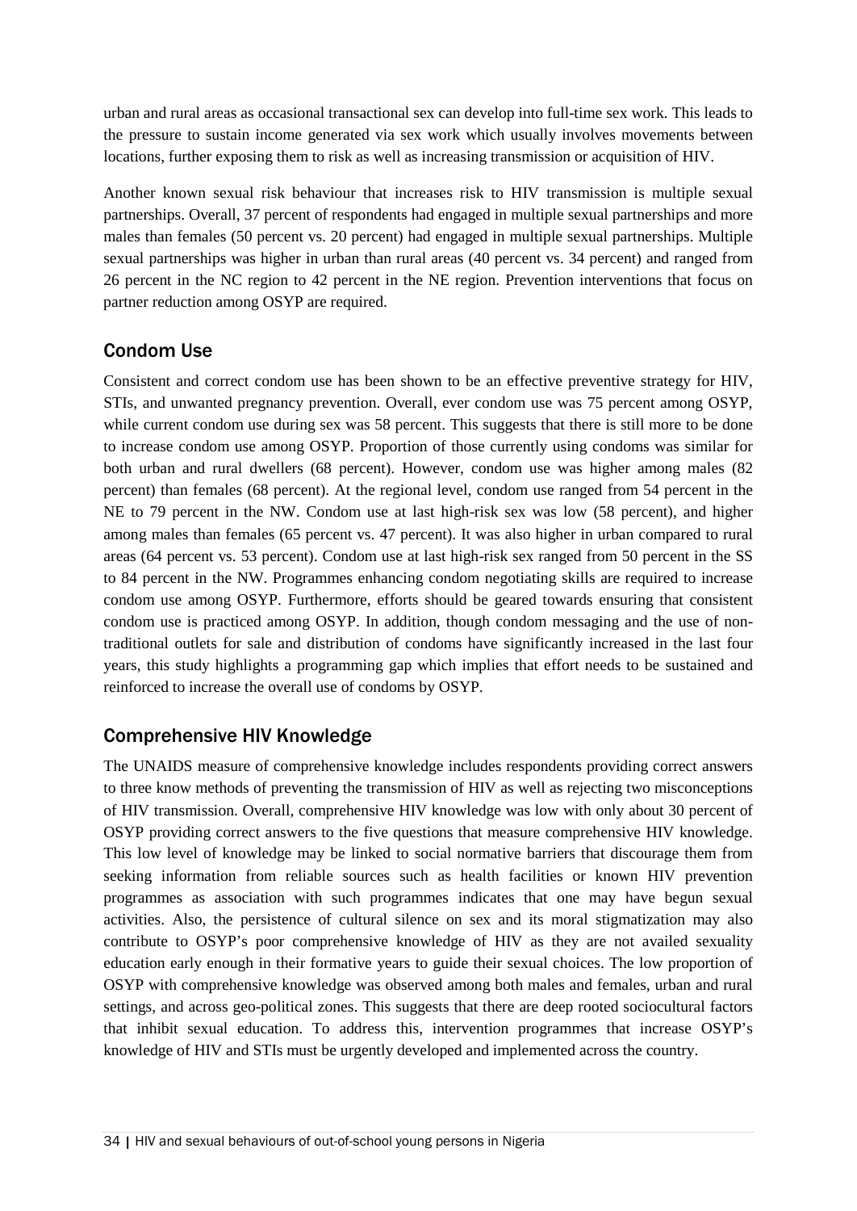urban and rural areas as occasional transactional sex can develop into full-time sex work. This leads to the pressure to sustain income generated via sex work which usually involves movements between locations, further exposing them to risk as well as increasing transmission or acquisition of HIV.

Another known sexual risk behaviour that increases risk to HIV transmission is multiple sexual partnerships. Overall, 37 percent of respondents had engaged in multiple sexual partnerships and more males than females (50 percent vs. 20 percent) had engaged in multiple sexual partnerships. Multiple sexual partnerships was higher in urban than rural areas (40 percent vs. 34 percent) and ranged from 26 percent in the NC region to 42 percent in the NE region. Prevention interventions that focus on partner reduction among OSYP are required.

## Condom Use

Consistent and correct condom use has been shown to be an effective preventive strategy for HIV, STIs, and unwanted pregnancy prevention. Overall, ever condom use was 75 percent among OSYP, while current condom use during sex was 58 percent. This suggests that there is still more to be done to increase condom use among OSYP. Proportion of those currently using condoms was similar for both urban and rural dwellers (68 percent). However, condom use was higher among males (82 percent) than females (68 percent). At the regional level, condom use ranged from 54 percent in the NE to 79 percent in the NW. Condom use at last high-risk sex was low (58 percent), and higher among males than females (65 percent vs. 47 percent). It was also higher in urban compared to rural areas (64 percent vs. 53 percent). Condom use at last high-risk sex ranged from 50 percent in the SS to 84 percent in the NW. Programmes enhancing condom negotiating skills are required to increase condom use among OSYP. Furthermore, efforts should be geared towards ensuring that consistent condom use is practiced among OSYP. In addition, though condom messaging and the use of non-traditional outlets for sale and distribution of condoms have significantly increased in the last four years, this study highlights a programming gap which implies that effort needs to be sustained and reinforced to increase the overall use of condoms by OSYP.

## Comprehensive HIV Knowledge

The UNAIDS measure of comprehensive knowledge includes respondents providing correct answers to three know methods of preventing the transmission of HIV as well as rejecting two misconceptions of HIV transmission. Overall, comprehensive HIV knowledge was low with only about 30 percent of OSYP providing correct answers to the five questions that measure comprehensive HIV knowledge. This low level of knowledge may be linked to social normative barriers that discourage them from seeking information from reliable sources such as health facilities or known HIV prevention programmes as association with such programmes indicates that one may have begun sexual activities. Also, the persistence of cultural silence on sex and its moral stigmatization may also contribute to OSYP's poor comprehensive knowledge of HIV as they are not availed sexuality education early enough in their formative years to guide their sexual choices. The low proportion of OSYP with comprehensive knowledge was observed among both males and females, urban and rural settings, and across geo-political zones. This suggests that there are deep rooted sociocultural factors that inhibit sexual education. To address this, intervention programmes that increase OSYP's knowledge of HIV and STIs must be urgently developed and implemented across the country.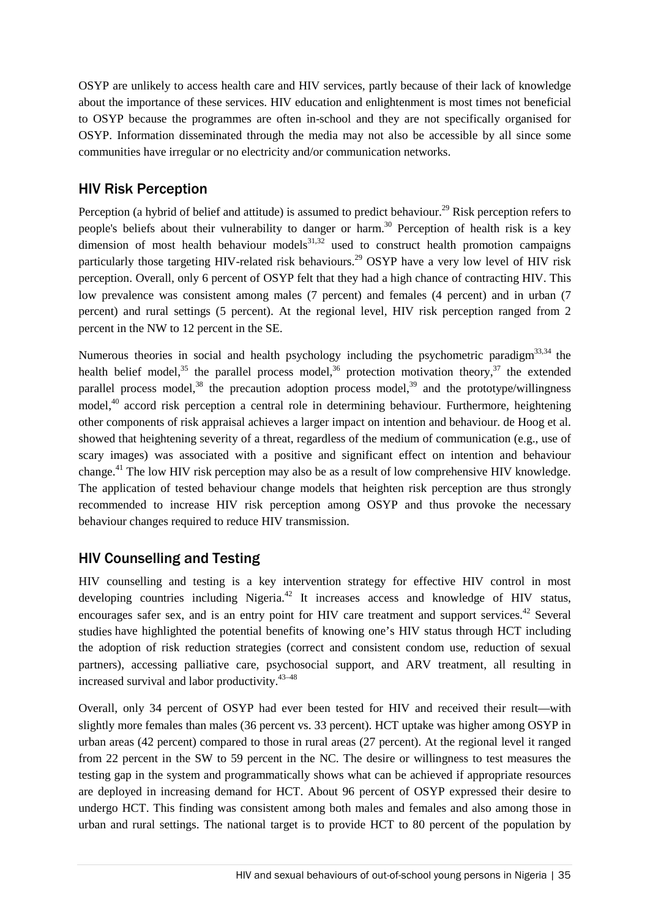OSYP are unlikely to access health care and HIV services, partly because of their lack of knowledge about the importance of these services. HIV education and enlightenment is most times not beneficial to OSYP because the programmes are often in-school and they are not specifically organised for OSYP. Information disseminated through the media may not also be accessible by all since some communities have irregular or no electricity and/or communication networks.

## HIV Risk Perception

Perception (a hybrid of belief and attitude) is assumed to predict behaviour.[29] Risk perception refers to people's beliefs about their vulnerability to danger or harm.[30] Perception of health risk is a key dimension of most health behaviour models[31,32] used to construct health promotion campaigns particularly those targeting HIV-related risk behaviours.[29] OSYP have a very low level of HIV risk perception. Overall, only 6 percent of OSYP felt that they had a high chance of contracting HIV. This low prevalence was consistent among males (7 percent) and females (4 percent) and in urban (7 percent) and rural settings (5 percent). At the regional level, HIV risk perception ranged from 2 percent in the NW to 12 percent in the SE.

Numerous theories in social and health psychology including the psychometric paradigm[33,34] the health belief model,[35] the parallel process model,[36] protection motivation theory,[37] the extended parallel process model,[38] the precaution adoption process model,[39] and the prototype/willingness model,[40] accord risk perception a central role in determining behaviour. Furthermore, heightening other components of risk appraisal achieves a larger impact on intention and behaviour. de Hoog et al. showed that heightening severity of a threat, regardless of the medium of communication (e.g., use of scary images) was associated with a positive and significant effect on intention and behaviour change.[41] The low HIV risk perception may also be as a result of low comprehensive HIV knowledge. The application of tested behaviour change models that heighten risk perception are thus strongly recommended to increase HIV risk perception among OSYP and thus provoke the necessary behaviour changes required to reduce HIV transmission.

## HIV Counselling and Testing

HIV counselling and testing is a key intervention strategy for effective HIV control in most developing countries including Nigeria.[42] It increases access and knowledge of HIV status, encourages safer sex, and is an entry point for HIV care treatment and support services.[42] Several studies have highlighted the potential benefits of knowing one's HIV status through HCT including the adoption of risk reduction strategies (correct and consistent condom use, reduction of sexual partners), accessing palliative care, psychosocial support, and ARV treatment, all resulting in increased survival and labor productivity.[43–48]

Overall, only 34 percent of OSYP had ever been tested for HIV and received their result—with slightly more females than males (36 percent vs. 33 percent). HCT uptake was higher among OSYP in urban areas (42 percent) compared to those in rural areas (27 percent). At the regional level it ranged from 22 percent in the SW to 59 percent in the NC. The desire or willingness to test measures the testing gap in the system and programmatically shows what can be achieved if appropriate resources are deployed in increasing demand for HCT. About 96 percent of OSYP expressed their desire to undergo HCT. This finding was consistent among both males and females and also among those in urban and rural settings. The national target is to provide HCT to 80 percent of the population by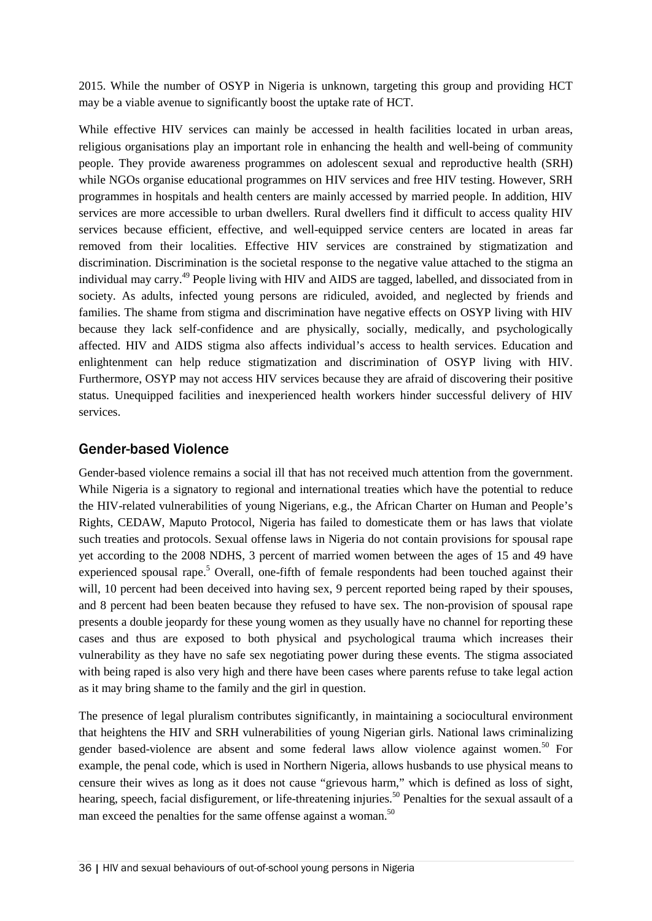2015. While the number of OSYP in Nigeria is unknown, targeting this group and providing HCT may be a viable avenue to significantly boost the uptake rate of HCT.

While effective HIV services can mainly be accessed in health facilities located in urban areas, religious organisations play an important role in enhancing the health and well-being of community people. They provide awareness programmes on adolescent sexual and reproductive health (SRH) while NGOs organise educational programmes on HIV services and free HIV testing. However, SRH programmes in hospitals and health centers are mainly accessed by married people. In addition, HIV services are more accessible to urban dwellers. Rural dwellers find it difficult to access quality HIV services because efficient, effective, and well-equipped service centers are located in areas far removed from their localities. Effective HIV services are constrained by stigmatization and discrimination. Discrimination is the societal response to the negative value attached to the stigma an individual may carry.[49] People living with HIV and AIDS are tagged, labelled, and dissociated from in society. As adults, infected young persons are ridiculed, avoided, and neglected by friends and families. The shame from stigma and discrimination have negative effects on OSYP living with HIV because they lack self-confidence and are physically, socially, medically, and psychologically affected. HIV and AIDS stigma also affects individual's access to health services. Education and enlightenment can help reduce stigmatization and discrimination of OSYP living with HIV. Furthermore, OSYP may not access HIV services because they are afraid of discovering their positive status. Unequipped facilities and inexperienced health workers hinder successful delivery of HIV services.

## Gender-based Violence

Gender-based violence remains a social ill that has not received much attention from the government. While Nigeria is a signatory to regional and international treaties which have the potential to reduce the HIV-related vulnerabilities of young Nigerians, e.g., the African Charter on Human and People's Rights, CEDAW, Maputo Protocol, Nigeria has failed to domesticate them or has laws that violate such treaties and protocols. Sexual offense laws in Nigeria do not contain provisions for spousal rape yet according to the 2008 NDHS, 3 percent of married women between the ages of 15 and 49 have experienced spousal rape.[5] Overall, one-fifth of female respondents had been touched against their will, 10 percent had been deceived into having sex, 9 percent reported being raped by their spouses, and 8 percent had been beaten because they refused to have sex. The non-provision of spousal rape presents a double jeopardy for these young women as they usually have no channel for reporting these cases and thus are exposed to both physical and psychological trauma which increases their vulnerability as they have no safe sex negotiating power during these events. The stigma associated with being raped is also very high and there have been cases where parents refuse to take legal action as it may bring shame to the family and the girl in question.

The presence of legal pluralism contributes significantly, in maintaining a sociocultural environment that heightens the HIV and SRH vulnerabilities of young Nigerian girls. National laws criminalizing gender based-violence are absent and some federal laws allow violence against women.[50] For example, the penal code, which is used in Northern Nigeria, allows husbands to use physical means to censure their wives as long as it does not cause "grievous harm," which is defined as loss of sight, hearing, speech, facial disfigurement, or life-threatening injuries.[50] Penalties for the sexual assault of a man exceed the penalties for the same offense against a woman.[50]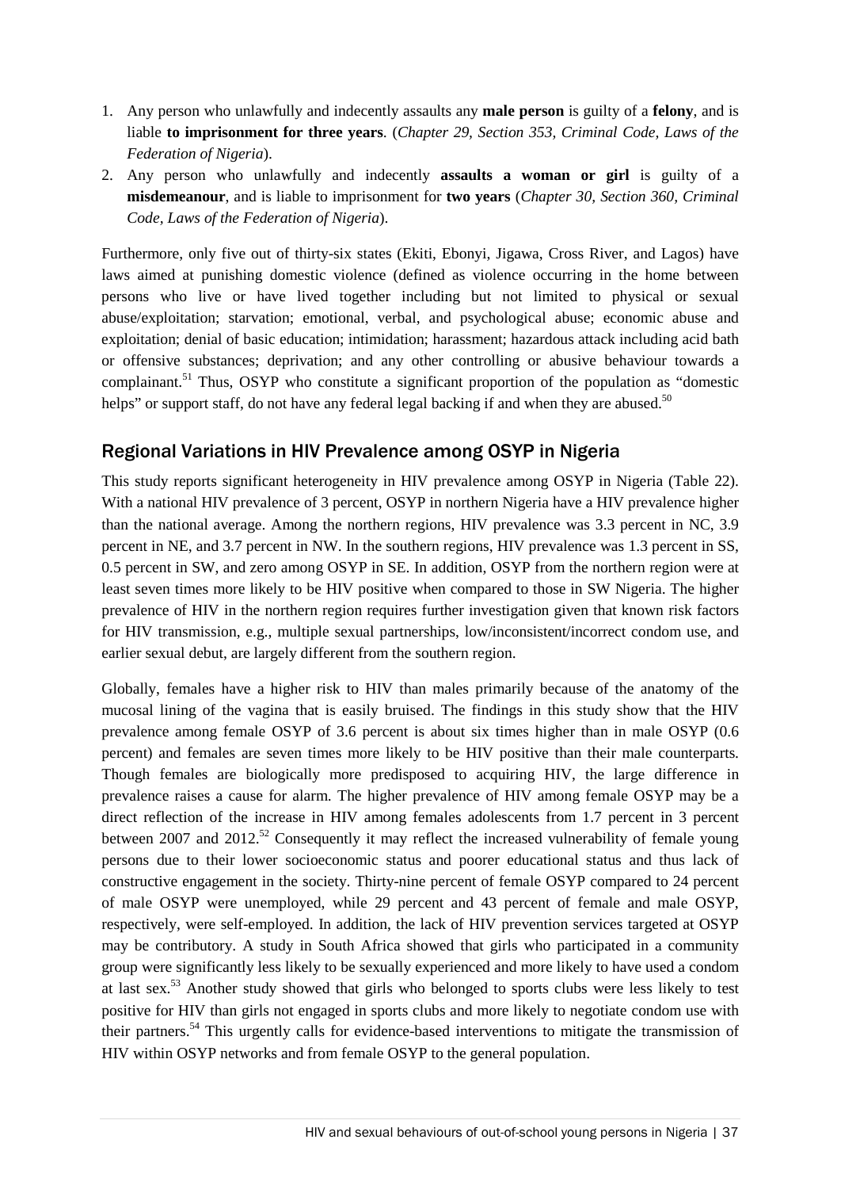1. Any person who unlawfully and indecently assaults any **male person** is guilty of a **felony**, and is liable **to imprisonment for three years**. (*Chapter 29, Section 353, Criminal Code, Laws of the Federation of Nigeria*).
2. Any person who unlawfully and indecently **assaults a woman or girl** is guilty of a **misdemeanour**, and is liable to imprisonment for **two years** (*Chapter 30, Section 360, Criminal Code, Laws of the Federation of Nigeria*).

Furthermore, only five out of thirty-six states (Ekiti, Ebonyi, Jigawa, Cross River, and Lagos) have laws aimed at punishing domestic violence (defined as violence occurring in the home between persons who live or have lived together including but not limited to physical or sexual abuse/exploitation; starvation; emotional, verbal, and psychological abuse; economic abuse and exploitation; denial of basic education; intimidation; harassment; hazardous attack including acid bath or offensive substances; deprivation; and any other controlling or abusive behaviour towards a complainant.[51] Thus, OSYP who constitute a significant proportion of the population as "domestic helps" or support staff, do not have any federal legal backing if and when they are abused.[50]

## Regional Variations in HIV Prevalence among OSYP in Nigeria

This study reports significant heterogeneity in HIV prevalence among OSYP in Nigeria (Table 22). With a national HIV prevalence of 3 percent, OSYP in northern Nigeria have a HIV prevalence higher than the national average. Among the northern regions, HIV prevalence was 3.3 percent in NC, 3.9 percent in NE, and 3.7 percent in NW. In the southern regions, HIV prevalence was 1.3 percent in SS, 0.5 percent in SW, and zero among OSYP in SE. In addition, OSYP from the northern region were at least seven times more likely to be HIV positive when compared to those in SW Nigeria. The higher prevalence of HIV in the northern region requires further investigation given that known risk factors for HIV transmission, e.g., multiple sexual partnerships, low/inconsistent/incorrect condom use, and earlier sexual debut, are largely different from the southern region.

Globally, females have a higher risk to HIV than males primarily because of the anatomy of the mucosal lining of the vagina that is easily bruised. The findings in this study show that the HIV prevalence among female OSYP of 3.6 percent is about six times higher than in male OSYP (0.6 percent) and females are seven times more likely to be HIV positive than their male counterparts. Though females are biologically more predisposed to acquiring HIV, the large difference in prevalence raises a cause for alarm. The higher prevalence of HIV among female OSYP may be a direct reflection of the increase in HIV among females adolescents from 1.7 percent in 3 percent between 2007 and 2012.[52] Consequently it may reflect the increased vulnerability of female young persons due to their lower socioeconomic status and poorer educational status and thus lack of constructive engagement in the society. Thirty-nine percent of female OSYP compared to 24 percent of male OSYP were unemployed, while 29 percent and 43 percent of female and male OSYP, respectively, were self-employed. In addition, the lack of HIV prevention services targeted at OSYP may be contributory. A study in South Africa showed that girls who participated in a community group were significantly less likely to be sexually experienced and more likely to have used a condom at last sex.[53] Another study showed that girls who belonged to sports clubs were less likely to test positive for HIV than girls not engaged in sports clubs and more likely to negotiate condom use with their partners.[54] This urgently calls for evidence-based interventions to mitigate the transmission of HIV within OSYP networks and from female OSYP to the general population.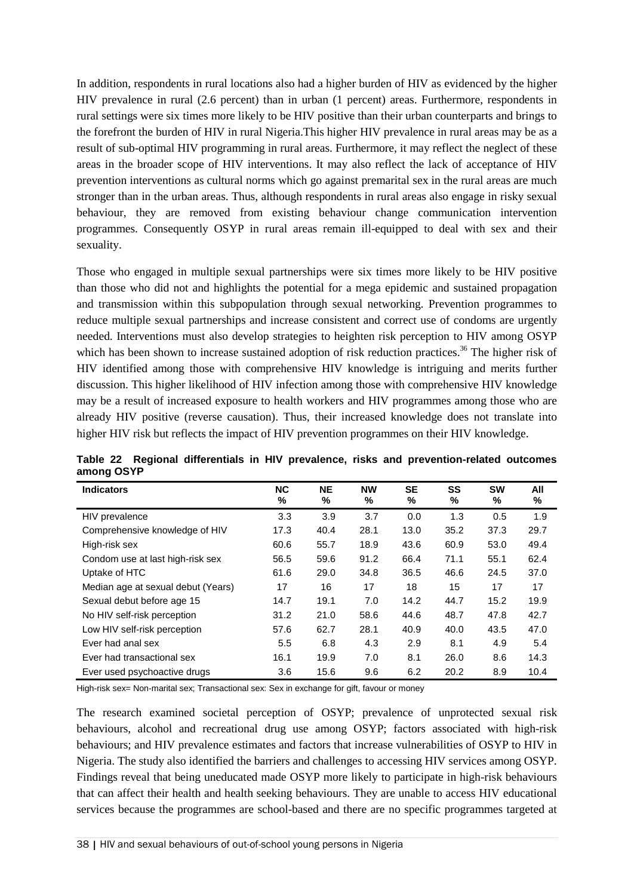In addition, respondents in rural locations also had a higher burden of HIV as evidenced by the higher HIV prevalence in rural (2.6 percent) than in urban (1 percent) areas. Furthermore, respondents in rural settings were six times more likely to be HIV positive than their urban counterparts and brings to the forefront the burden of HIV in rural Nigeria.This higher HIV prevalence in rural areas may be as a result of sub-optimal HIV programming in rural areas. Furthermore, it may reflect the neglect of these areas in the broader scope of HIV interventions. It may also reflect the lack of acceptance of HIV prevention interventions as cultural norms which go against premarital sex in the rural areas are much stronger than in the urban areas. Thus, although respondents in rural areas also engage in risky sexual behaviour, they are removed from existing behaviour change communication intervention programmes. Consequently OSYP in rural areas remain ill-equipped to deal with sex and their sexuality.

Those who engaged in multiple sexual partnerships were six times more likely to be HIV positive than those who did not and highlights the potential for a mega epidemic and sustained propagation and transmission within this subpopulation through sexual networking. Prevention programmes to reduce multiple sexual partnerships and increase consistent and correct use of condoms are urgently needed. Interventions must also develop strategies to heighten risk perception to HIV among OSYP which has been shown to increase sustained adoption of risk reduction practices.[36] The higher risk of HIV identified among those with comprehensive HIV knowledge is intriguing and merits further discussion. This higher likelihood of HIV infection among those with comprehensive HIV knowledge may be a result of increased exposure to health workers and HIV programmes among those who are already HIV positive (reverse causation). Thus, their increased knowledge does not translate into higher HIV risk but reflects the impact of HIV prevention programmes on their HIV knowledge.

**Table 22 Regional differentials in HIV prevalence, risks and prevention-related outcomes among OSYP**

| Indicators | NC % | NE % | NW % | SE % | SS % | SW % | All % |
|---|---|---|---|---|---|---|---|
| HIV prevalence | 3.3 | 3.9 | 3.7 | 0.0 | 1.3 | 0.5 | 1.9 |
| Comprehensive knowledge of HIV | 17.3 | 40.4 | 28.1 | 13.0 | 35.2 | 37.3 | 29.7 |
| High-risk sex | 60.6 | 55.7 | 18.9 | 43.6 | 60.9 | 53.0 | 49.4 |
| Condom use at last high-risk sex | 56.5 | 59.6 | 91.2 | 66.4 | 71.1 | 55.1 | 62.4 |
| Uptake of HTC | 61.6 | 29.0 | 34.8 | 36.5 | 46.6 | 24.5 | 37.0 |
| Median age at sexual debut (Years) | 17 | 16 | 17 | 18 | 15 | 17 | 17 |
| Sexual debut before age 15 | 14.7 | 19.1 | 7.0 | 14.2 | 44.7 | 15.2 | 19.9 |
| No HIV self-risk perception | 31.2 | 21.0 | 58.6 | 44.6 | 48.7 | 47.8 | 42.7 |
| Low HIV self-risk perception | 57.6 | 62.7 | 28.1 | 40.9 | 40.0 | 43.5 | 47.0 |
| Ever had anal sex | 5.5 | 6.8 | 4.3 | 2.9 | 8.1 | 4.9 | 5.4 |
| Ever had transactional sex | 16.1 | 19.9 | 7.0 | 8.1 | 26.0 | 8.6 | 14.3 |
| Ever used psychoactive drugs | 3.6 | 15.6 | 9.6 | 6.2 | 20.2 | 8.9 | 10.4 |

High-risk sex= Non-marital sex; Transactional sex: Sex in exchange for gift, favour or money

The research examined societal perception of OSYP; prevalence of unprotected sexual risk behaviours, alcohol and recreational drug use among OSYP; factors associated with high-risk behaviours; and HIV prevalence estimates and factors that increase vulnerabilities of OSYP to HIV in Nigeria. The study also identified the barriers and challenges to accessing HIV services among OSYP. Findings reveal that being uneducated made OSYP more likely to participate in high-risk behaviours that can affect their health and health seeking behaviours. They are unable to access HIV educational services because the programmes are school-based and there are no specific programmes targeted at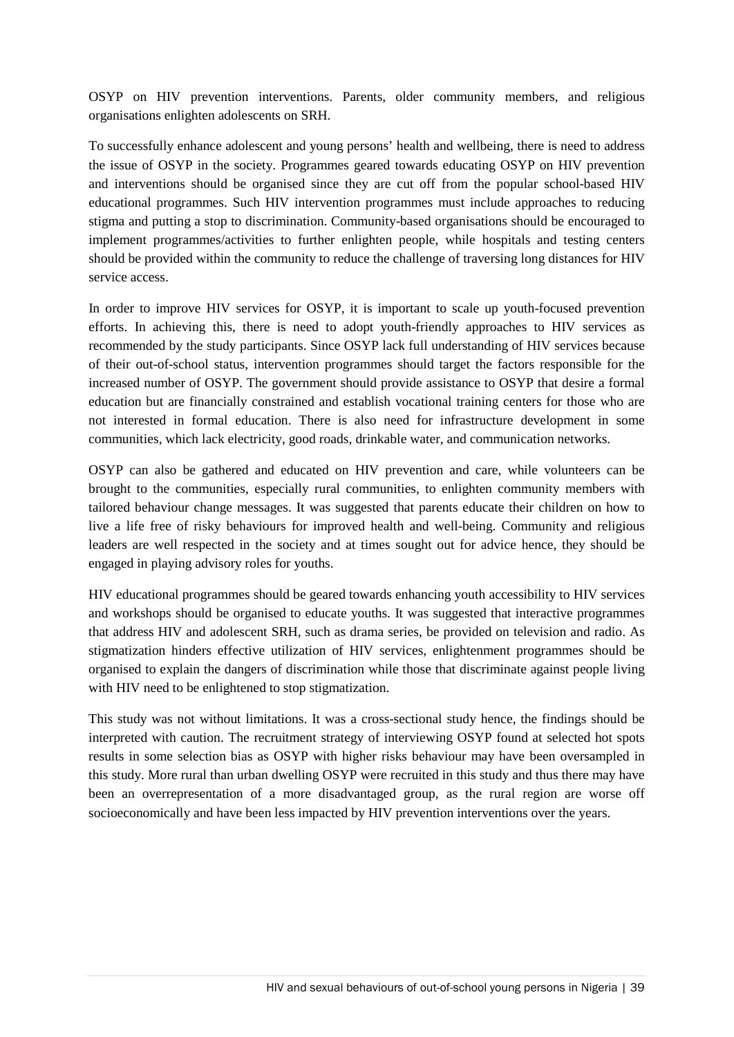OSYP on HIV prevention interventions. Parents, older community members, and religious organisations enlighten adolescents on SRH.

To successfully enhance adolescent and young persons' health and wellbeing, there is need to address the issue of OSYP in the society. Programmes geared towards educating OSYP on HIV prevention and interventions should be organised since they are cut off from the popular school-based HIV educational programmes. Such HIV intervention programmes must include approaches to reducing stigma and putting a stop to discrimination. Community-based organisations should be encouraged to implement programmes/activities to further enlighten people, while hospitals and testing centers should be provided within the community to reduce the challenge of traversing long distances for HIV service access.

In order to improve HIV services for OSYP, it is important to scale up youth-focused prevention efforts. In achieving this, there is need to adopt youth-friendly approaches to HIV services as recommended by the study participants. Since OSYP lack full understanding of HIV services because of their out-of-school status, intervention programmes should target the factors responsible for the increased number of OSYP. The government should provide assistance to OSYP that desire a formal education but are financially constrained and establish vocational training centers for those who are not interested in formal education. There is also need for infrastructure development in some communities, which lack electricity, good roads, drinkable water, and communication networks.

OSYP can also be gathered and educated on HIV prevention and care, while volunteers can be brought to the communities, especially rural communities, to enlighten community members with tailored behaviour change messages. It was suggested that parents educate their children on how to live a life free of risky behaviours for improved health and well-being. Community and religious leaders are well respected in the society and at times sought out for advice hence, they should be engaged in playing advisory roles for youths.

HIV educational programmes should be geared towards enhancing youth accessibility to HIV services and workshops should be organised to educate youths. It was suggested that interactive programmes that address HIV and adolescent SRH, such as drama series, be provided on television and radio. As stigmatization hinders effective utilization of HIV services, enlightenment programmes should be organised to explain the dangers of discrimination while those that discriminate against people living with HIV need to be enlightened to stop stigmatization.

This study was not without limitations. It was a cross-sectional study hence, the findings should be interpreted with caution. The recruitment strategy of interviewing OSYP found at selected hot spots results in some selection bias as OSYP with higher risks behaviour may have been oversampled in this study. More rural than urban dwelling OSYP were recruited in this study and thus there may have been an overrepresentation of a more disadvantaged group, as the rural region are worse off socioeconomically and have been less impacted by HIV prevention interventions over the years.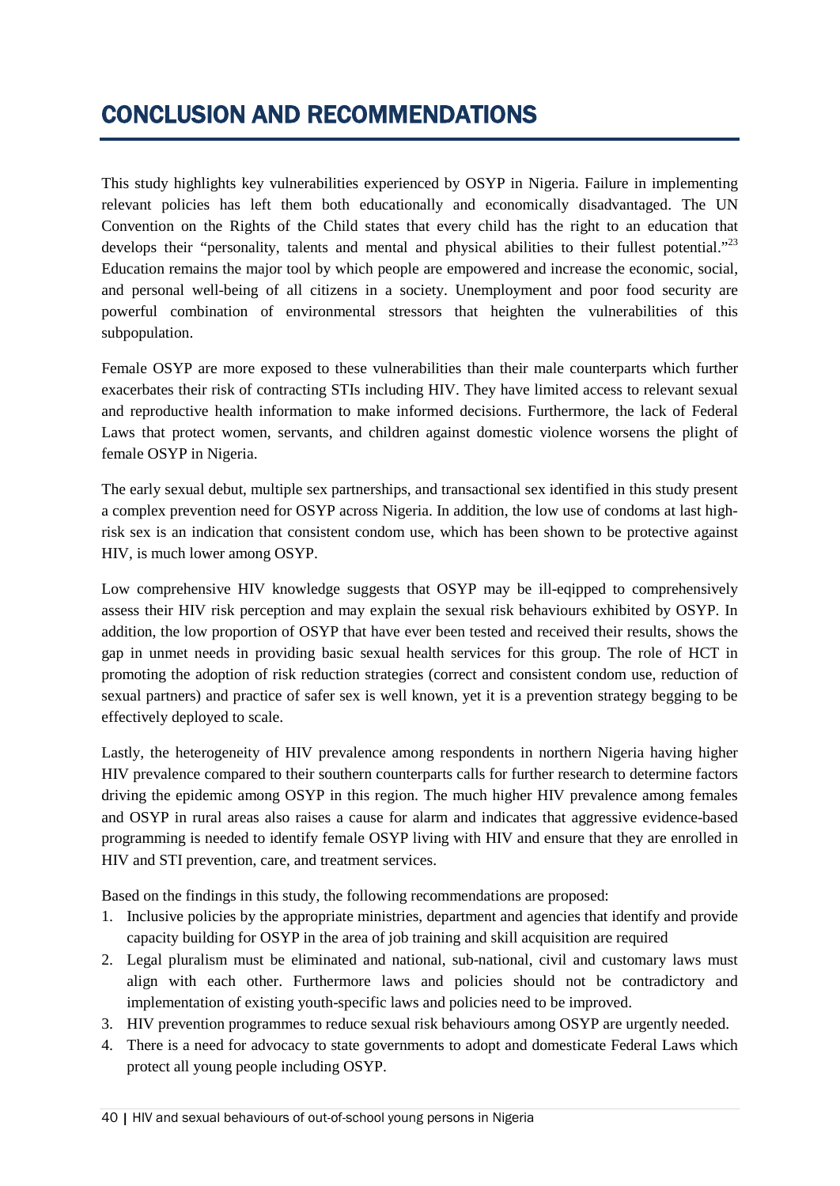# CONCLUSION AND RECOMMENDATIONS

This study highlights key vulnerabilities experienced by OSYP in Nigeria. Failure in implementing relevant policies has left them both educationally and economically disadvantaged. The UN Convention on the Rights of the Child states that every child has the right to an education that develops their "personality, talents and mental and physical abilities to their fullest potential."[23] Education remains the major tool by which people are empowered and increase the economic, social, and personal well-being of all citizens in a society. Unemployment and poor food security are powerful combination of environmental stressors that heighten the vulnerabilities of this subpopulation.

Female OSYP are more exposed to these vulnerabilities than their male counterparts which further exacerbates their risk of contracting STIs including HIV. They have limited access to relevant sexual and reproductive health information to make informed decisions. Furthermore, the lack of Federal Laws that protect women, servants, and children against domestic violence worsens the plight of female OSYP in Nigeria.

The early sexual debut, multiple sex partnerships, and transactional sex identified in this study present a complex prevention need for OSYP across Nigeria. In addition, the low use of condoms at last high-risk sex is an indication that consistent condom use, which has been shown to be protective against HIV, is much lower among OSYP.

Low comprehensive HIV knowledge suggests that OSYP may be ill-eqipped to comprehensively assess their HIV risk perception and may explain the sexual risk behaviours exhibited by OSYP. In addition, the low proportion of OSYP that have ever been tested and received their results, shows the gap in unmet needs in providing basic sexual health services for this group. The role of HCT in promoting the adoption of risk reduction strategies (correct and consistent condom use, reduction of sexual partners) and practice of safer sex is well known, yet it is a prevention strategy begging to be effectively deployed to scale.

Lastly, the heterogeneity of HIV prevalence among respondents in northern Nigeria having higher HIV prevalence compared to their southern counterparts calls for further research to determine factors driving the epidemic among OSYP in this region. The much higher HIV prevalence among females and OSYP in rural areas also raises a cause for alarm and indicates that aggressive evidence-based programming is needed to identify female OSYP living with HIV and ensure that they are enrolled in HIV and STI prevention, care, and treatment services.

Based on the findings in this study, the following recommendations are proposed:

1. Inclusive policies by the appropriate ministries, department and agencies that identify and provide capacity building for OSYP in the area of job training and skill acquisition are required
2. Legal pluralism must be eliminated and national, sub-national, civil and customary laws must align with each other. Furthermore laws and policies should not be contradictory and implementation of existing youth-specific laws and policies need to be improved.
3. HIV prevention programmes to reduce sexual risk behaviours among OSYP are urgently needed.
4. There is a need for advocacy to state governments to adopt and domesticate Federal Laws which protect all young people including OSYP.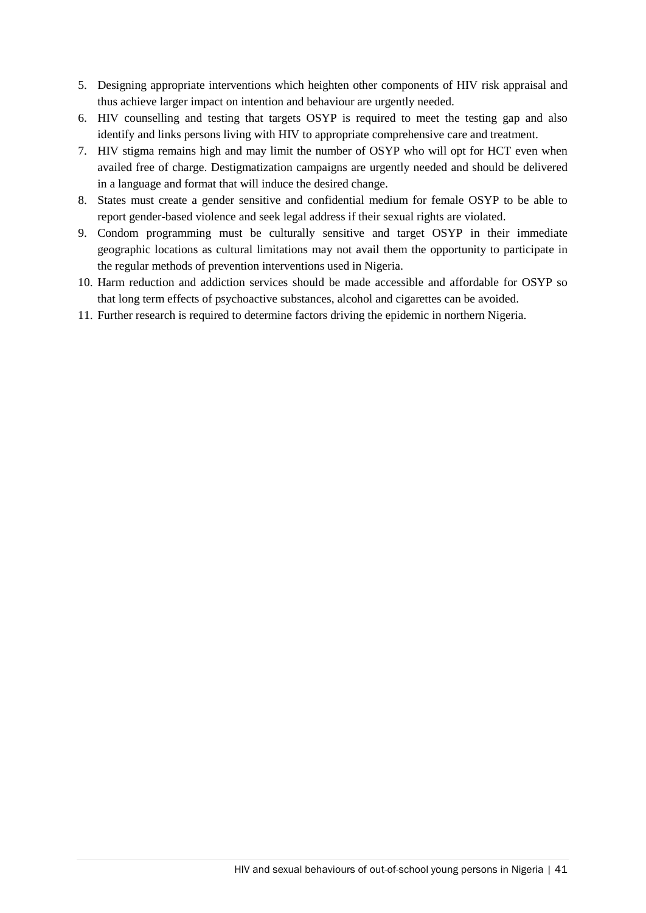5. Designing appropriate interventions which heighten other components of HIV risk appraisal and thus achieve larger impact on intention and behaviour are urgently needed.
6. HIV counselling and testing that targets OSYP is required to meet the testing gap and also identify and links persons living with HIV to appropriate comprehensive care and treatment.
7. HIV stigma remains high and may limit the number of OSYP who will opt for HCT even when availed free of charge. Destigmatization campaigns are urgently needed and should be delivered in a language and format that will induce the desired change.
8. States must create a gender sensitive and confidential medium for female OSYP to be able to report gender-based violence and seek legal address if their sexual rights are violated.
9. Condom programming must be culturally sensitive and target OSYP in their immediate geographic locations as cultural limitations may not avail them the opportunity to participate in the regular methods of prevention interventions used in Nigeria.
10. Harm reduction and addiction services should be made accessible and affordable for OSYP so that long term effects of psychoactive substances, alcohol and cigarettes can be avoided.
11. Further research is required to determine factors driving the epidemic in northern Nigeria.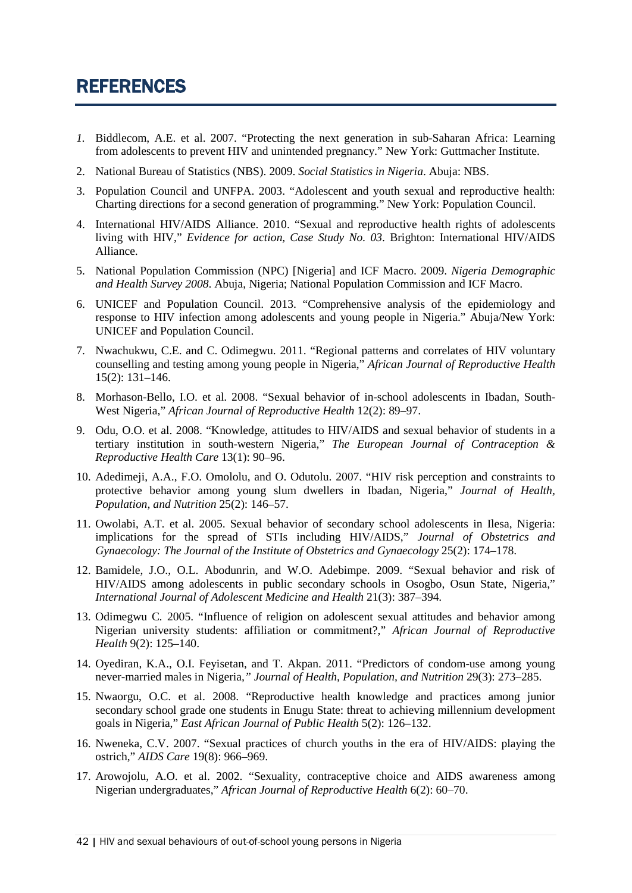# REFERENCES

1. Biddlecom, A.E. et al. 2007. "Protecting the next generation in sub-Saharan Africa: Learning from adolescents to prevent HIV and unintended pregnancy." New York: Guttmacher Institute.
2. National Bureau of Statistics (NBS). 2009. *Social Statistics in Nigeria*. Abuja: NBS.
3. Population Council and UNFPA. 2003. "Adolescent and youth sexual and reproductive health: Charting directions for a second generation of programming." New York: Population Council.
4. International HIV/AIDS Alliance. 2010. "Sexual and reproductive health rights of adolescents living with HIV," *Evidence for action, Case Study No. 03*. Brighton: International HIV/AIDS Alliance.
5. National Population Commission (NPC) [Nigeria] and ICF Macro. 2009. *Nigeria Demographic and Health Survey 2008*. Abuja, Nigeria; National Population Commission and ICF Macro.
6. UNICEF and Population Council. 2013. "Comprehensive analysis of the epidemiology and response to HIV infection among adolescents and young people in Nigeria." Abuja/New York: UNICEF and Population Council.
7. Nwachukwu, C.E. and C. Odimegwu. 2011. "Regional patterns and correlates of HIV voluntary counselling and testing among young people in Nigeria," *African Journal of Reproductive Health* 15(2): 131–146.
8. Morhason-Bello, I.O. et al. 2008. "Sexual behavior of in-school adolescents in Ibadan, South-West Nigeria," *African Journal of Reproductive Health* 12(2): 89–97.
9. Odu, O.O. et al. 2008. "Knowledge, attitudes to HIV/AIDS and sexual behavior of students in a tertiary institution in south-western Nigeria," *The European Journal of Contraception & Reproductive Health Care* 13(1): 90–96.
10. Adedimeji, A.A., F.O. Omololu, and O. Odutolu. 2007. "HIV risk perception and constraints to protective behavior among young slum dwellers in Ibadan, Nigeria," *Journal of Health, Population, and Nutrition* 25(2): 146–57.
11. Owolabi, A.T. et al. 2005. Sexual behavior of secondary school adolescents in Ilesa, Nigeria: implications for the spread of STIs including HIV/AIDS," *Journal of Obstetrics and Gynaecology: The Journal of the Institute of Obstetrics and Gynaecology* 25(2): 174–178.
12. Bamidele, J.O., O.L. Abodunrin, and W.O. Adebimpe. 2009. "Sexual behavior and risk of HIV/AIDS among adolescents in public secondary schools in Osogbo, Osun State, Nigeria," *International Journal of Adolescent Medicine and Health* 21(3): 387–394.
13. Odimegwu C. 2005. "Influence of religion on adolescent sexual attitudes and behavior among Nigerian university students: affiliation or commitment?," *African Journal of Reproductive Health* 9(2): 125–140.
14. Oyediran, K.A., O.I. Feyisetan, and T. Akpan. 2011. "Predictors of condom-use among young never-married males in Nigeria," *Journal of Health, Population, and Nutrition* 29(3): 273–285.
15. Nwaorgu, O.C. et al. 2008. "Reproductive health knowledge and practices among junior secondary school grade one students in Enugu State: threat to achieving millennium development goals in Nigeria," *East African Journal of Public Health* 5(2): 126–132.
16. Nweneka, C.V. 2007. "Sexual practices of church youths in the era of HIV/AIDS: playing the ostrich," *AIDS Care* 19(8): 966–969.
17. Arowojolu, A.O. et al. 2002. "Sexuality, contraceptive choice and AIDS awareness among Nigerian undergraduates," *African Journal of Reproductive Health* 6(2): 60–70.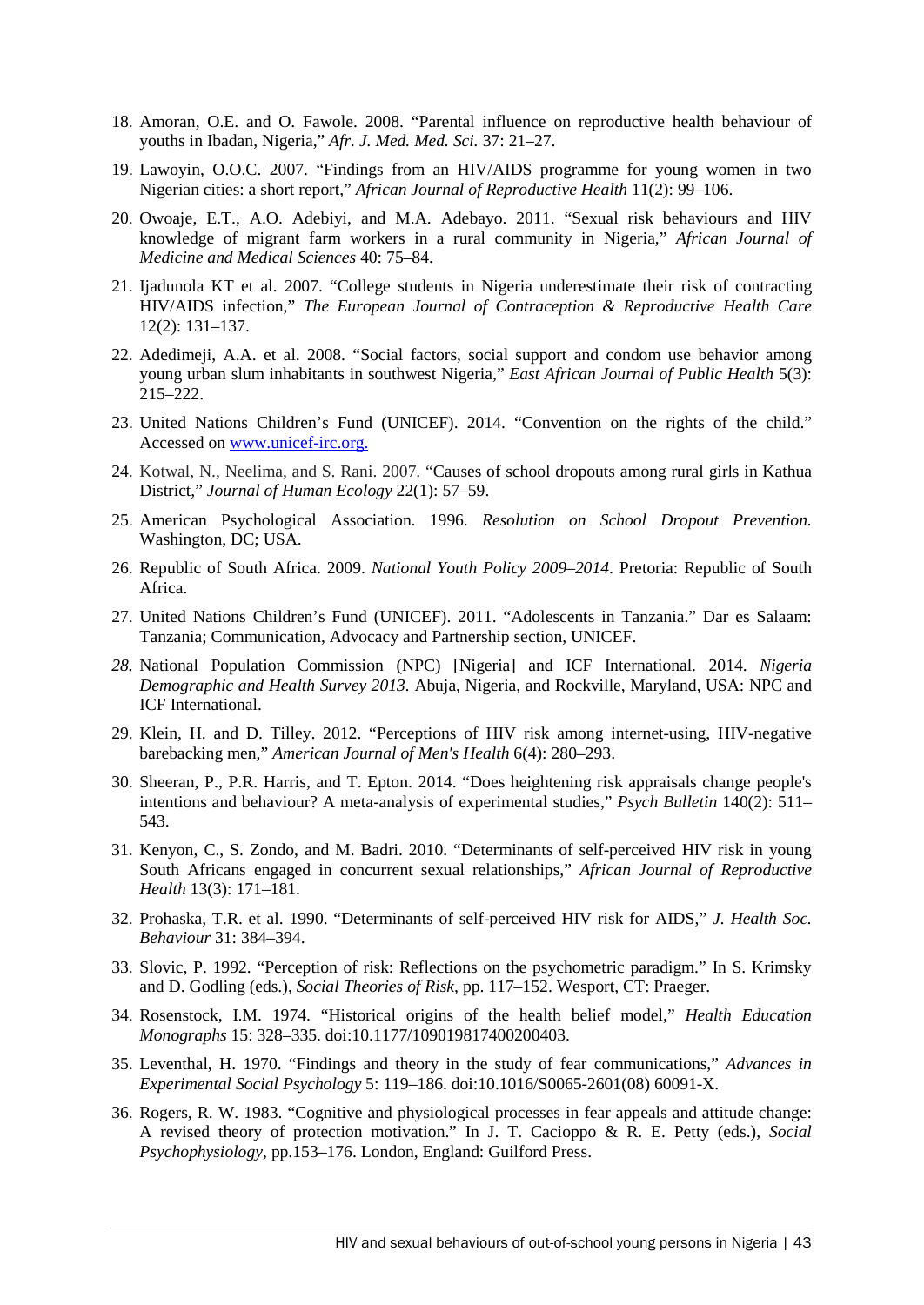18. Amoran, O.E. and O. Fawole. 2008. "Parental influence on reproductive health behaviour of youths in Ibadan, Nigeria," *Afr. J. Med. Med. Sci.* 37: 21–27.
19. Lawoyin, O.O.C. 2007. "Findings from an HIV/AIDS programme for young women in two Nigerian cities: a short report," *African Journal of Reproductive Health* 11(2): 99–106.
20. Owoaje, E.T., A.O. Adebiyi, and M.A. Adebayo. 2011. "Sexual risk behaviours and HIV knowledge of migrant farm workers in a rural community in Nigeria," *African Journal of Medicine and Medical Sciences* 40: 75–84.
21. Ijadunola KT et al. 2007. "College students in Nigeria underestimate their risk of contracting HIV/AIDS infection," *The European Journal of Contraception & Reproductive Health Care* 12(2): 131–137.
22. Adedimeji, A.A. et al. 2008. "Social factors, social support and condom use behavior among young urban slum inhabitants in southwest Nigeria," *East African Journal of Public Health* 5(3): 215–222.
23. United Nations Children's Fund (UNICEF). 2014. "Convention on the rights of the child." Accessed on www.unicef-irc.org.
24. Kotwal, N., Neelima, and S. Rani. 2007. "Causes of school dropouts among rural girls in Kathua District," *Journal of Human Ecology* 22(1): 57–59.
25. American Psychological Association. 1996. *Resolution on School Dropout Prevention.* Washington, DC; USA.
26. Republic of South Africa. 2009. *National Youth Policy 2009–2014*. Pretoria: Republic of South Africa.
27. United Nations Children's Fund (UNICEF). 2011. "Adolescents in Tanzania." Dar es Salaam: Tanzania; Communication, Advocacy and Partnership section, UNICEF.
28. National Population Commission (NPC) [Nigeria] and ICF International. 2014. *Nigeria Demographic and Health Survey 2013.* Abuja, Nigeria, and Rockville, Maryland, USA: NPC and ICF International.
29. Klein, H. and D. Tilley. 2012. "Perceptions of HIV risk among internet-using, HIV-negative barebacking men," *American Journal of Men's Health* 6(4): 280–293.
30. Sheeran, P., P.R. Harris, and T. Epton. 2014. "Does heightening risk appraisals change people's intentions and behaviour? A meta-analysis of experimental studies," *Psych Bulletin* 140(2): 511–543.
31. Kenyon, C., S. Zondo, and M. Badri. 2010. "Determinants of self-perceived HIV risk in young South Africans engaged in concurrent sexual relationships," *African Journal of Reproductive Health* 13(3): 171–181.
32. Prohaska, T.R. et al. 1990. "Determinants of self-perceived HIV risk for AIDS," *J. Health Soc. Behaviour* 31: 384–394.
33. Slovic, P. 1992. "Perception of risk: Reflections on the psychometric paradigm." In S. Krimsky and D. Godling (eds.), *Social Theories of Risk*, pp. 117–152. Wesport, CT: Praeger.
34. Rosenstock, I.M. 1974. "Historical origins of the health belief model," *Health Education Monographs* 15: 328–335. doi:10.1177/109019817400200403.
35. Leventhal, H. 1970. "Findings and theory in the study of fear communications," *Advances in Experimental Social Psychology* 5: 119–186. doi:10.1016/S0065-2601(08) 60091-X.
36. Rogers, R. W. 1983. "Cognitive and physiological processes in fear appeals and attitude change: A revised theory of protection motivation." In J. T. Cacioppo & R. E. Petty (eds.), *Social Psychophysiology*, pp.153–176. London, England: Guilford Press.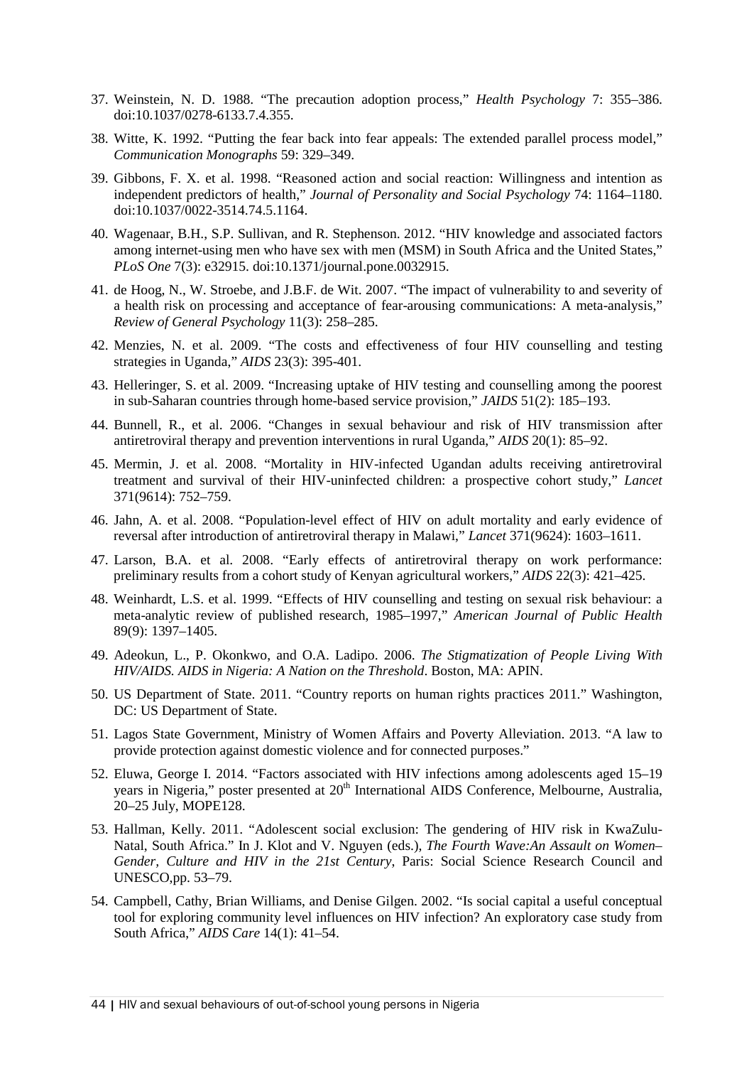37. Weinstein, N. D. 1988. "The precaution adoption process," *Health Psychology* 7: 355–386. doi:10.1037/0278-6133.7.4.355.

38. Witte, K. 1992. "Putting the fear back into fear appeals: The extended parallel process model," *Communication Monographs* 59: 329–349.

39. Gibbons, F. X. et al. 1998. "Reasoned action and social reaction: Willingness and intention as independent predictors of health," *Journal of Personality and Social Psychology* 74: 1164–1180. doi:10.1037/0022-3514.74.5.1164.

40. Wagenaar, B.H., S.P. Sullivan, and R. Stephenson. 2012. "HIV knowledge and associated factors among internet-using men who have sex with men (MSM) in South Africa and the United States," *PLoS One* 7(3): e32915. doi:10.1371/journal.pone.0032915.

41. de Hoog, N., W. Stroebe, and J.B.F. de Wit. 2007. "The impact of vulnerability to and severity of a health risk on processing and acceptance of fear-arousing communications: A meta-analysis," *Review of General Psychology* 11(3): 258–285.

42. Menzies, N. et al. 2009. "The costs and effectiveness of four HIV counselling and testing strategies in Uganda," *AIDS* 23(3): 395-401.

43. Helleringer, S. et al. 2009. "Increasing uptake of HIV testing and counselling among the poorest in sub-Saharan countries through home-based service provision," *JAIDS* 51(2): 185–193.

44. Bunnell, R., et al. 2006. "Changes in sexual behaviour and risk of HIV transmission after antiretroviral therapy and prevention interventions in rural Uganda," *AIDS* 20(1): 85–92.

45. Mermin, J. et al. 2008. "Mortality in HIV-infected Ugandan adults receiving antiretroviral treatment and survival of their HIV-uninfected children: a prospective cohort study," *Lancet* 371(9614): 752–759.

46. Jahn, A. et al. 2008. "Population-level effect of HIV on adult mortality and early evidence of reversal after introduction of antiretroviral therapy in Malawi," *Lancet* 371(9624): 1603–1611.

47. Larson, B.A. et al. 2008. "Early effects of antiretroviral therapy on work performance: preliminary results from a cohort study of Kenyan agricultural workers," *AIDS* 22(3): 421–425.

48. Weinhardt, L.S. et al. 1999. "Effects of HIV counselling and testing on sexual risk behaviour: a meta-analytic review of published research, 1985–1997," *American Journal of Public Health* 89(9): 1397–1405.

49. Adeokun, L., P. Okonkwo, and O.A. Ladipo. 2006. *The Stigmatization of People Living With HIV/AIDS. AIDS in Nigeria: A Nation on the Threshold*. Boston, MA: APIN.

50. US Department of State. 2011. "Country reports on human rights practices 2011." Washington, DC: US Department of State.

51. Lagos State Government, Ministry of Women Affairs and Poverty Alleviation. 2013. "A law to provide protection against domestic violence and for connected purposes."

52. Eluwa, George I. 2014. "Factors associated with HIV infections among adolescents aged 15–19 years in Nigeria," poster presented at 20th International AIDS Conference, Melbourne, Australia, 20–25 July, MOPE128.

53. Hallman, Kelly. 2011. "Adolescent social exclusion: The gendering of HIV risk in KwaZulu-Natal, South Africa." In J. Klot and V. Nguyen (eds.), *The Fourth Wave:An Assault on Women– Gender, Culture and HIV in the 21st Century*, Paris: Social Science Research Council and UNESCO,pp. 53–79.

54. Campbell, Cathy, Brian Williams, and Denise Gilgen. 2002. "Is social capital a useful conceptual tool for exploring community level influences on HIV infection? An exploratory case study from South Africa," *AIDS Care* 14(1): 41–54.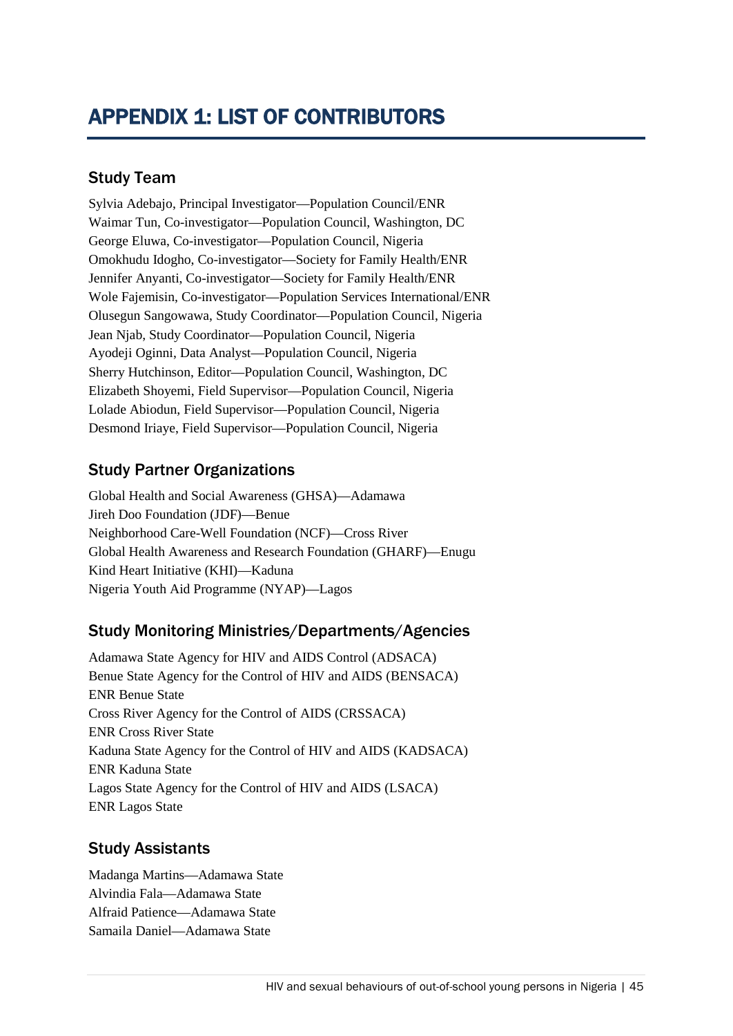# APPENDIX 1: LIST OF CONTRIBUTORS

## Study Team

Sylvia Adebajo, Principal Investigator—Population Council/ENR
Waimar Tun, Co-investigator—Population Council, Washington, DC
George Eluwa, Co-investigator—Population Council, Nigeria
Omokhudu Idogho, Co-investigator—Society for Family Health/ENR
Jennifer Anyanti, Co-investigator—Society for Family Health/ENR
Wole Fajemisin, Co-investigator—Population Services International/ENR
Olusegun Sangowawa, Study Coordinator—Population Council, Nigeria
Jean Njab, Study Coordinator—Population Council, Nigeria
Ayodeji Oginni, Data Analyst—Population Council, Nigeria
Sherry Hutchinson, Editor—Population Council, Washington, DC
Elizabeth Shoyemi, Field Supervisor—Population Council, Nigeria
Lolade Abiodun, Field Supervisor—Population Council, Nigeria
Desmond Iriaye, Field Supervisor—Population Council, Nigeria

## Study Partner Organizations

Global Health and Social Awareness (GHSA)—Adamawa
Jireh Doo Foundation (JDF)—Benue
Neighborhood Care-Well Foundation (NCF)—Cross River
Global Health Awareness and Research Foundation (GHARF)—Enugu
Kind Heart Initiative (KHI)—Kaduna
Nigeria Youth Aid Programme (NYAP)—Lagos

## Study Monitoring Ministries/Departments/Agencies

Adamawa State Agency for HIV and AIDS Control (ADSACA)
Benue State Agency for the Control of HIV and AIDS (BENSACA)
ENR Benue State
Cross River Agency for the Control of AIDS (CRSSACA)
ENR Cross River State
Kaduna State Agency for the Control of HIV and AIDS (KADSACA)
ENR Kaduna State
Lagos State Agency for the Control of HIV and AIDS (LSACA)
ENR Lagos State

## Study Assistants

Madanga Martins—Adamawa State
Alvindia Fala—Adamawa State
Alfraid Patience—Adamawa State
Samaila Daniel—Adamawa State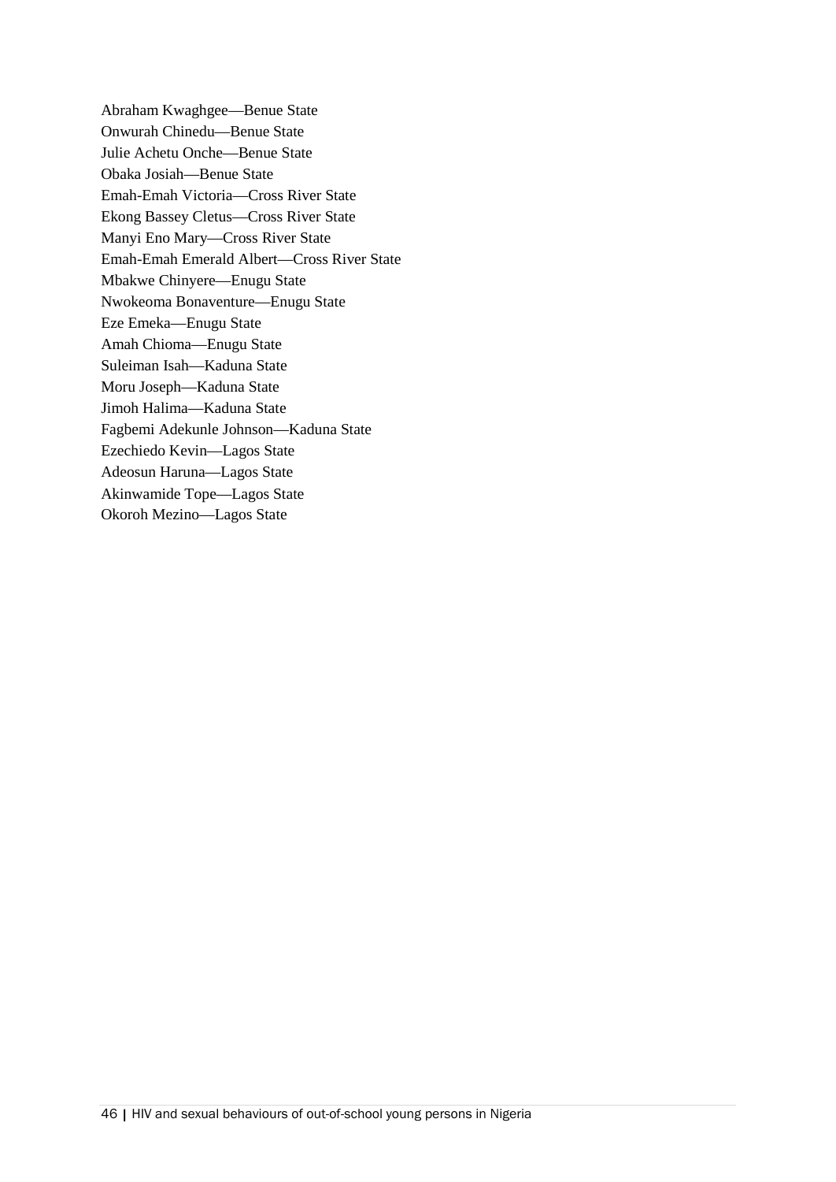Abraham Kwaghgee—Benue State
Onwurah Chinedu—Benue State
Julie Achetu Onche—Benue State
Obaka Josiah—Benue State
Emah-Emah Victoria—Cross River State
Ekong Bassey Cletus—Cross River State
Manyi Eno Mary—Cross River State
Emah-Emah Emerald Albert—Cross River State
Mbakwe Chinyere—Enugu State
Nwokeoma Bonaventure—Enugu State
Eze Emeka—Enugu State
Amah Chioma—Enugu State
Suleiman Isah—Kaduna State
Moru Joseph—Kaduna State
Jimoh Halima—Kaduna State
Fagbemi Adekunle Johnson—Kaduna State
Ezechiedo Kevin—Lagos State
Adeosun Haruna—Lagos State
Akinwamide Tope—Lagos State
Okoroh Mezino—Lagos State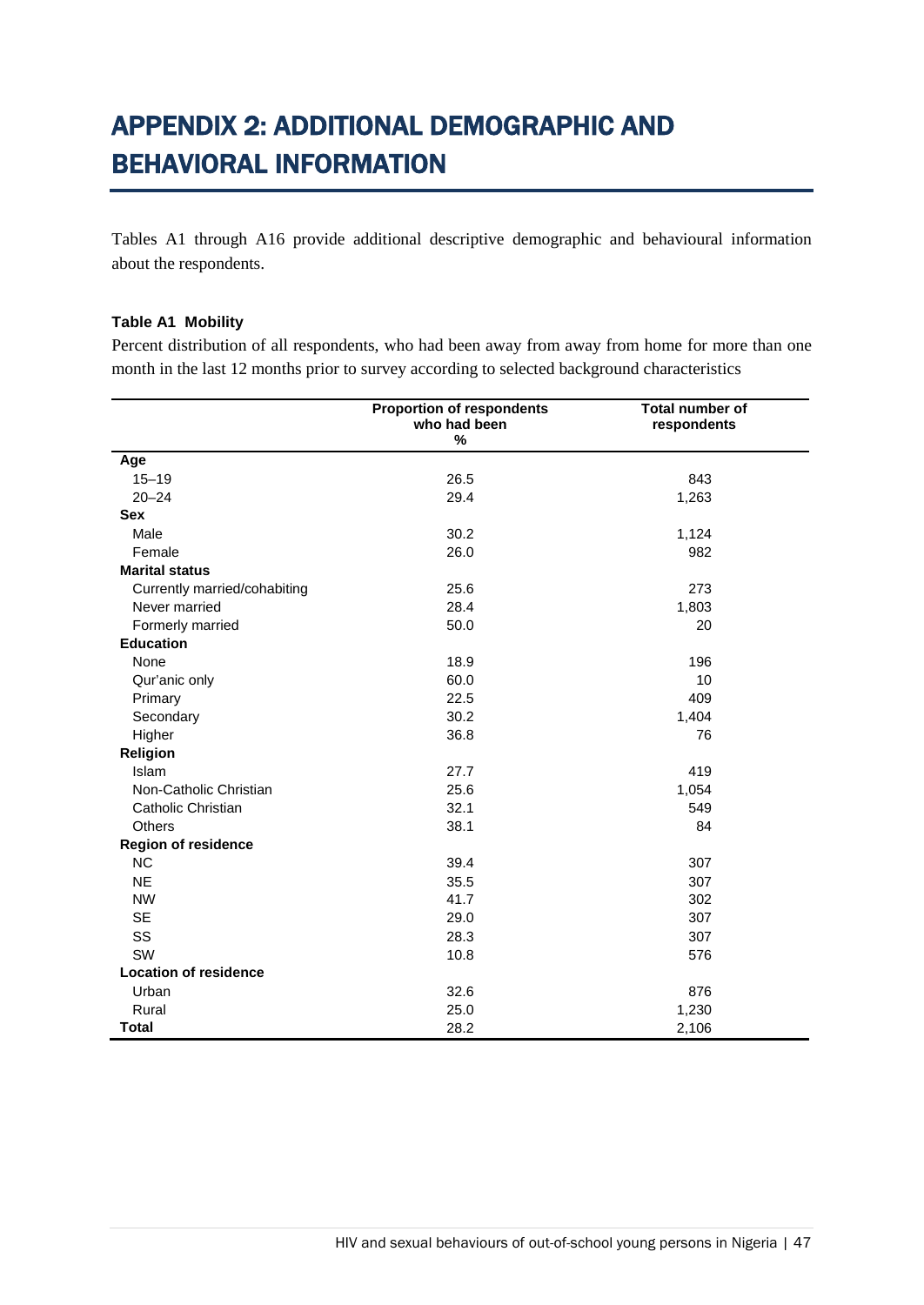# APPENDIX 2: ADDITIONAL DEMOGRAPHIC AND BEHAVIORAL INFORMATION

Tables A1 through A16 provide additional descriptive demographic and behavioural information about the respondents.

**Table A1 Mobility**

Percent distribution of all respondents, who had been away from away from home for more than one month in the last 12 months prior to survey according to selected background characteristics

| | Proportion of respondents who had been % | Total number of respondents |
|---|---|---|
| **Age** | | |
| 15–19 | 26.5 | 843 |
| 20–24 | 29.4 | 1,263 |
| **Sex** | | |
| Male | 30.2 | 1,124 |
| Female | 26.0 | 982 |
| **Marital status** | | |
| Currently married/cohabiting | 25.6 | 273 |
| Never married | 28.4 | 1,803 |
| Formerly married | 50.0 | 20 |
| **Education** | | |
| None | 18.9 | 196 |
| Qur'anic only | 60.0 | 10 |
| Primary | 22.5 | 409 |
| Secondary | 30.2 | 1,404 |
| Higher | 36.8 | 76 |
| **Religion** | | |
| Islam | 27.7 | 419 |
| Non-Catholic Christian | 25.6 | 1,054 |
| Catholic Christian | 32.1 | 549 |
| Others | 38.1 | 84 |
| **Region of residence** | | |
| NC | 39.4 | 307 |
| NE | 35.5 | 307 |
| NW | 41.7 | 302 |
| SE | 29.0 | 307 |
| SS | 28.3 | 307 |
| SW | 10.8 | 576 |
| **Location of residence** | | |
| Urban | 32.6 | 876 |
| Rural | 25.0 | 1,230 |
| **Total** | 28.2 | 2,106 |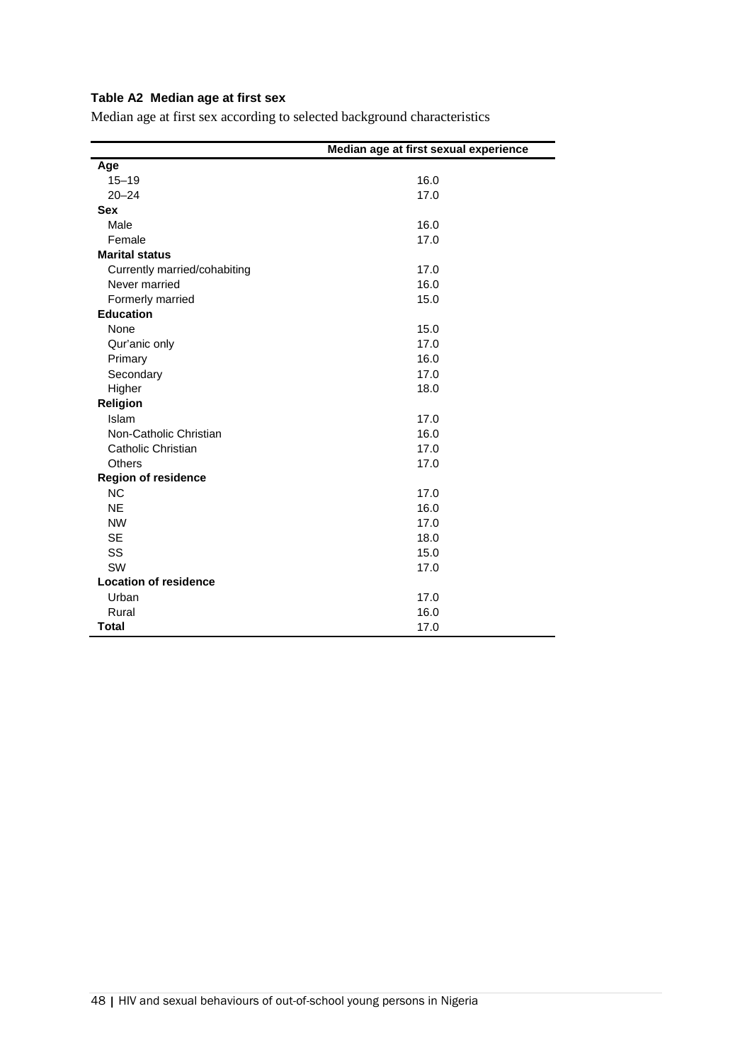**Table A2 Median age at first sex**

Median age at first sex according to selected background characteristics

| | Median age at first sexual experience |
|---|---|
| **Age** | |
| 15–19 | 16.0 |
| 20–24 | 17.0 |
| **Sex** | |
| Male | 16.0 |
| Female | 17.0 |
| **Marital status** | |
| Currently married/cohabiting | 17.0 |
| Never married | 16.0 |
| Formerly married | 15.0 |
| **Education** | |
| None | 15.0 |
| Qur'anic only | 17.0 |
| Primary | 16.0 |
| Secondary | 17.0 |
| Higher | 18.0 |
| **Religion** | |
| Islam | 17.0 |
| Non-Catholic Christian | 16.0 |
| Catholic Christian | 17.0 |
| Others | 17.0 |
| **Region of residence** | |
| NC | 17.0 |
| NE | 16.0 |
| NW | 17.0 |
| SE | 18.0 |
| SS | 15.0 |
| SW | 17.0 |
| **Location of residence** | |
| Urban | 17.0 |
| Rural | 16.0 |
| **Total** | 17.0 |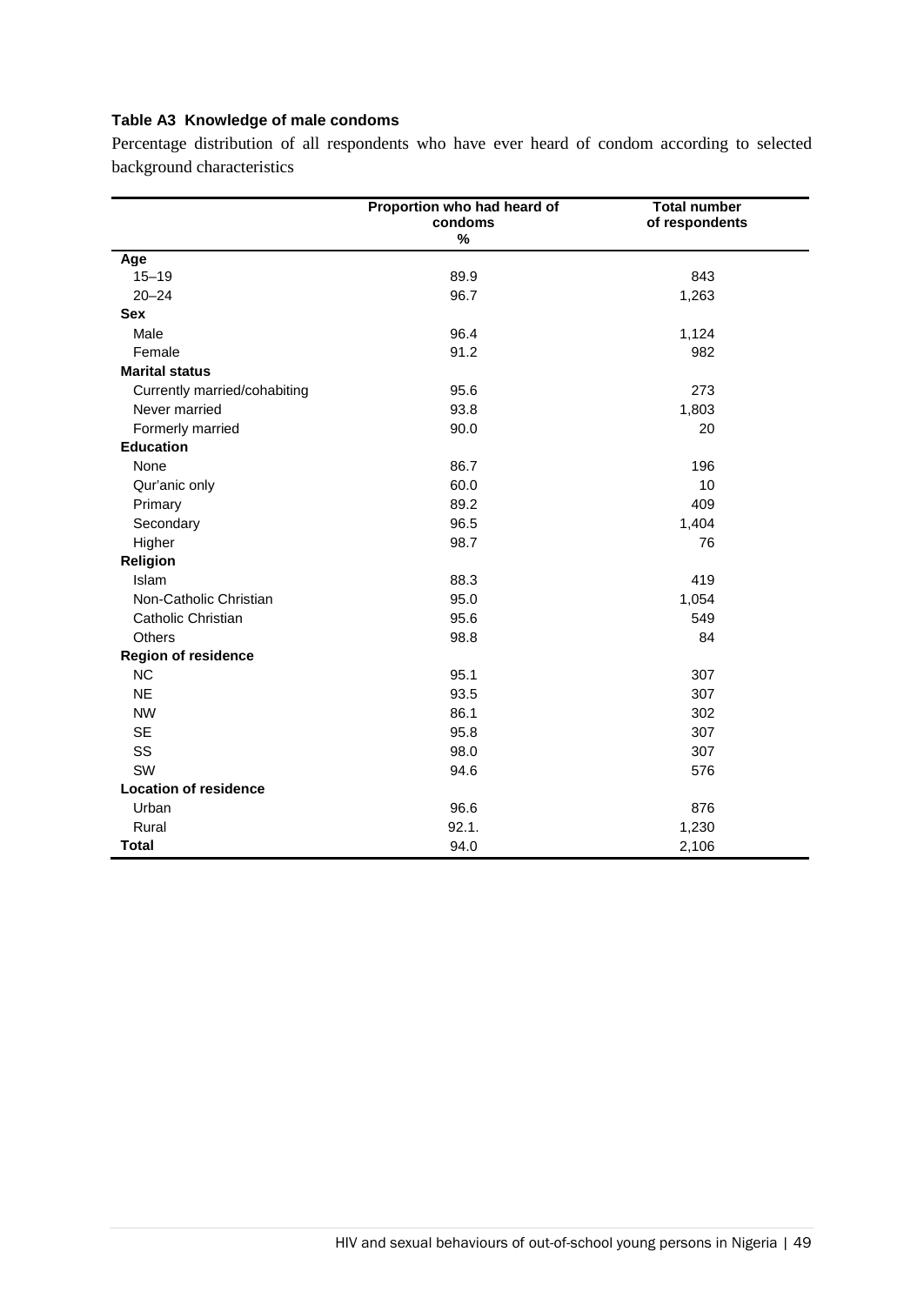### Table A3 Knowledge of male condoms

Percentage distribution of all respondents who have ever heard of condom according to selected background characteristics

| | Proportion who had heard of condoms % | Total number of respondents |
|---|---|---|
| **Age** | | |
| 15–19 | 89.9 | 843 |
| 20–24 | 96.7 | 1,263 |
| **Sex** | | |
| Male | 96.4 | 1,124 |
| Female | 91.2 | 982 |
| **Marital status** | | |
| Currently married/cohabiting | 95.6 | 273 |
| Never married | 93.8 | 1,803 |
| Formerly married | 90.0 | 20 |
| **Education** | | |
| None | 86.7 | 196 |
| Qur'anic only | 60.0 | 10 |
| Primary | 89.2 | 409 |
| Secondary | 96.5 | 1,404 |
| Higher | 98.7 | 76 |
| **Religion** | | |
| Islam | 88.3 | 419 |
| Non-Catholic Christian | 95.0 | 1,054 |
| Catholic Christian | 95.6 | 549 |
| Others | 98.8 | 84 |
| **Region of residence** | | |
| NC | 95.1 | 307 |
| NE | 93.5 | 307 |
| NW | 86.1 | 302 |
| SE | 95.8 | 307 |
| SS | 98.0 | 307 |
| SW | 94.6 | 576 |
| **Location of residence** | | |
| Urban | 96.6 | 876 |
| Rural | 92.1. | 1,230 |
| **Total** | 94.0 | 2,106 |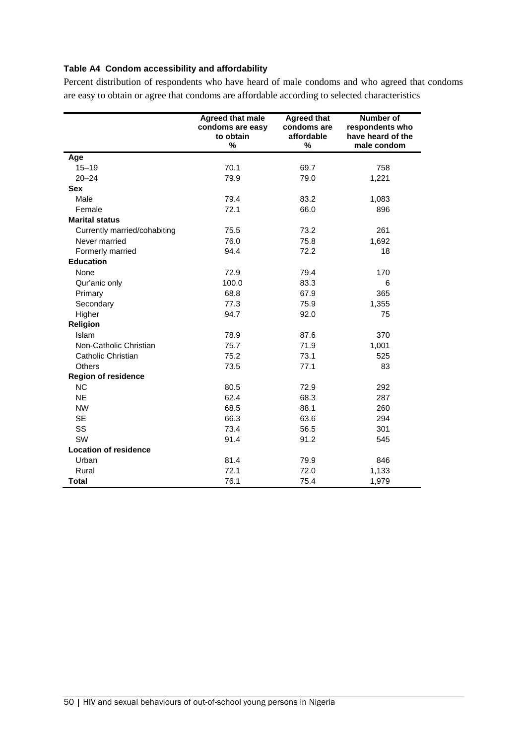**Table A4 Condom accessibility and affordability**

Percent distribution of respondents who have heard of male condoms and who agreed that condoms are easy to obtain or agree that condoms are affordable according to selected characteristics

| | Agreed that male condoms are easy to obtain % | Agreed that condoms are affordable % | Number of respondents who have heard of the male condom |
|---|---|---|---|
| **Age** | | | |
| 15–19 | 70.1 | 69.7 | 758 |
| 20–24 | 79.9 | 79.0 | 1,221 |
| **Sex** | | | |
| Male | 79.4 | 83.2 | 1,083 |
| Female | 72.1 | 66.0 | 896 |
| **Marital status** | | | |
| Currently married/cohabiting | 75.5 | 73.2 | 261 |
| Never married | 76.0 | 75.8 | 1,692 |
| Formerly married | 94.4 | 72.2 | 18 |
| **Education** | | | |
| None | 72.9 | 79.4 | 170 |
| Qur'anic only | 100.0 | 83.3 | 6 |
| Primary | 68.8 | 67.9 | 365 |
| Secondary | 77.3 | 75.9 | 1,355 |
| Higher | 94.7 | 92.0 | 75 |
| **Religion** | | | |
| Islam | 78.9 | 87.6 | 370 |
| Non-Catholic Christian | 75.7 | 71.9 | 1,001 |
| Catholic Christian | 75.2 | 73.1 | 525 |
| Others | 73.5 | 77.1 | 83 |
| **Region of residence** | | | |
| NC | 80.5 | 72.9 | 292 |
| NE | 62.4 | 68.3 | 287 |
| NW | 68.5 | 88.1 | 260 |
| SE | 66.3 | 63.6 | 294 |
| SS | 73.4 | 56.5 | 301 |
| SW | 91.4 | 91.2 | 545 |
| **Location of residence** | | | |
| Urban | 81.4 | 79.9 | 846 |
| Rural | 72.1 | 72.0 | 1,133 |
| **Total** | 76.1 | 75.4 | 1,979 |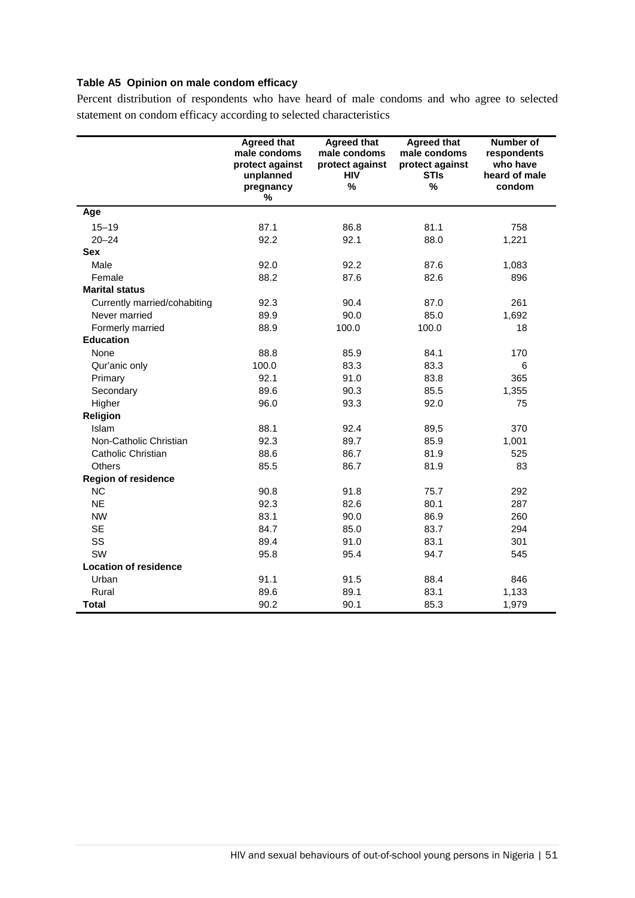**Table A5 Opinion on male condom efficacy**

Percent distribution of respondents who have heard of male condoms and who agree to selected statement on condom efficacy according to selected characteristics

| | Agreed that male condoms protect against unplanned pregnancy % | Agreed that male condoms protect against HIV % | Agreed that male condoms protect against STIs % | Number of respondents who have heard of male condom |
|---|---|---|---|---|
| **Age** | | | | |
| 15–19 | 87.1 | 86.8 | 81.1 | 758 |
| 20–24 | 92.2 | 92.1 | 88.0 | 1,221 |
| **Sex** | | | | |
| Male | 92.0 | 92.2 | 87.6 | 1,083 |
| Female | 88.2 | 87.6 | 82.6 | 896 |
| **Marital status** | | | | |
| Currently married/cohabiting | 92.3 | 90.4 | 87.0 | 261 |
| Never married | 89.9 | 90.0 | 85.0 | 1,692 |
| Formerly married | 88.9 | 100.0 | 100.0 | 18 |
| **Education** | | | | |
| None | 88.8 | 85.9 | 84.1 | 170 |
| Qur'anic only | 100.0 | 83.3 | 83.3 | 6 |
| Primary | 92.1 | 91.0 | 83.8 | 365 |
| Secondary | 89.6 | 90.3 | 85.5 | 1,355 |
| Higher | 96.0 | 93.3 | 92.0 | 75 |
| **Religion** | | | | |
| Islam | 88.1 | 92.4 | 89,5 | 370 |
| Non-Catholic Christian | 92.3 | 89.7 | 85.9 | 1,001 |
| Catholic Christian | 88.6 | 86.7 | 81.9 | 525 |
| Others | 85.5 | 86.7 | 81.9 | 83 |
| **Region of residence** | | | | |
| NC | 90.8 | 91.8 | 75.7 | 292 |
| NE | 92.3 | 82.6 | 80.1 | 287 |
| NW | 83.1 | 90.0 | 86.9 | 260 |
| SE | 84.7 | 85.0 | 83.7 | 294 |
| SS | 89.4 | 91.0 | 83.1 | 301 |
| SW | 95.8 | 95.4 | 94.7 | 545 |
| **Location of residence** | | | | |
| Urban | 91.1 | 91.5 | 88.4 | 846 |
| Rural | 89.6 | 89.1 | 83.1 | 1,133 |
| **Total** | 90.2 | 90.1 | 85.3 | 1,979 |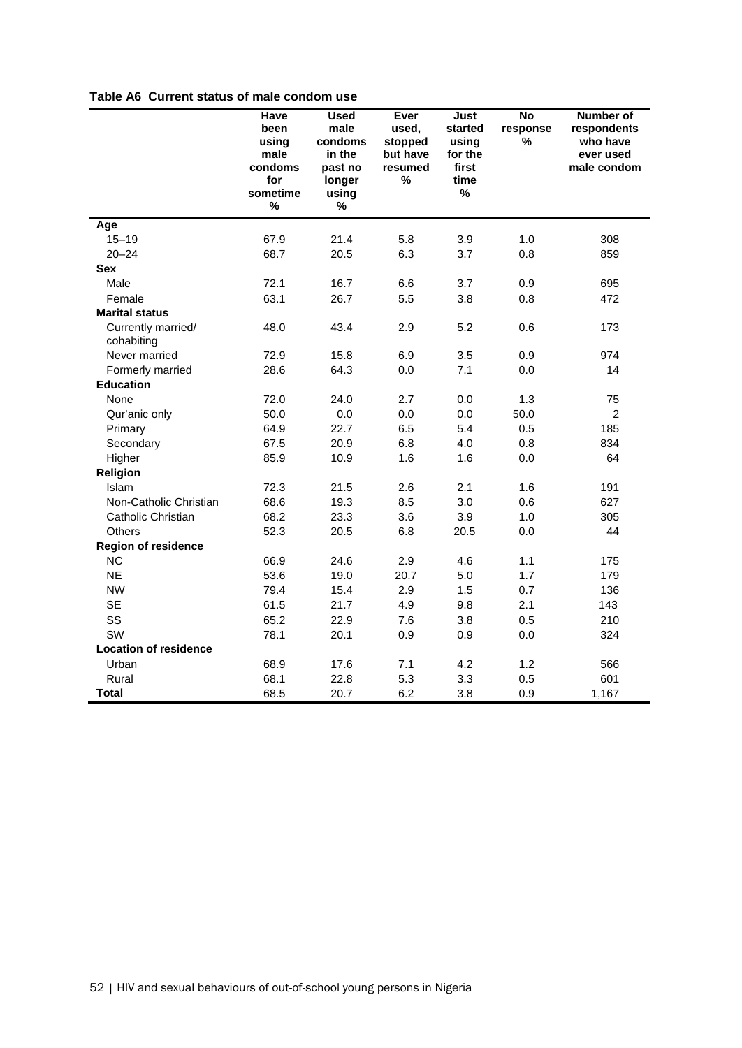**Table A6 Current status of male condom use**

| | Have been using male condoms for sometime % | Used male condoms in the past no longer using % | Ever used, stopped but have resumed % | Just started using for the first time % | No response % | Number of respondents who have ever used male condom |
|---|---|---|---|---|---|---|
| **Age** | | | | | | |
| 15–19 | 67.9 | 21.4 | 5.8 | 3.9 | 1.0 | 308 |
| 20–24 | 68.7 | 20.5 | 6.3 | 3.7 | 0.8 | 859 |
| **Sex** | | | | | | |
| Male | 72.1 | 16.7 | 6.6 | 3.7 | 0.9 | 695 |
| Female | 63.1 | 26.7 | 5.5 | 3.8 | 0.8 | 472 |
| **Marital status** | | | | | | |
| Currently married/ cohabiting | 48.0 | 43.4 | 2.9 | 5.2 | 0.6 | 173 |
| Never married | 72.9 | 15.8 | 6.9 | 3.5 | 0.9 | 974 |
| Formerly married | 28.6 | 64.3 | 0.0 | 7.1 | 0.0 | 14 |
| **Education** | | | | | | |
| None | 72.0 | 24.0 | 2.7 | 0.0 | 1.3 | 75 |
| Qur'anic only | 50.0 | 0.0 | 0.0 | 0.0 | 50.0 | 2 |
| Primary | 64.9 | 22.7 | 6.5 | 5.4 | 0.5 | 185 |
| Secondary | 67.5 | 20.9 | 6.8 | 4.0 | 0.8 | 834 |
| Higher | 85.9 | 10.9 | 1.6 | 1.6 | 0.0 | 64 |
| **Religion** | | | | | | |
| Islam | 72.3 | 21.5 | 2.6 | 2.1 | 1.6 | 191 |
| Non-Catholic Christian | 68.6 | 19.3 | 8.5 | 3.0 | 0.6 | 627 |
| Catholic Christian | 68.2 | 23.3 | 3.6 | 3.9 | 1.0 | 305 |
| Others | 52.3 | 20.5 | 6.8 | 20.5 | 0.0 | 44 |
| **Region of residence** | | | | | | |
| NC | 66.9 | 24.6 | 2.9 | 4.6 | 1.1 | 175 |
| NE | 53.6 | 19.0 | 20.7 | 5.0 | 1.7 | 179 |
| NW | 79.4 | 15.4 | 2.9 | 1.5 | 0.7 | 136 |
| SE | 61.5 | 21.7 | 4.9 | 9.8 | 2.1 | 143 |
| SS | 65.2 | 22.9 | 7.6 | 3.8 | 0.5 | 210 |
| SW | 78.1 | 20.1 | 0.9 | 0.9 | 0.0 | 324 |
| **Location of residence** | | | | | | |
| Urban | 68.9 | 17.6 | 7.1 | 4.2 | 1.2 | 566 |
| Rural | 68.1 | 22.8 | 5.3 | 3.3 | 0.5 | 601 |
| **Total** | 68.5 | 20.7 | 6.2 | 3.8 | 0.9 | 1,167 |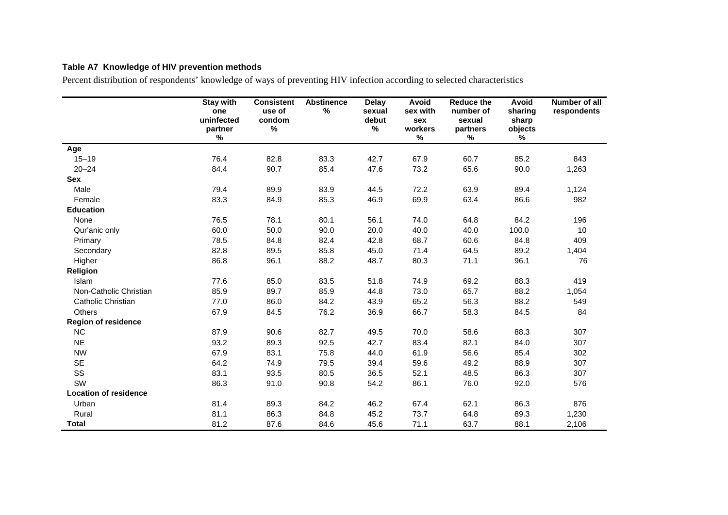**Table A7 Knowledge of HIV prevention methods**

Percent distribution of respondents' knowledge of ways of preventing HIV infection according to selected characteristics

| | Stay with one uninfected partner % | Consistent use of condom % | Abstinence % | Delay sexual debut % | Avoid sex with sex workers % | Reduce the number of sexual partners % | Avoid sharing sharp objects % | Number of all respondents |
|---|---|---|---|---|---|---|---|---|
| **Age** | | | | | | | | |
| 15–19 | 76.4 | 82.8 | 83.3 | 42.7 | 67.9 | 60.7 | 85.2 | 843 |
| 20–24 | 84.4 | 90.7 | 85.4 | 47.6 | 73.2 | 65.6 | 90.0 | 1,263 |
| **Sex** | | | | | | | | |
| Male | 79.4 | 89.9 | 83.9 | 44.5 | 72.2 | 63.9 | 89.4 | 1,124 |
| Female | 83.3 | 84.9 | 85.3 | 46.9 | 69.9 | 63.4 | 86.6 | 982 |
| **Education** | | | | | | | | |
| None | 76.5 | 78.1 | 80.1 | 56.1 | 74.0 | 64.8 | 84.2 | 196 |
| Qur'anic only | 60.0 | 50.0 | 90.0 | 20.0 | 40.0 | 40.0 | 100.0 | 10 |
| Primary | 78.5 | 84.8 | 82.4 | 42.8 | 68.7 | 60.6 | 84.8 | 409 |
| Secondary | 82.8 | 89.5 | 85.8 | 45.0 | 71.4 | 64.5 | 89.2 | 1,404 |
| Higher | 86.8 | 96.1 | 88.2 | 48.7 | 80.3 | 71.1 | 96.1 | 76 |
| **Religion** | | | | | | | | |
| Islam | 77.6 | 85.0 | 83.5 | 51.8 | 74.9 | 69.2 | 88.3 | 419 |
| Non-Catholic Christian | 85.9 | 89.7 | 85.9 | 44.8 | 73.0 | 65.7 | 88.2 | 1,054 |
| Catholic Christian | 77.0 | 86.0 | 84.2 | 43.9 | 65.2 | 56.3 | 88.2 | 549 |
| Others | 67.9 | 84.5 | 76.2 | 36.9 | 66.7 | 58.3 | 84.5 | 84 |
| **Region of residence** | | | | | | | | |
| NC | 87.9 | 90.6 | 82.7 | 49.5 | 70.0 | 58.6 | 88.3 | 307 |
| NE | 93.2 | 89.3 | 92.5 | 42.7 | 83.4 | 82.1 | 84.0 | 307 |
| NW | 67.9 | 83.1 | 75.8 | 44.0 | 61.9 | 56.6 | 85.4 | 302 |
| SE | 64.2 | 74.9 | 79.5 | 39.4 | 59.6 | 49.2 | 88.9 | 307 |
| SS | 83.1 | 93.5 | 80.5 | 36.5 | 52.1 | 48.5 | 86.3 | 307 |
| SW | 86.3 | 91.0 | 90.8 | 54.2 | 86.1 | 76.0 | 92.0 | 576 |
| **Location of residence** | | | | | | | | |
| Urban | 81.4 | 89.3 | 84.2 | 46.2 | 67.4 | 62.1 | 86.3 | 876 |
| Rural | 81.1 | 86.3 | 84.8 | 45.2 | 73.7 | 64.8 | 89.3 | 1,230 |
| **Total** | 81.2 | 87.6 | 84.6 | 45.6 | 71.1 | 63.7 | 88.1 | 2,106 |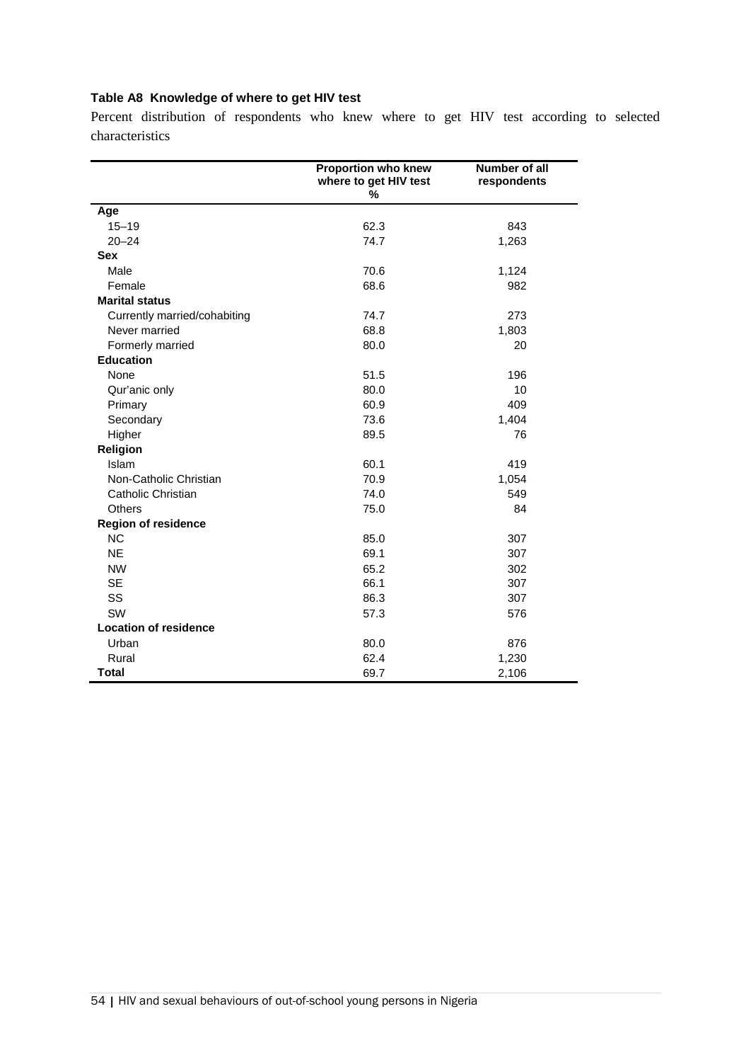**Table A8 Knowledge of where to get HIV test**

Percent distribution of respondents who knew where to get HIV test according to selected characteristics

| | Proportion who knew where to get HIV test % | Number of all respondents |
|---|---|---|
| **Age** | | |
| 15–19 | 62.3 | 843 |
| 20–24 | 74.7 | 1,263 |
| **Sex** | | |
| Male | 70.6 | 1,124 |
| Female | 68.6 | 982 |
| **Marital status** | | |
| Currently married/cohabiting | 74.7 | 273 |
| Never married | 68.8 | 1,803 |
| Formerly married | 80.0 | 20 |
| **Education** | | |
| None | 51.5 | 196 |
| Qur'anic only | 80.0 | 10 |
| Primary | 60.9 | 409 |
| Secondary | 73.6 | 1,404 |
| Higher | 89.5 | 76 |
| **Religion** | | |
| Islam | 60.1 | 419 |
| Non-Catholic Christian | 70.9 | 1,054 |
| Catholic Christian | 74.0 | 549 |
| Others | 75.0 | 84 |
| **Region of residence** | | |
| NC | 85.0 | 307 |
| NE | 69.1 | 307 |
| NW | 65.2 | 302 |
| SE | 66.1 | 307 |
| SS | 86.3 | 307 |
| SW | 57.3 | 576 |
| **Location of residence** | | |
| Urban | 80.0 | 876 |
| Rural | 62.4 | 1,230 |
| **Total** | 69.7 | 2,106 |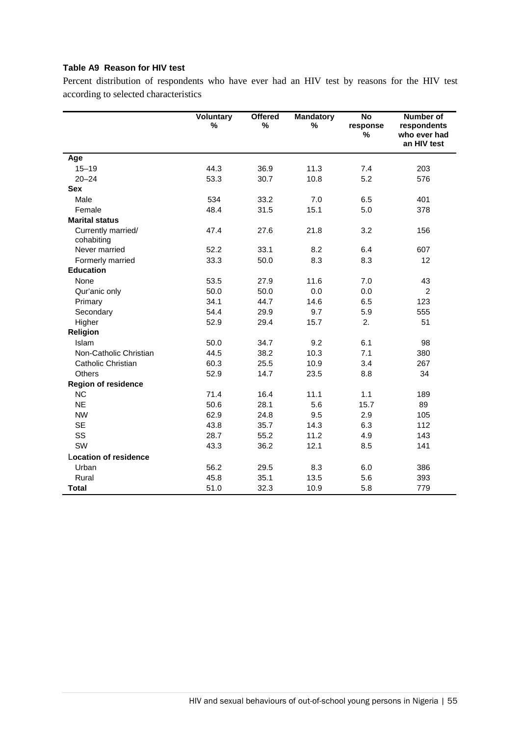**Table A9 Reason for HIV test**

Percent distribution of respondents who have ever had an HIV test by reasons for the HIV test according to selected characteristics

| | Voluntary % | Offered % | Mandatory % | No response % | Number of respondents who ever had an HIV test |
|---|---|---|---|---|---|
| **Age** | | | | | |
| 15–19 | 44.3 | 36.9 | 11.3 | 7.4 | 203 |
| 20–24 | 53.3 | 30.7 | 10.8 | 5.2 | 576 |
| **Sex** | | | | | |
| Male | 534 | 33.2 | 7.0 | 6.5 | 401 |
| Female | 48.4 | 31.5 | 15.1 | 5.0 | 378 |
| **Marital status** | | | | | |
| Currently married/ cohabiting | 47.4 | 27.6 | 21.8 | 3.2 | 156 |
| Never married | 52.2 | 33.1 | 8.2 | 6.4 | 607 |
| Formerly married | 33.3 | 50.0 | 8.3 | 8.3 | 12 |
| **Education** | | | | | |
| None | 53.5 | 27.9 | 11.6 | 7.0 | 43 |
| Qur'anic only | 50.0 | 50.0 | 0.0 | 0.0 | 2 |
| Primary | 34.1 | 44.7 | 14.6 | 6.5 | 123 |
| Secondary | 54.4 | 29.9 | 9.7 | 5.9 | 555 |
| Higher | 52.9 | 29.4 | 15.7 | 2. | 51 |
| **Religion** | | | | | |
| Islam | 50.0 | 34.7 | 9.2 | 6.1 | 98 |
| Non-Catholic Christian | 44.5 | 38.2 | 10.3 | 7.1 | 380 |
| Catholic Christian | 60.3 | 25.5 | 10.9 | 3.4 | 267 |
| Others | 52.9 | 14.7 | 23.5 | 8.8 | 34 |
| **Region of residence** | | | | | |
| NC | 71.4 | 16.4 | 11.1 | 1.1 | 189 |
| NE | 50.6 | 28.1 | 5.6 | 15.7 | 89 |
| NW | 62.9 | 24.8 | 9.5 | 2.9 | 105 |
| SE | 43.8 | 35.7 | 14.3 | 6.3 | 112 |
| SS | 28.7 | 55.2 | 11.2 | 4.9 | 143 |
| SW | 43.3 | 36.2 | 12.1 | 8.5 | 141 |
| **Location of residence** | | | | | |
| Urban | 56.2 | 29.5 | 8.3 | 6.0 | 386 |
| Rural | 45.8 | 35.1 | 13.5 | 5.6 | 393 |
| **Total** | 51.0 | 32.3 | 10.9 | 5.8 | 779 |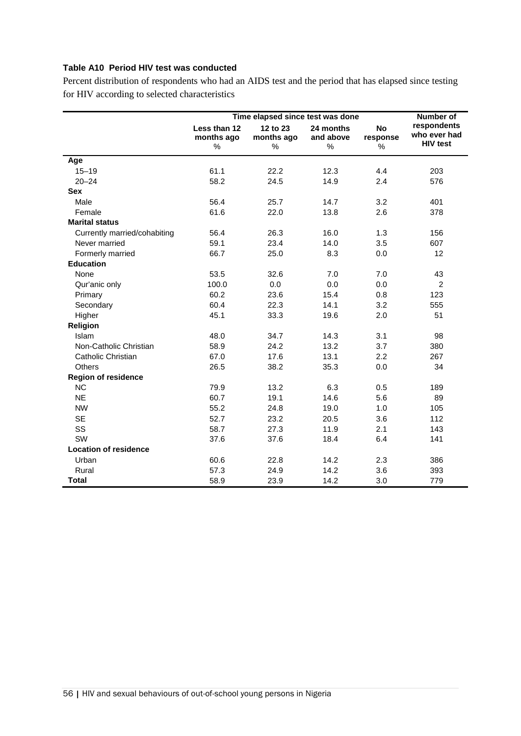**Table A10 Period HIV test was conducted**

Percent distribution of respondents who had an AIDS test and the period that has elapsed since testing for HIV according to selected characteristics

| | Time elapsed since test was done | | | | Number of respondents who ever had HIV test |
|---|---|---|---|---|---|
| | Less than 12 months ago % | 12 to 23 months ago % | 24 months and above % | No response % | |
| **Age** | | | | | |
| 15–19 | 61.1 | 22.2 | 12.3 | 4.4 | 203 |
| 20–24 | 58.2 | 24.5 | 14.9 | 2.4 | 576 |
| **Sex** | | | | | |
| Male | 56.4 | 25.7 | 14.7 | 3.2 | 401 |
| Female | 61.6 | 22.0 | 13.8 | 2.6 | 378 |
| **Marital status** | | | | | |
| Currently married/cohabiting | 56.4 | 26.3 | 16.0 | 1.3 | 156 |
| Never married | 59.1 | 23.4 | 14.0 | 3.5 | 607 |
| Formerly married | 66.7 | 25.0 | 8.3 | 0.0 | 12 |
| **Education** | | | | | |
| None | 53.5 | 32.6 | 7.0 | 7.0 | 43 |
| Qur'anic only | 100.0 | 0.0 | 0.0 | 0.0 | 2 |
| Primary | 60.2 | 23.6 | 15.4 | 0.8 | 123 |
| Secondary | 60.4 | 22.3 | 14.1 | 3.2 | 555 |
| Higher | 45.1 | 33.3 | 19.6 | 2.0 | 51 |
| **Religion** | | | | | |
| Islam | 48.0 | 34.7 | 14.3 | 3.1 | 98 |
| Non-Catholic Christian | 58.9 | 24.2 | 13.2 | 3.7 | 380 |
| Catholic Christian | 67.0 | 17.6 | 13.1 | 2.2 | 267 |
| Others | 26.5 | 38.2 | 35.3 | 0.0 | 34 |
| **Region of residence** | | | | | |
| NC | 79.9 | 13.2 | 6.3 | 0.5 | 189 |
| NE | 60.7 | 19.1 | 14.6 | 5.6 | 89 |
| NW | 55.2 | 24.8 | 19.0 | 1.0 | 105 |
| SE | 52.7 | 23.2 | 20.5 | 3.6 | 112 |
| SS | 58.7 | 27.3 | 11.9 | 2.1 | 143 |
| SW | 37.6 | 37.6 | 18.4 | 6.4 | 141 |
| **Location of residence** | | | | | |
| Urban | 60.6 | 22.8 | 14.2 | 2.3 | 386 |
| Rural | 57.3 | 24.9 | 14.2 | 3.6 | 393 |
| **Total** | 58.9 | 23.9 | 14.2 | 3.0 | 779 |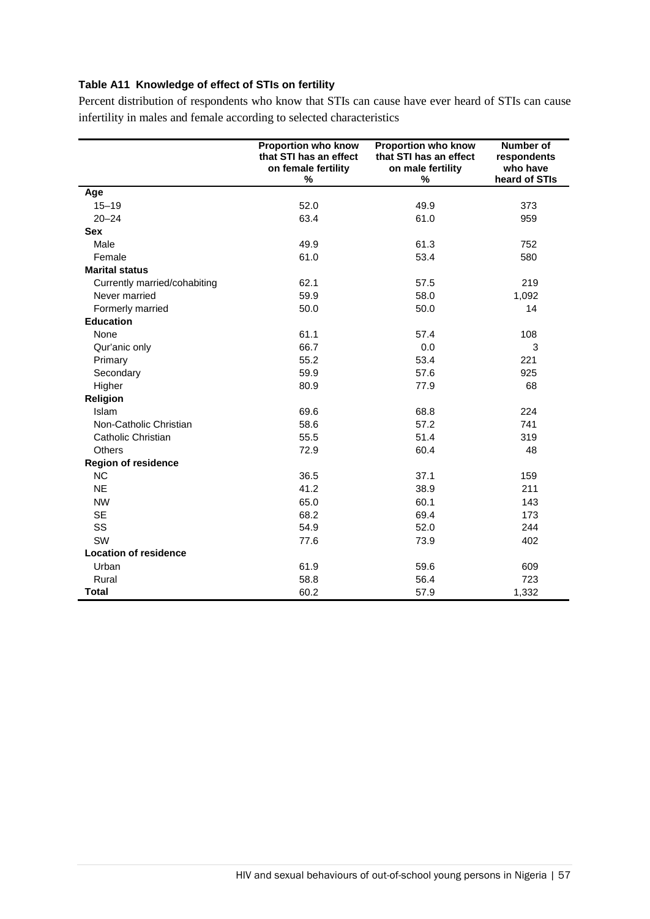**Table A11  Knowledge of effect of STIs on fertility**

Percent distribution of respondents who know that STIs can cause have ever heard of STIs can cause infertility in males and female according to selected characteristics

| | Proportion who know that STI has an effect on female fertility % | Proportion who know that STI has an effect on male fertility % | Number of respondents who have heard of STIs |
|---|---|---|---|
| **Age** | | | |
| 15–19 | 52.0 | 49.9 | 373 |
| 20–24 | 63.4 | 61.0 | 959 |
| **Sex** | | | |
| Male | 49.9 | 61.3 | 752 |
| Female | 61.0 | 53.4 | 580 |
| **Marital status** | | | |
| Currently married/cohabiting | 62.1 | 57.5 | 219 |
| Never married | 59.9 | 58.0 | 1,092 |
| Formerly married | 50.0 | 50.0 | 14 |
| **Education** | | | |
| None | 61.1 | 57.4 | 108 |
| Qur'anic only | 66.7 | 0.0 | 3 |
| Primary | 55.2 | 53.4 | 221 |
| Secondary | 59.9 | 57.6 | 925 |
| Higher | 80.9 | 77.9 | 68 |
| **Religion** | | | |
| Islam | 69.6 | 68.8 | 224 |
| Non-Catholic Christian | 58.6 | 57.2 | 741 |
| Catholic Christian | 55.5 | 51.4 | 319 |
| Others | 72.9 | 60.4 | 48 |
| **Region of residence** | | | |
| NC | 36.5 | 37.1 | 159 |
| NE | 41.2 | 38.9 | 211 |
| NW | 65.0 | 60.1 | 143 |
| SE | 68.2 | 69.4 | 173 |
| SS | 54.9 | 52.0 | 244 |
| SW | 77.6 | 73.9 | 402 |
| **Location of residence** | | | |
| Urban | 61.9 | 59.6 | 609 |
| Rural | 58.8 | 56.4 | 723 |
| **Total** | 60.2 | 57.9 | 1,332 |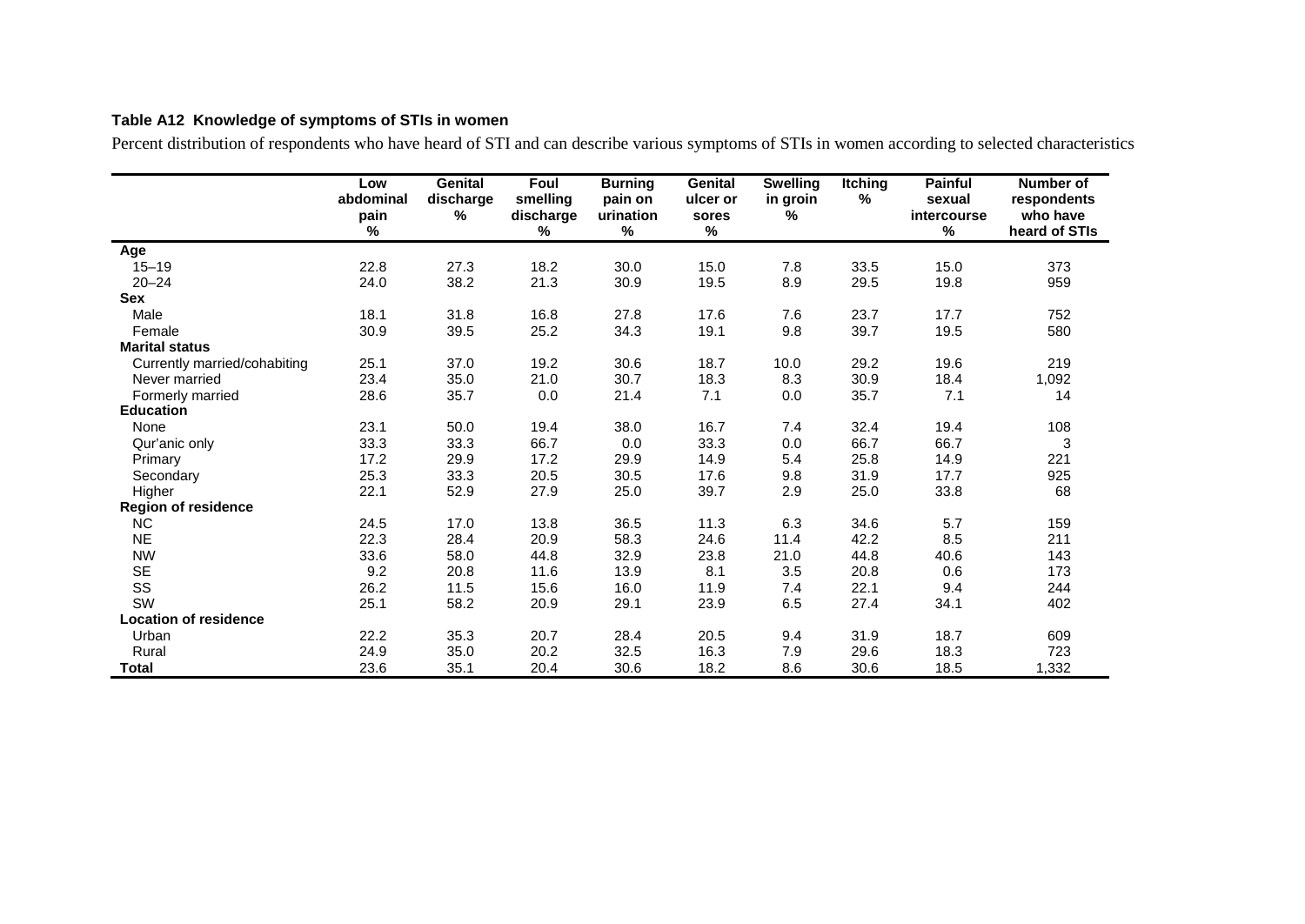**Table A12 Knowledge of symptoms of STIs in women**

Percent distribution of respondents who have heard of STI and can describe various symptoms of STIs in women according to selected characteristics

| | Low abdominal pain % | Genital discharge % | Foul smelling discharge % | Burning pain on urination % | Genital ulcer or sores % | Swelling in groin % | Itching % | Painful sexual intercourse % | Number of respondents who have heard of STIs |
|---|---|---|---|---|---|---|---|---|---|
| **Age** | | | | | | | | | |
| 15–19 | 22.8 | 27.3 | 18.2 | 30.0 | 15.0 | 7.8 | 33.5 | 15.0 | 373 |
| 20–24 | 24.0 | 38.2 | 21.3 | 30.9 | 19.5 | 8.9 | 29.5 | 19.8 | 959 |
| **Sex** | | | | | | | | | |
| Male | 18.1 | 31.8 | 16.8 | 27.8 | 17.6 | 7.6 | 23.7 | 17.7 | 752 |
| Female | 30.9 | 39.5 | 25.2 | 34.3 | 19.1 | 9.8 | 39.7 | 19.5 | 580 |
| **Marital status** | | | | | | | | | |
| Currently married/cohabiting | 25.1 | 37.0 | 19.2 | 30.6 | 18.7 | 10.0 | 29.2 | 19.6 | 219 |
| Never married | 23.4 | 35.0 | 21.0 | 30.7 | 18.3 | 8.3 | 30.9 | 18.4 | 1,092 |
| Formerly married | 28.6 | 35.7 | 0.0 | 21.4 | 7.1 | 0.0 | 35.7 | 7.1 | 14 |
| **Education** | | | | | | | | | |
| None | 23.1 | 50.0 | 19.4 | 38.0 | 16.7 | 7.4 | 32.4 | 19.4 | 108 |
| Qur'anic only | 33.3 | 33.3 | 66.7 | 0.0 | 33.3 | 0.0 | 66.7 | 66.7 | 3 |
| Primary | 17.2 | 29.9 | 17.2 | 29.9 | 14.9 | 5.4 | 25.8 | 14.9 | 221 |
| Secondary | 25.3 | 33.3 | 20.5 | 30.5 | 17.6 | 9.8 | 31.9 | 17.7 | 925 |
| Higher | 22.1 | 52.9 | 27.9 | 25.0 | 39.7 | 2.9 | 25.0 | 33.8 | 68 |
| **Region of residence** | | | | | | | | | |
| NC | 24.5 | 17.0 | 13.8 | 36.5 | 11.3 | 6.3 | 34.6 | 5.7 | 159 |
| NE | 22.3 | 28.4 | 20.9 | 58.3 | 24.6 | 11.4 | 42.2 | 8.5 | 211 |
| NW | 33.6 | 58.0 | 44.8 | 32.9 | 23.8 | 21.0 | 44.8 | 40.6 | 143 |
| SE | 9.2 | 20.8 | 11.6 | 13.9 | 8.1 | 3.5 | 20.8 | 0.6 | 173 |
| SS | 26.2 | 11.5 | 15.6 | 16.0 | 11.9 | 7.4 | 22.1 | 9.4 | 244 |
| SW | 25.1 | 58.2 | 20.9 | 29.1 | 23.9 | 6.5 | 27.4 | 34.1 | 402 |
| **Location of residence** | | | | | | | | | |
| Urban | 22.2 | 35.3 | 20.7 | 28.4 | 20.5 | 9.4 | 31.9 | 18.7 | 609 |
| Rural | 24.9 | 35.0 | 20.2 | 32.5 | 16.3 | 7.9 | 29.6 | 18.3 | 723 |
| **Total** | 23.6 | 35.1 | 20.4 | 30.6 | 18.2 | 8.6 | 30.6 | 18.5 | 1,332 |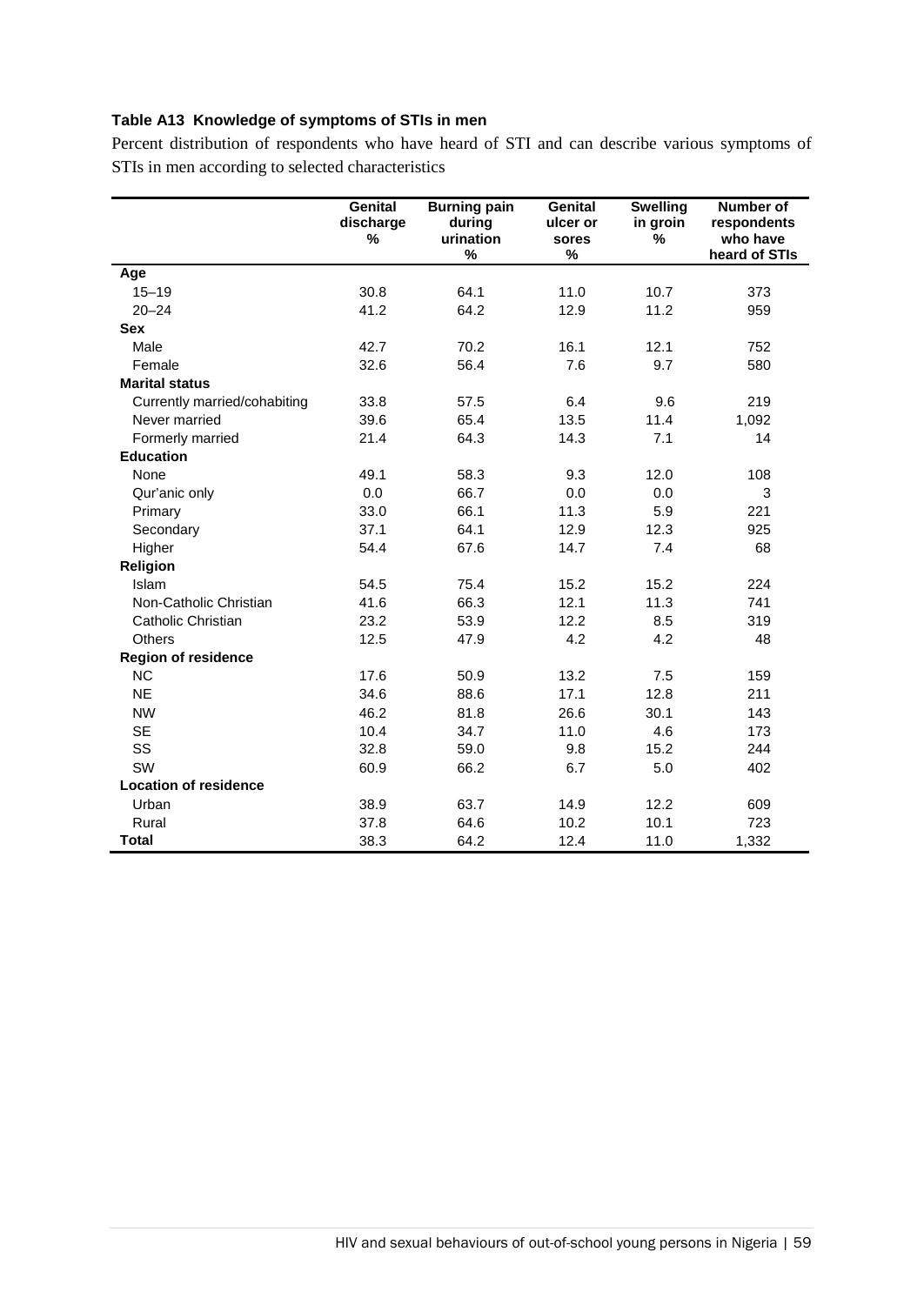**Table A13 Knowledge of symptoms of STIs in men**

Percent distribution of respondents who have heard of STI and can describe various symptoms of STIs in men according to selected characteristics

| | Genital discharge % | Burning pain during urination % | Genital ulcer or sores % | Swelling in groin % | Number of respondents who have heard of STIs |
|---|---|---|---|---|---|
| **Age** | | | | | |
| 15–19 | 30.8 | 64.1 | 11.0 | 10.7 | 373 |
| 20–24 | 41.2 | 64.2 | 12.9 | 11.2 | 959 |
| **Sex** | | | | | |
| Male | 42.7 | 70.2 | 16.1 | 12.1 | 752 |
| Female | 32.6 | 56.4 | 7.6 | 9.7 | 580 |
| **Marital status** | | | | | |
| Currently married/cohabiting | 33.8 | 57.5 | 6.4 | 9.6 | 219 |
| Never married | 39.6 | 65.4 | 13.5 | 11.4 | 1,092 |
| Formerly married | 21.4 | 64.3 | 14.3 | 7.1 | 14 |
| **Education** | | | | | |
| None | 49.1 | 58.3 | 9.3 | 12.0 | 108 |
| Qur'anic only | 0.0 | 66.7 | 0.0 | 0.0 | 3 |
| Primary | 33.0 | 66.1 | 11.3 | 5.9 | 221 |
| Secondary | 37.1 | 64.1 | 12.9 | 12.3 | 925 |
| Higher | 54.4 | 67.6 | 14.7 | 7.4 | 68 |
| **Religion** | | | | | |
| Islam | 54.5 | 75.4 | 15.2 | 15.2 | 224 |
| Non-Catholic Christian | 41.6 | 66.3 | 12.1 | 11.3 | 741 |
| Catholic Christian | 23.2 | 53.9 | 12.2 | 8.5 | 319 |
| Others | 12.5 | 47.9 | 4.2 | 4.2 | 48 |
| **Region of residence** | | | | | |
| NC | 17.6 | 50.9 | 13.2 | 7.5 | 159 |
| NE | 34.6 | 88.6 | 17.1 | 12.8 | 211 |
| NW | 46.2 | 81.8 | 26.6 | 30.1 | 143 |
| SE | 10.4 | 34.7 | 11.0 | 4.6 | 173 |
| SS | 32.8 | 59.0 | 9.8 | 15.2 | 244 |
| SW | 60.9 | 66.2 | 6.7 | 5.0 | 402 |
| **Location of residence** | | | | | |
| Urban | 38.9 | 63.7 | 14.9 | 12.2 | 609 |
| Rural | 37.8 | 64.6 | 10.2 | 10.1 | 723 |
| **Total** | 38.3 | 64.2 | 12.4 | 11.0 | 1,332 |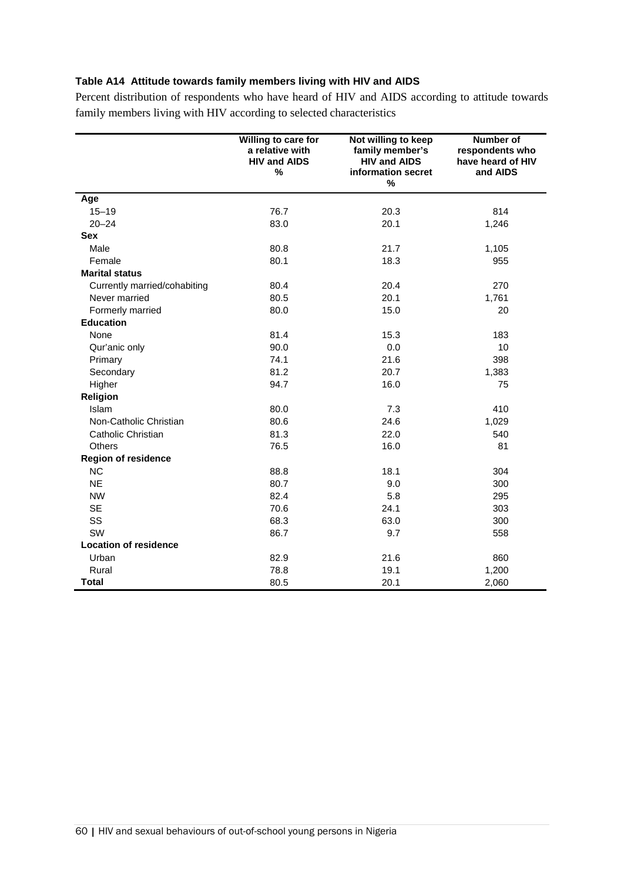**Table A14 Attitude towards family members living with HIV and AIDS**

Percent distribution of respondents who have heard of HIV and AIDS according to attitude towards family members living with HIV according to selected characteristics

| | Willing to care for a relative with HIV and AIDS % | Not willing to keep family member's HIV and AIDS information secret % | Number of respondents who have heard of HIV and AIDS |
|---|---|---|---|
| **Age** | | | |
| 15–19 | 76.7 | 20.3 | 814 |
| 20–24 | 83.0 | 20.1 | 1,246 |
| **Sex** | | | |
| Male | 80.8 | 21.7 | 1,105 |
| Female | 80.1 | 18.3 | 955 |
| **Marital status** | | | |
| Currently married/cohabiting | 80.4 | 20.4 | 270 |
| Never married | 80.5 | 20.1 | 1,761 |
| Formerly married | 80.0 | 15.0 | 20 |
| **Education** | | | |
| None | 81.4 | 15.3 | 183 |
| Qur'anic only | 90.0 | 0.0 | 10 |
| Primary | 74.1 | 21.6 | 398 |
| Secondary | 81.2 | 20.7 | 1,383 |
| Higher | 94.7 | 16.0 | 75 |
| **Religion** | | | |
| Islam | 80.0 | 7.3 | 410 |
| Non-Catholic Christian | 80.6 | 24.6 | 1,029 |
| Catholic Christian | 81.3 | 22.0 | 540 |
| Others | 76.5 | 16.0 | 81 |
| **Region of residence** | | | |
| NC | 88.8 | 18.1 | 304 |
| NE | 80.7 | 9.0 | 300 |
| NW | 82.4 | 5.8 | 295 |
| SE | 70.6 | 24.1 | 303 |
| SS | 68.3 | 63.0 | 300 |
| SW | 86.7 | 9.7 | 558 |
| **Location of residence** | | | |
| Urban | 82.9 | 21.6 | 860 |
| Rural | 78.8 | 19.1 | 1,200 |
| **Total** | 80.5 | 20.1 | 2,060 |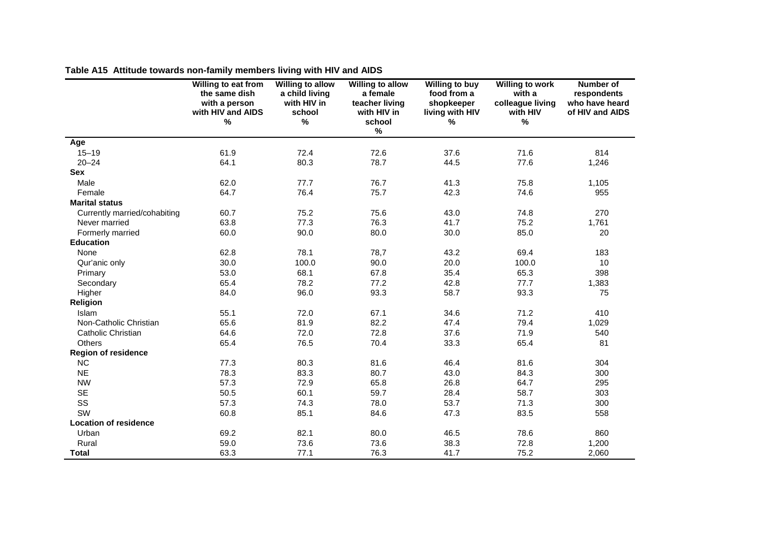**Table A15 Attitude towards non-family members living with HIV and AIDS**

| | Willing to eat from the same dish with a person with HIV and AIDS % | Willing to allow a child living with HIV in school % | Willing to allow a female teacher living with HIV in school % | Willing to buy food from a shopkeeper living with HIV % | Willing to work with a colleague living with HIV % | Number of respondents who have heard of HIV and AIDS |
|---|---|---|---|---|---|---|
| **Age** | | | | | | |
| 15–19 | 61.9 | 72.4 | 72.6 | 37.6 | 71.6 | 814 |
| 20–24 | 64.1 | 80.3 | 78.7 | 44.5 | 77.6 | 1,246 |
| **Sex** | | | | | | |
| Male | 62.0 | 77.7 | 76.7 | 41.3 | 75.8 | 1,105 |
| Female | 64.7 | 76.4 | 75.7 | 42.3 | 74.6 | 955 |
| **Marital status** | | | | | | |
| Currently married/cohabiting | 60.7 | 75.2 | 75.6 | 43.0 | 74.8 | 270 |
| Never married | 63.8 | 77.3 | 76.3 | 41.7 | 75.2 | 1,761 |
| Formerly married | 60.0 | 90.0 | 80.0 | 30.0 | 85.0 | 20 |
| **Education** | | | | | | |
| None | 62.8 | 78.1 | 78,7 | 43.2 | 69.4 | 183 |
| Qur'anic only | 30.0 | 100.0 | 90.0 | 20.0 | 100.0 | 10 |
| Primary | 53.0 | 68.1 | 67.8 | 35.4 | 65.3 | 398 |
| Secondary | 65.4 | 78.2 | 77.2 | 42.8 | 77.7 | 1,383 |
| Higher | 84.0 | 96.0 | 93.3 | 58.7 | 93.3 | 75 |
| **Religion** | | | | | | |
| Islam | 55.1 | 72.0 | 67.1 | 34.6 | 71.2 | 410 |
| Non-Catholic Christian | 65.6 | 81.9 | 82.2 | 47.4 | 79.4 | 1,029 |
| Catholic Christian | 64.6 | 72.0 | 72.8 | 37.6 | 71.9 | 540 |
| Others | 65.4 | 76.5 | 70.4 | 33.3 | 65.4 | 81 |
| **Region of residence** | | | | | | |
| NC | 77.3 | 80.3 | 81.6 | 46.4 | 81.6 | 304 |
| NE | 78.3 | 83.3 | 80.7 | 43.0 | 84.3 | 300 |
| NW | 57.3 | 72.9 | 65.8 | 26.8 | 64.7 | 295 |
| SE | 50.5 | 60.1 | 59.7 | 28.4 | 58.7 | 303 |
| SS | 57.3 | 74.3 | 78.0 | 53.7 | 71.3 | 300 |
| SW | 60.8 | 85.1 | 84.6 | 47.3 | 83.5 | 558 |
| **Location of residence** | | | | | | |
| Urban | 69.2 | 82.1 | 80.0 | 46.5 | 78.6 | 860 |
| Rural | 59.0 | 73.6 | 73.6 | 38.3 | 72.8 | 1,200 |
| **Total** | 63.3 | 77.1 | 76.3 | 41.7 | 75.2 | 2,060 |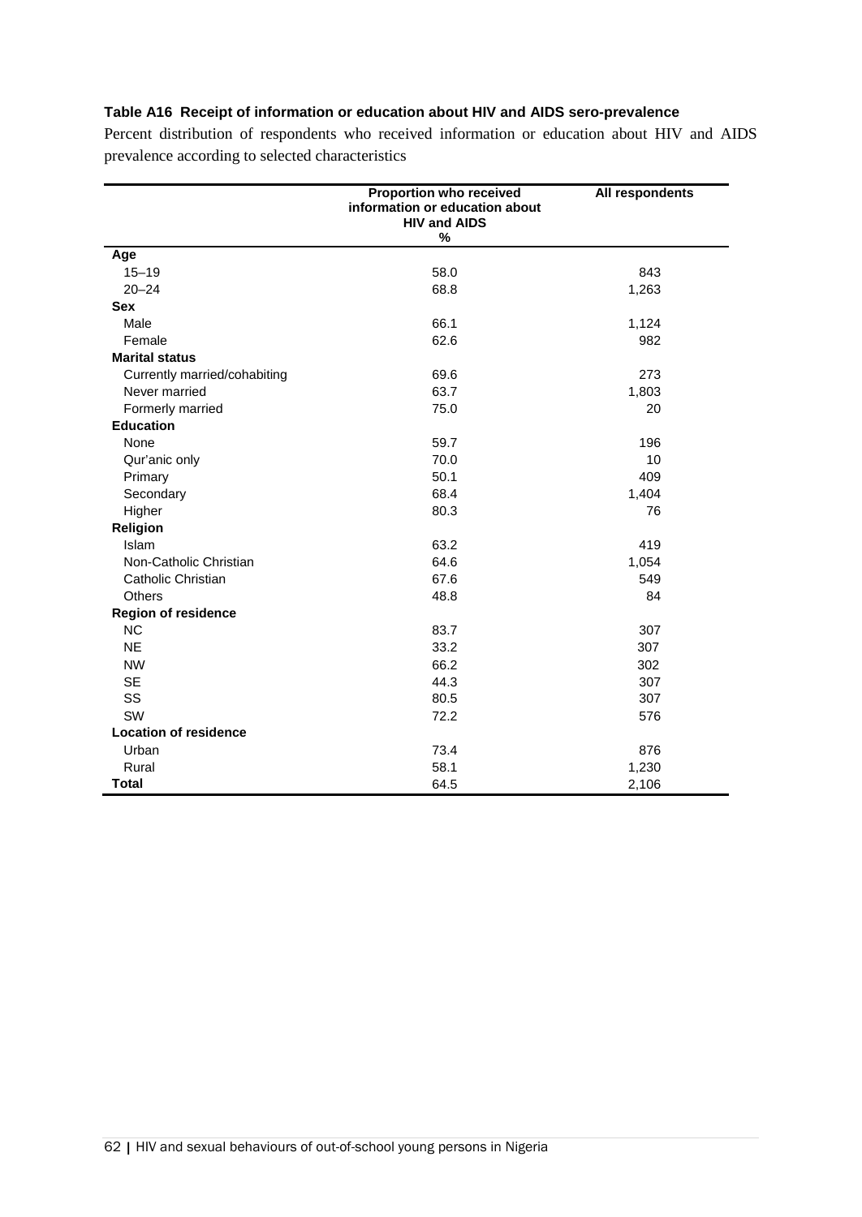**Table A16 Receipt of information or education about HIV and AIDS sero-prevalence**

Percent distribution of respondents who received information or education about HIV and AIDS prevalence according to selected characteristics

| | Proportion who received information or education about HIV and AIDS % | All respondents |
|---|---|---|
| **Age** | | |
| 15–19 | 58.0 | 843 |
| 20–24 | 68.8 | 1,263 |
| **Sex** | | |
| Male | 66.1 | 1,124 |
| Female | 62.6 | 982 |
| **Marital status** | | |
| Currently married/cohabiting | 69.6 | 273 |
| Never married | 63.7 | 1,803 |
| Formerly married | 75.0 | 20 |
| **Education** | | |
| None | 59.7 | 196 |
| Qur'anic only | 70.0 | 10 |
| Primary | 50.1 | 409 |
| Secondary | 68.4 | 1,404 |
| Higher | 80.3 | 76 |
| **Religion** | | |
| Islam | 63.2 | 419 |
| Non-Catholic Christian | 64.6 | 1,054 |
| Catholic Christian | 67.6 | 549 |
| Others | 48.8 | 84 |
| **Region of residence** | | |
| NC | 83.7 | 307 |
| NE | 33.2 | 307 |
| NW | 66.2 | 302 |
| SE | 44.3 | 307 |
| SS | 80.5 | 307 |
| SW | 72.2 | 576 |
| **Location of residence** | | |
| Urban | 73.4 | 876 |
| Rural | 58.1 | 1,230 |
| **Total** | 64.5 | 2,106 |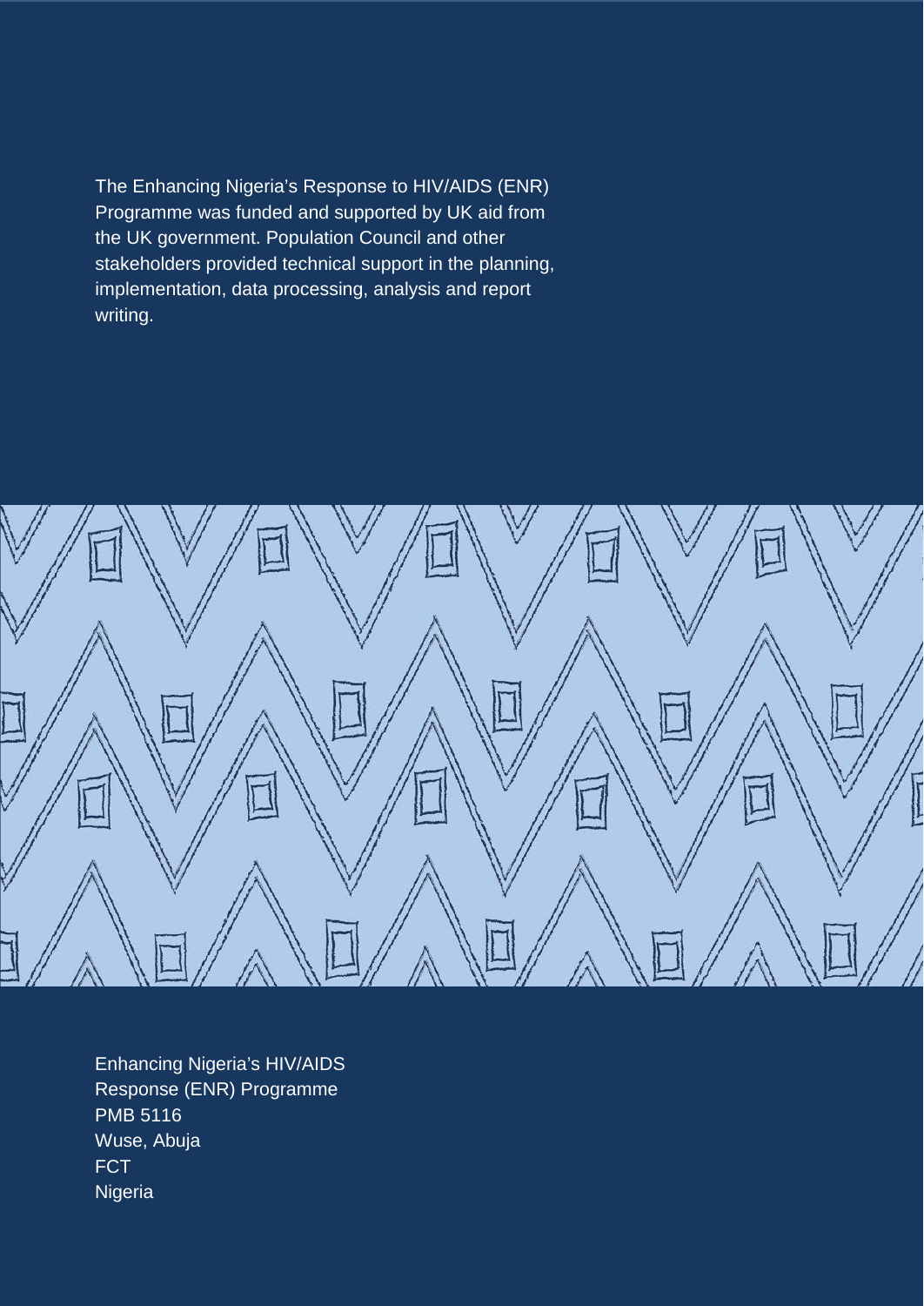The Enhancing Nigeria's Response to HIV/AIDS (ENR) Programme was funded and supported by UK aid from the UK government. Population Council and other stakeholders provided technical support in the planning, implementation, data processing, analysis and report writing.

Enhancing Nigeria's HIV/AIDS
Response (ENR) Programme
PMB 5116
Wuse, Abuja
FCT
Nigeria